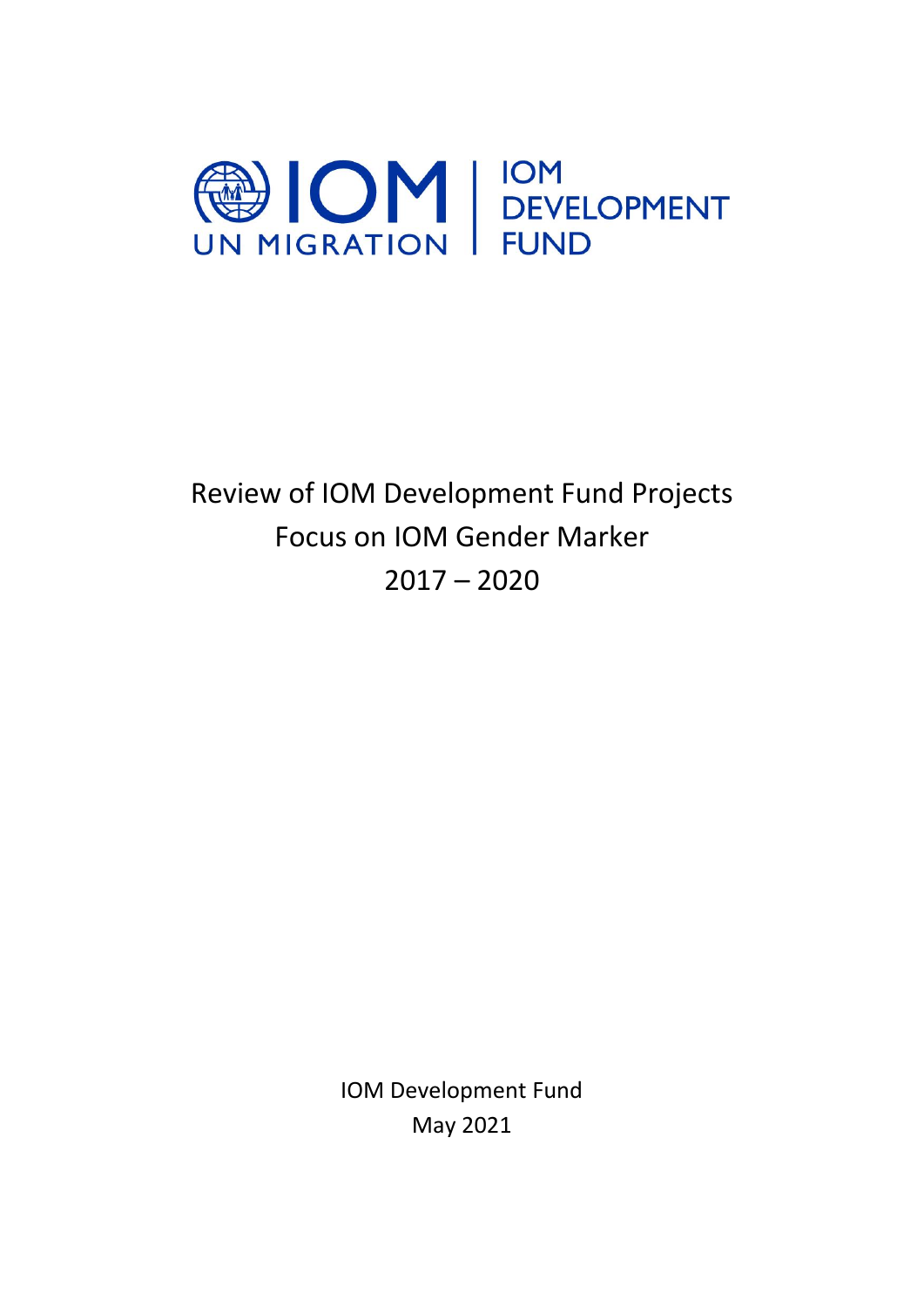IOM UN MIGRATION | IOM DEVELOPMENT FUND

# Review of IOM Development Fund Projects
# Focus on IOM Gender Marker
# 2017 – 2020

IOM Development Fund

May 2021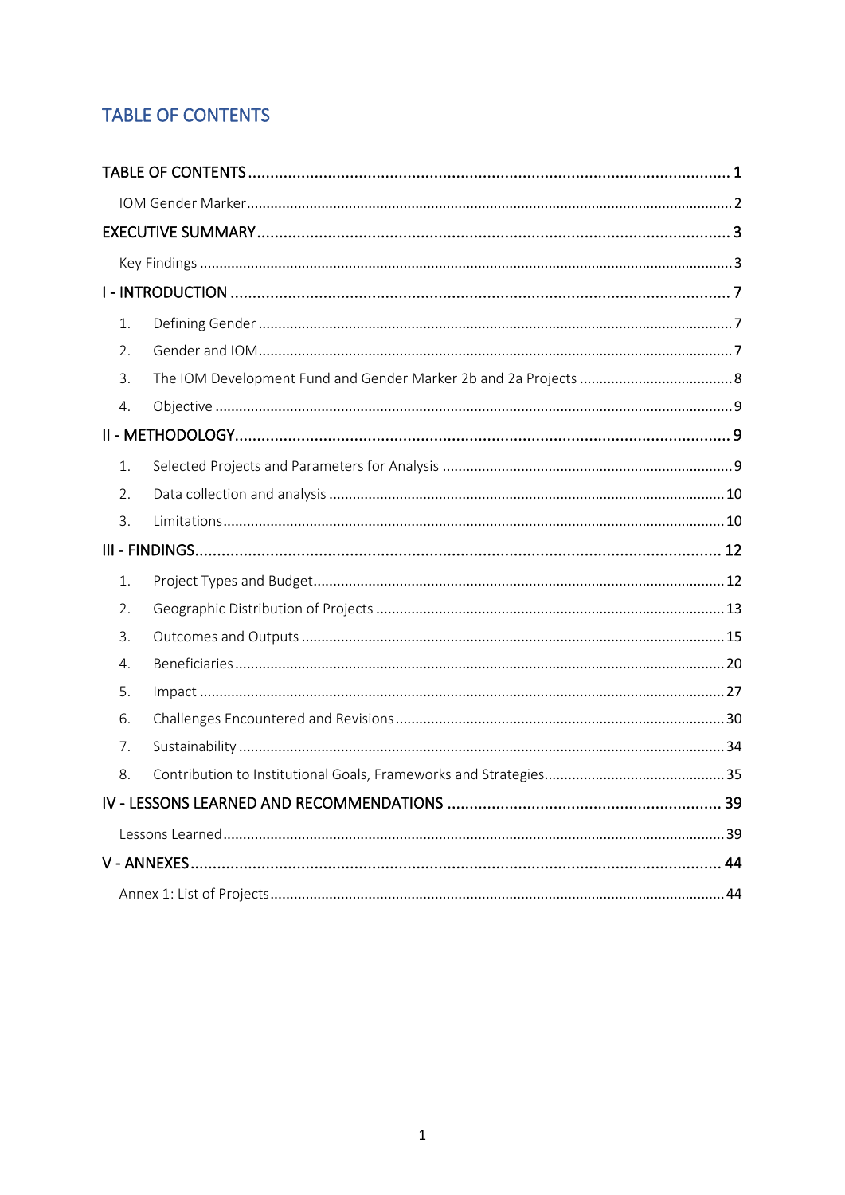# TABLE OF CONTENTS

TABLE OF CONTENTS ........................................................................................................... 1

- IOM Gender Marker ........................................................................................................... 2

EXECUTIVE SUMMARY ......................................................................................................... 3

- Key Findings ...................................................................................................................... 3

I - INTRODUCTION ................................................................................................................ 7

1. Defining Gender ................................................................................................................ 7
2. Gender and IOM ................................................................................................................ 7
3. The IOM Development Fund and Gender Marker 2b and 2a Projects ....................................... 8
4. Objective ........................................................................................................................... 9

II - METHODOLOGY .............................................................................................................. 9

1. Selected Projects and Parameters for Analysis ......................................................................... 9
2. Data collection and analysis .................................................................................................. 10
3. Limitations ........................................................................................................................ 10

III - FINDINGS ....................................................................................................................... 12

1. Project Types and Budget ..................................................................................................... 12
2. Geographic Distribution of Projects ....................................................................................... 13
3. Outcomes and Outputs ......................................................................................................... 15
4. Beneficiaries ...................................................................................................................... 20
5. Impact .............................................................................................................................. 27
6. Challenges Encountered and Revisions ................................................................................... 30
7. Sustainability ..................................................................................................................... 34
8. Contribution to Institutional Goals, Frameworks and Strategies .............................................. 35

IV - LESSONS LEARNED AND RECOMMENDATIONS ............................................................. 39

- Lessons Learned ................................................................................................................ 39

V - ANNEXES ....................................................................................................................... 44

- Annex 1: List of Projects ..................................................................................................... 44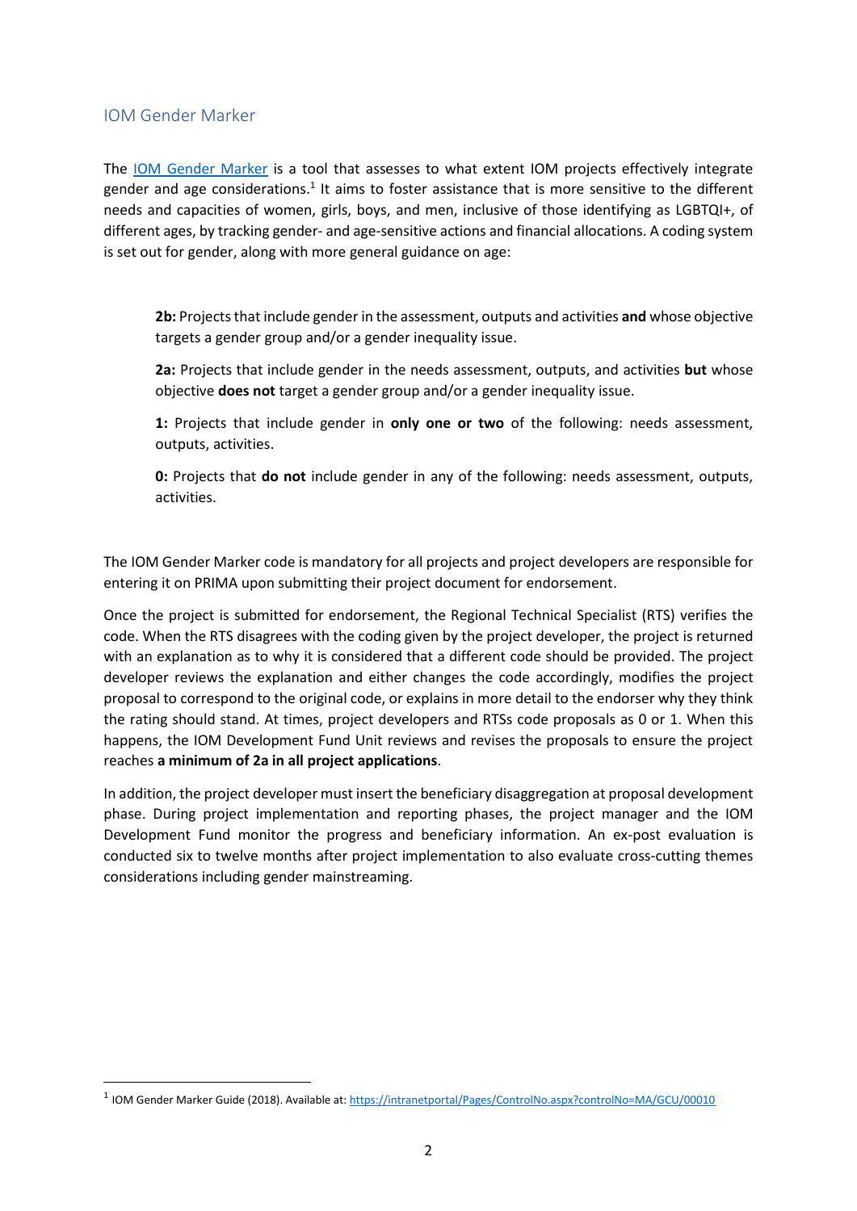## IOM Gender Marker

The [IOM Gender Marker](https://intranetportal/Pages/ControlNo.aspx?controlNo=MA/GCU/00010) is a tool that assesses to what extent IOM projects effectively integrate gender and age considerations.[1] It aims to foster assistance that is more sensitive to the different needs and capacities of women, girls, boys, and men, inclusive of those identifying as LGBTQI+, of different ages, by tracking gender- and age-sensitive actions and financial allocations. A coding system is set out for gender, along with more general guidance on age:

> **2b:** Projects that include gender in the assessment, outputs and activities **and** whose objective targets a gender group and/or a gender inequality issue.
>
> **2a:** Projects that include gender in the needs assessment, outputs, and activities **but** whose objective **does not** target a gender group and/or a gender inequality issue.
>
> **1:** Projects that include gender in **only one or two** of the following: needs assessment, outputs, activities.
>
> **0:** Projects that **do not** include gender in any of the following: needs assessment, outputs, activities.

The IOM Gender Marker code is mandatory for all projects and project developers are responsible for entering it on PRIMA upon submitting their project document for endorsement.

Once the project is submitted for endorsement, the Regional Technical Specialist (RTS) verifies the code. When the RTS disagrees with the coding given by the project developer, the project is returned with an explanation as to why it is considered that a different code should be provided. The project developer reviews the explanation and either changes the code accordingly, modifies the project proposal to correspond to the original code, or explains in more detail to the endorser why they think the rating should stand. At times, project developers and RTSs code proposals as 0 or 1. When this happens, the IOM Development Fund Unit reviews and revises the proposals to ensure the project reaches **a minimum of 2a in all project applications**.

In addition, the project developer must insert the beneficiary disaggregation at proposal development phase. During project implementation and reporting phases, the project manager and the IOM Development Fund monitor the progress and beneficiary information. An ex-post evaluation is conducted six to twelve months after project implementation to also evaluate cross-cutting themes considerations including gender mainstreaming.

---

[1] IOM Gender Marker Guide (2018). Available at: https://intranetportal/Pages/ControlNo.aspx?controlNo=MA/GCU/00010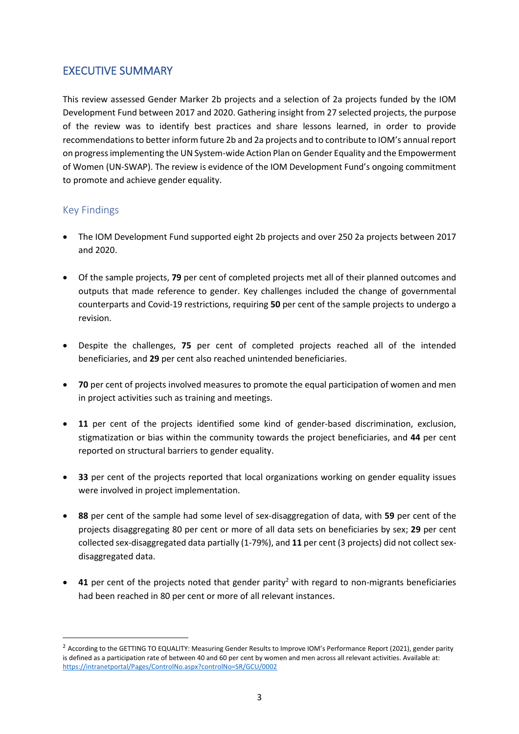## EXECUTIVE SUMMARY

This review assessed Gender Marker 2b projects and a selection of 2a projects funded by the IOM Development Fund between 2017 and 2020. Gathering insight from 27 selected projects, the purpose of the review was to identify best practices and share lessons learned, in order to provide recommendations to better inform future 2b and 2a projects and to contribute to IOM's annual report on progress implementing the UN System-wide Action Plan on Gender Equality and the Empowerment of Women (UN-SWAP). The review is evidence of the IOM Development Fund's ongoing commitment to promote and achieve gender equality.

### Key Findings

- The IOM Development Fund supported eight 2b projects and over 250 2a projects between 2017 and 2020.
- Of the sample projects, **79** per cent of completed projects met all of their planned outcomes and outputs that made reference to gender. Key challenges included the change of governmental counterparts and Covid-19 restrictions, requiring **50** per cent of the sample projects to undergo a revision.
- Despite the challenges, **75** per cent of completed projects reached all of the intended beneficiaries, and **29** per cent also reached unintended beneficiaries.
- **70** per cent of projects involved measures to promote the equal participation of women and men in project activities such as training and meetings.
- **11** per cent of the projects identified some kind of gender-based discrimination, exclusion, stigmatization or bias within the community towards the project beneficiaries, and **44** per cent reported on structural barriers to gender equality.
- **33** per cent of the projects reported that local organizations working on gender equality issues were involved in project implementation.
- **88** per cent of the sample had some level of sex-disaggregation of data, with **59** per cent of the projects disaggregating 80 per cent or more of all data sets on beneficiaries by sex; **29** per cent collected sex-disaggregated data partially (1-79%), and **11** per cent (3 projects) did not collect sex-disaggregated data.
- **41** per cent of the projects noted that gender parity[2] with regard to non-migrants beneficiaries had been reached in 80 per cent or more of all relevant instances.

---

[2] According to the GETTING TO EQUALITY: Measuring Gender Results to Improve IOM's Performance Report (2021), gender parity is defined as a participation rate of between 40 and 60 per cent by women and men across all relevant activities. Available at: https://intranetportal/Pages/ControlNo.aspx?controlNo=SR/GCU/0002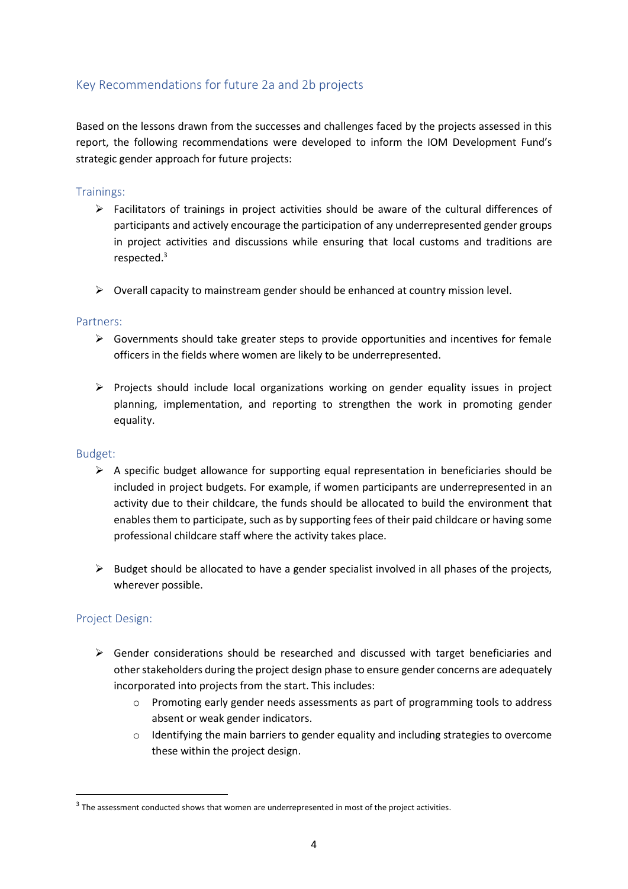## Key Recommendations for future 2a and 2b projects

Based on the lessons drawn from the successes and challenges faced by the projects assessed in this report, the following recommendations were developed to inform the IOM Development Fund's strategic gender approach for future projects:

### Trainings:

- Facilitators of trainings in project activities should be aware of the cultural differences of participants and actively encourage the participation of any underrepresented gender groups in project activities and discussions while ensuring that local customs and traditions are respected.[3]

- Overall capacity to mainstream gender should be enhanced at country mission level.

### Partners:

- Governments should take greater steps to provide opportunities and incentives for female officers in the fields where women are likely to be underrepresented.

- Projects should include local organizations working on gender equality issues in project planning, implementation, and reporting to strengthen the work in promoting gender equality.

### Budget:

- A specific budget allowance for supporting equal representation in beneficiaries should be included in project budgets. For example, if women participants are underrepresented in an activity due to their childcare, the funds should be allocated to build the environment that enables them to participate, such as by supporting fees of their paid childcare or having some professional childcare staff where the activity takes place.

- Budget should be allocated to have a gender specialist involved in all phases of the projects, wherever possible.

### Project Design:

- Gender considerations should be researched and discussed with target beneficiaries and other stakeholders during the project design phase to ensure gender concerns are adequately incorporated into projects from the start. This includes:
  - Promoting early gender needs assessments as part of programming tools to address absent or weak gender indicators.
  - Identifying the main barriers to gender equality and including strategies to overcome these within the project design.

[3] The assessment conducted shows that women are underrepresented in most of the project activities.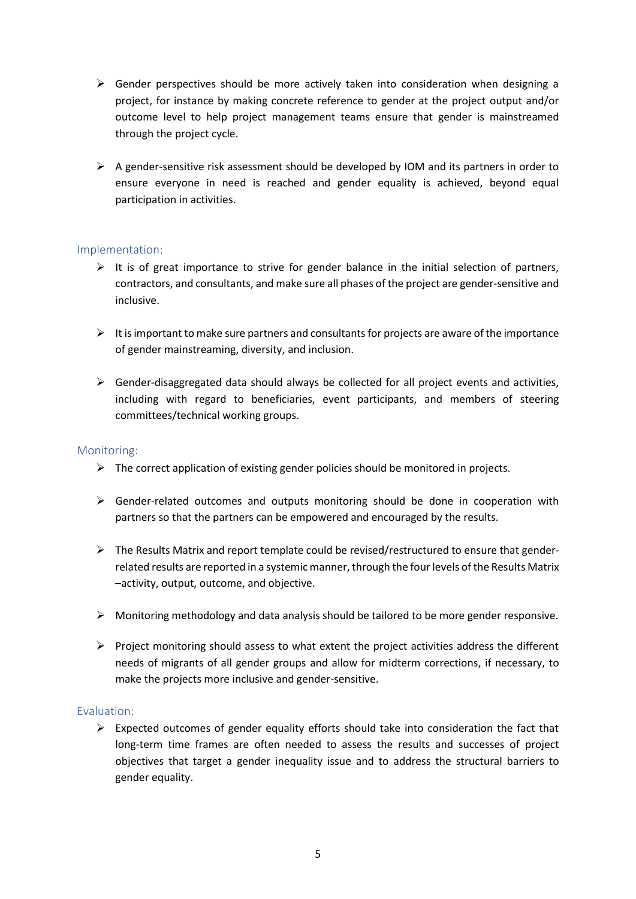- Gender perspectives should be more actively taken into consideration when designing a project, for instance by making concrete reference to gender at the project output and/or outcome level to help project management teams ensure that gender is mainstreamed through the project cycle.

- A gender-sensitive risk assessment should be developed by IOM and its partners in order to ensure everyone in need is reached and gender equality is achieved, beyond equal participation in activities.

### Implementation:

- It is of great importance to strive for gender balance in the initial selection of partners, contractors, and consultants, and make sure all phases of the project are gender-sensitive and inclusive.

- It is important to make sure partners and consultants for projects are aware of the importance of gender mainstreaming, diversity, and inclusion.

- Gender-disaggregated data should always be collected for all project events and activities, including with regard to beneficiaries, event participants, and members of steering committees/technical working groups.

### Monitoring:

- The correct application of existing gender policies should be monitored in projects.

- Gender-related outcomes and outputs monitoring should be done in cooperation with partners so that the partners can be empowered and encouraged by the results.

- The Results Matrix and report template could be revised/restructured to ensure that gender-related results are reported in a systemic manner, through the four levels of the Results Matrix –activity, output, outcome, and objective.

- Monitoring methodology and data analysis should be tailored to be more gender responsive.

- Project monitoring should assess to what extent the project activities address the different needs of migrants of all gender groups and allow for midterm corrections, if necessary, to make the projects more inclusive and gender-sensitive.

### Evaluation:

- Expected outcomes of gender equality efforts should take into consideration the fact that long-term time frames are often needed to assess the results and successes of project objectives that target a gender inequality issue and to address the structural barriers to gender equality.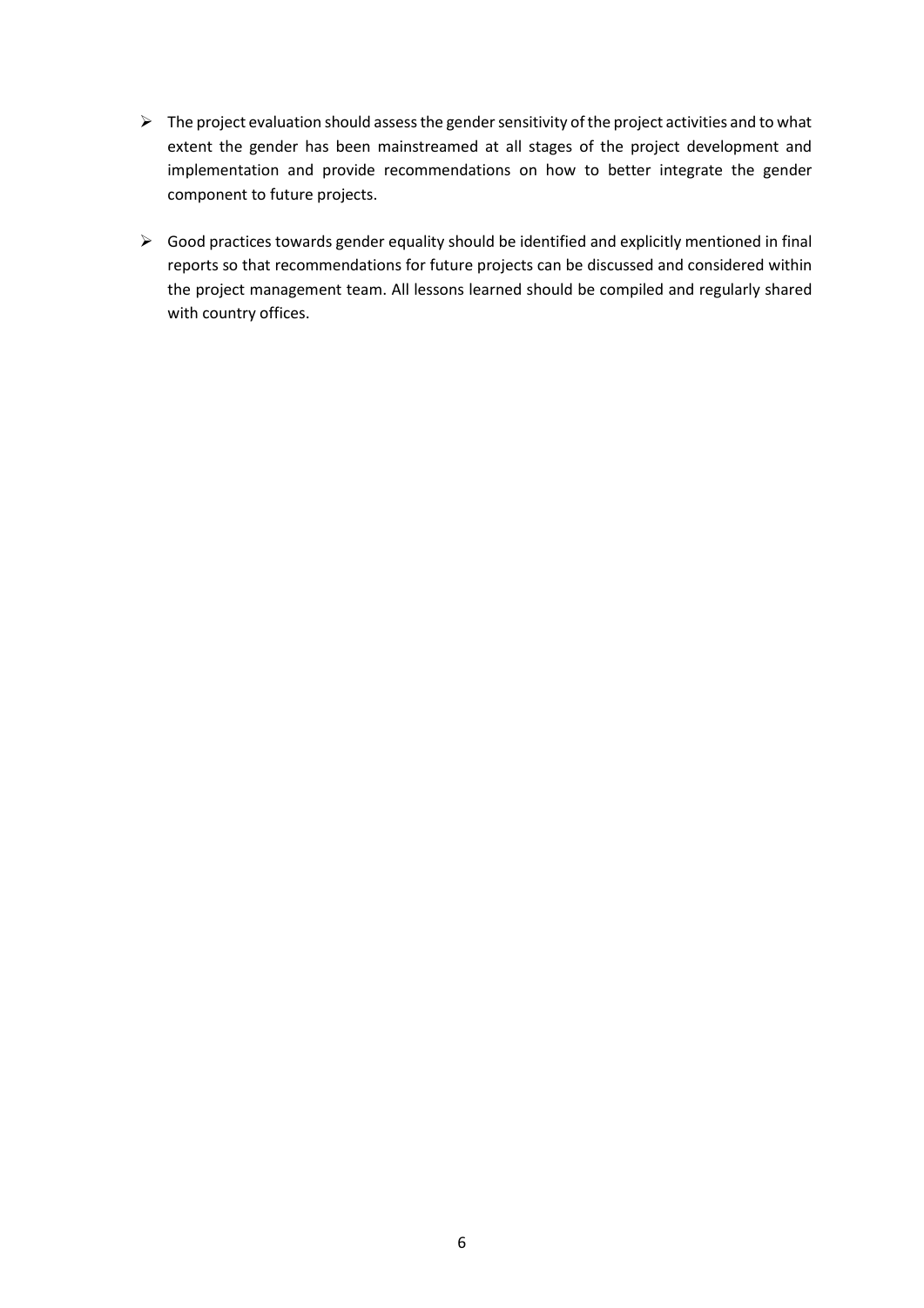- The project evaluation should assess the gender sensitivity of the project activities and to what extent the gender has been mainstreamed at all stages of the project development and implementation and provide recommendations on how to better integrate the gender component to future projects.

- Good practices towards gender equality should be identified and explicitly mentioned in final reports so that recommendations for future projects can be discussed and considered within the project management team. All lessons learned should be compiled and regularly shared with country offices.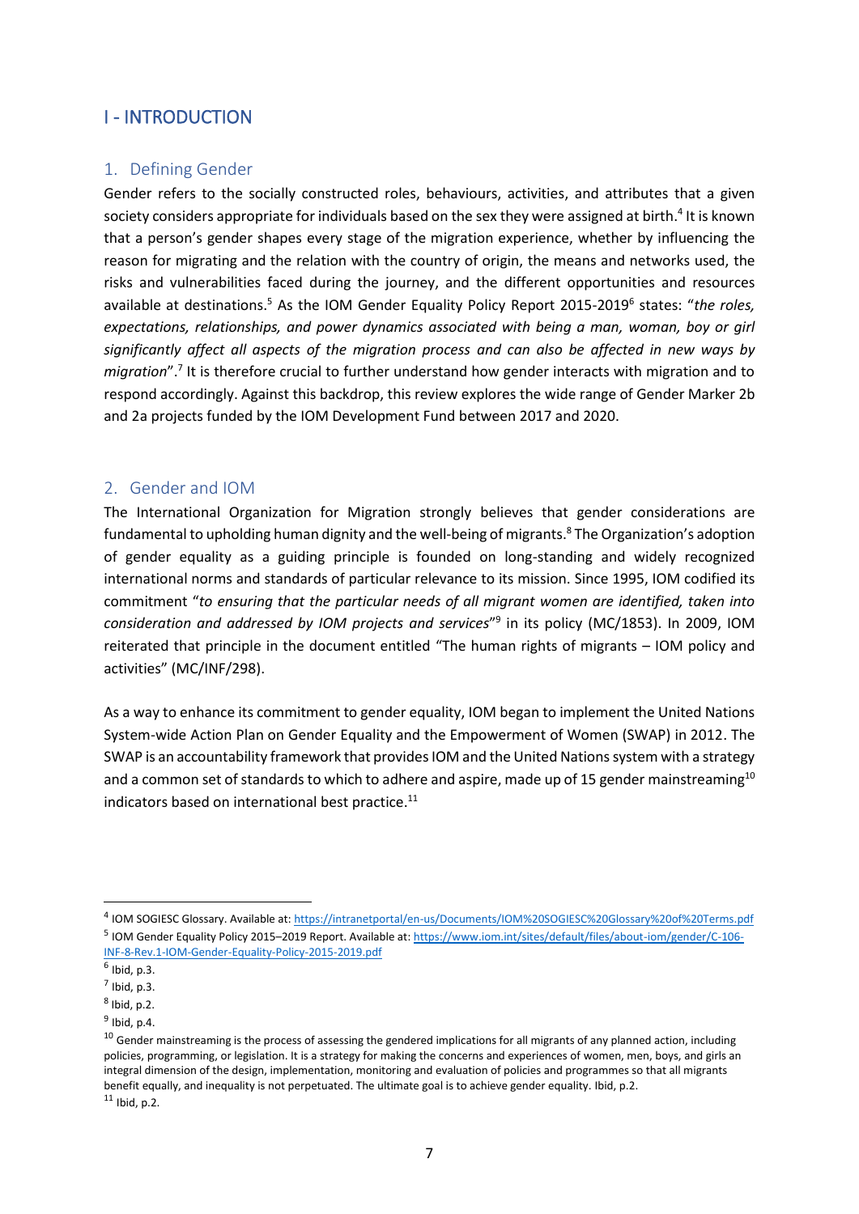# I - INTRODUCTION

## 1. Defining Gender

Gender refers to the socially constructed roles, behaviours, activities, and attributes that a given society considers appropriate for individuals based on the sex they were assigned at birth.[4] It is known that a person's gender shapes every stage of the migration experience, whether by influencing the reason for migrating and the relation with the country of origin, the means and networks used, the risks and vulnerabilities faced during the journey, and the different opportunities and resources available at destinations.[5] As the IOM Gender Equality Policy Report 2015-2019[6] states: "*the roles, expectations, relationships, and power dynamics associated with being a man, woman, boy or girl significantly affect all aspects of the migration process and can also be affected in new ways by migration*".[7] It is therefore crucial to further understand how gender interacts with migration and to respond accordingly. Against this backdrop, this review explores the wide range of Gender Marker 2b and 2a projects funded by the IOM Development Fund between 2017 and 2020.

## 2. Gender and IOM

The International Organization for Migration strongly believes that gender considerations are fundamental to upholding human dignity and the well-being of migrants.[8] The Organization's adoption of gender equality as a guiding principle is founded on long-standing and widely recognized international norms and standards of particular relevance to its mission. Since 1995, IOM codified its commitment "*to ensuring that the particular needs of all migrant women are identified, taken into consideration and addressed by IOM projects and services*"[9] in its policy (MC/1853). In 2009, IOM reiterated that principle in the document entitled "The human rights of migrants – IOM policy and activities" (MC/INF/298).

As a way to enhance its commitment to gender equality, IOM began to implement the United Nations System-wide Action Plan on Gender Equality and the Empowerment of Women (SWAP) in 2012. The SWAP is an accountability framework that provides IOM and the United Nations system with a strategy and a common set of standards to which to adhere and aspire, made up of 15 gender mainstreaming[10] indicators based on international best practice.[11]

---

[4] IOM SOGIESC Glossary. Available at: https://intranetportal/en-us/Documents/IOM%20SOGIESC%20Glossary%20of%20Terms.pdf

[5] IOM Gender Equality Policy 2015–2019 Report. Available at: https://www.iom.int/sites/default/files/about-iom/gender/C-106-INF-8-Rev.1-IOM-Gender-Equality-Policy-2015-2019.pdf

[6] Ibid, p.3.

[7] Ibid, p.3.

[8] Ibid, p.2.

[9] Ibid, p.4.

[10] Gender mainstreaming is the process of assessing the gendered implications for all migrants of any planned action, including policies, programming, or legislation. It is a strategy for making the concerns and experiences of women, men, boys, and girls an integral dimension of the design, implementation, monitoring and evaluation of policies and programmes so that all migrants benefit equally, and inequality is not perpetuated. The ultimate goal is to achieve gender equality. Ibid, p.2.

[11] Ibid, p.2.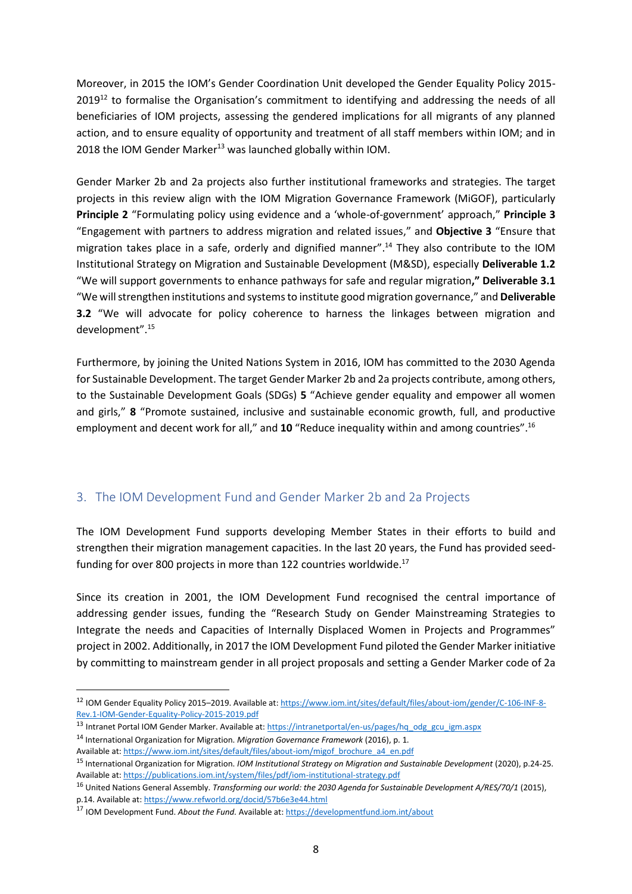Moreover, in 2015 the IOM's Gender Coordination Unit developed the Gender Equality Policy 2015-2019[12] to formalise the Organisation's commitment to identifying and addressing the needs of all beneficiaries of IOM projects, assessing the gendered implications for all migrants of any planned action, and to ensure equality of opportunity and treatment of all staff members within IOM; and in 2018 the IOM Gender Marker[13] was launched globally within IOM.

Gender Marker 2b and 2a projects also further institutional frameworks and strategies. The target projects in this review align with the IOM Migration Governance Framework (MiGOF), particularly **Principle 2** "Formulating policy using evidence and a 'whole-of-government' approach," **Principle 3** "Engagement with partners to address migration and related issues," and **Objective 3** "Ensure that migration takes place in a safe, orderly and dignified manner".[14] They also contribute to the IOM Institutional Strategy on Migration and Sustainable Development (M&SD), especially **Deliverable 1.2** "We will support governments to enhance pathways for safe and regular migration**," Deliverable 3.1** "We will strengthen institutions and systems to institute good migration governance," and **Deliverable 3.2** "We will advocate for policy coherence to harness the linkages between migration and development".[15]

Furthermore, by joining the United Nations System in 2016, IOM has committed to the 2030 Agenda for Sustainable Development. The target Gender Marker 2b and 2a projects contribute, among others, to the Sustainable Development Goals (SDGs) **5** "Achieve gender equality and empower all women and girls," **8** "Promote sustained, inclusive and sustainable economic growth, full, and productive employment and decent work for all," and **10** "Reduce inequality within and among countries".[16]

## 3. The IOM Development Fund and Gender Marker 2b and 2a Projects

The IOM Development Fund supports developing Member States in their efforts to build and strengthen their migration management capacities. In the last 20 years, the Fund has provided seed-funding for over 800 projects in more than 122 countries worldwide.[17]

Since its creation in 2001, the IOM Development Fund recognised the central importance of addressing gender issues, funding the "Research Study on Gender Mainstreaming Strategies to Integrate the needs and Capacities of Internally Displaced Women in Projects and Programmes" project in 2002. Additionally, in 2017 the IOM Development Fund piloted the Gender Marker initiative by committing to mainstream gender in all project proposals and setting a Gender Marker code of 2a

---

[12] IOM Gender Equality Policy 2015–2019. Available at: https://www.iom.int/sites/default/files/about-iom/gender/C-106-INF-8-Rev.1-IOM-Gender-Equality-Policy-2015-2019.pdf

[13] Intranet Portal IOM Gender Marker. Available at: https://intranetportal/en-us/pages/hq_odg_gcu_igm.aspx

[14] International Organization for Migration. *Migration Governance Framework* (2016), p. 1. Available at: https://www.iom.int/sites/default/files/about-iom/migof_brochure_a4_en.pdf

[15] International Organization for Migration. *IOM Institutional Strategy on Migration and Sustainable Development* (2020), p.24-25. Available at: https://publications.iom.int/system/files/pdf/iom-institutional-strategy.pdf

[16] United Nations General Assembly. *Transforming our world: the 2030 Agenda for Sustainable Development A/RES/70/1* (2015), p.14. Available at: https://www.refworld.org/docid/57b6e3e44.html

[17] IOM Development Fund. *About the Fund.* Available at: https://developmentfund.iom.int/about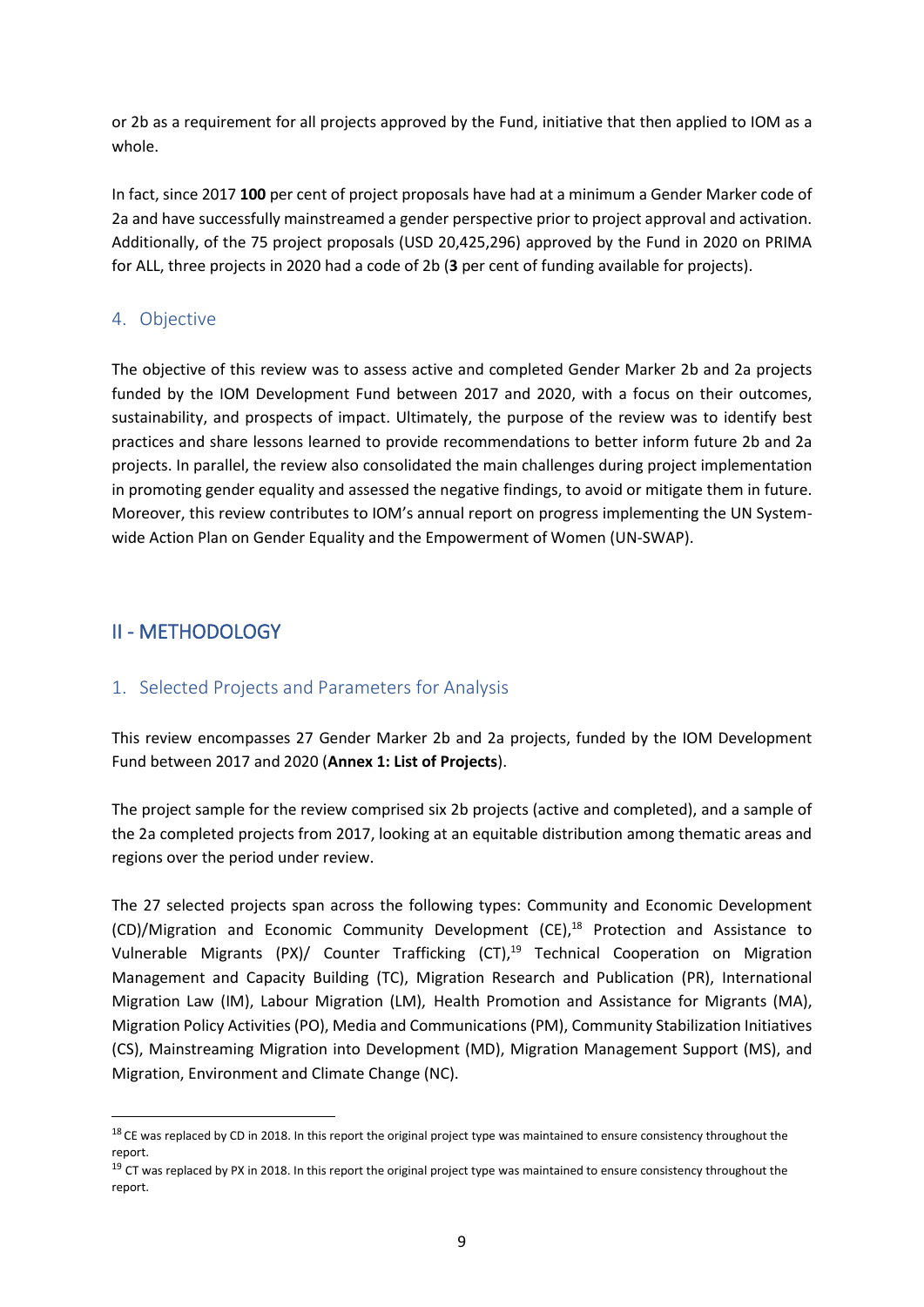or 2b as a requirement for all projects approved by the Fund, initiative that then applied to IOM as a whole.

In fact, since 2017 **100** per cent of project proposals have had at a minimum a Gender Marker code of 2a and have successfully mainstreamed a gender perspective prior to project approval and activation. Additionally, of the 75 project proposals (USD 20,425,296) approved by the Fund in 2020 on PRIMA for ALL, three projects in 2020 had a code of 2b (**3** per cent of funding available for projects).

### 4. Objective

The objective of this review was to assess active and completed Gender Marker 2b and 2a projects funded by the IOM Development Fund between 2017 and 2020, with a focus on their outcomes, sustainability, and prospects of impact. Ultimately, the purpose of the review was to identify best practices and share lessons learned to provide recommendations to better inform future 2b and 2a projects. In parallel, the review also consolidated the main challenges during project implementation in promoting gender equality and assessed the negative findings, to avoid or mitigate them in future. Moreover, this review contributes to IOM's annual report on progress implementing the UN System-wide Action Plan on Gender Equality and the Empowerment of Women (UN-SWAP).

## II - METHODOLOGY

### 1. Selected Projects and Parameters for Analysis

This review encompasses 27 Gender Marker 2b and 2a projects, funded by the IOM Development Fund between 2017 and 2020 (**Annex 1: List of Projects**).

The project sample for the review comprised six 2b projects (active and completed), and a sample of the 2a completed projects from 2017, looking at an equitable distribution among thematic areas and regions over the period under review.

The 27 selected projects span across the following types: Community and Economic Development (CD)/Migration and Economic Community Development (CE),[18] Protection and Assistance to Vulnerable Migrants (PX)/ Counter Trafficking (CT),[19] Technical Cooperation on Migration Management and Capacity Building (TC), Migration Research and Publication (PR), International Migration Law (IM), Labour Migration (LM), Health Promotion and Assistance for Migrants (MA), Migration Policy Activities (PO), Media and Communications (PM), Community Stabilization Initiatives (CS), Mainstreaming Migration into Development (MD), Migration Management Support (MS), and Migration, Environment and Climate Change (NC).

---

[18] CE was replaced by CD in 2018. In this report the original project type was maintained to ensure consistency throughout the report.

[19] CT was replaced by PX in 2018. In this report the original project type was maintained to ensure consistency throughout the report.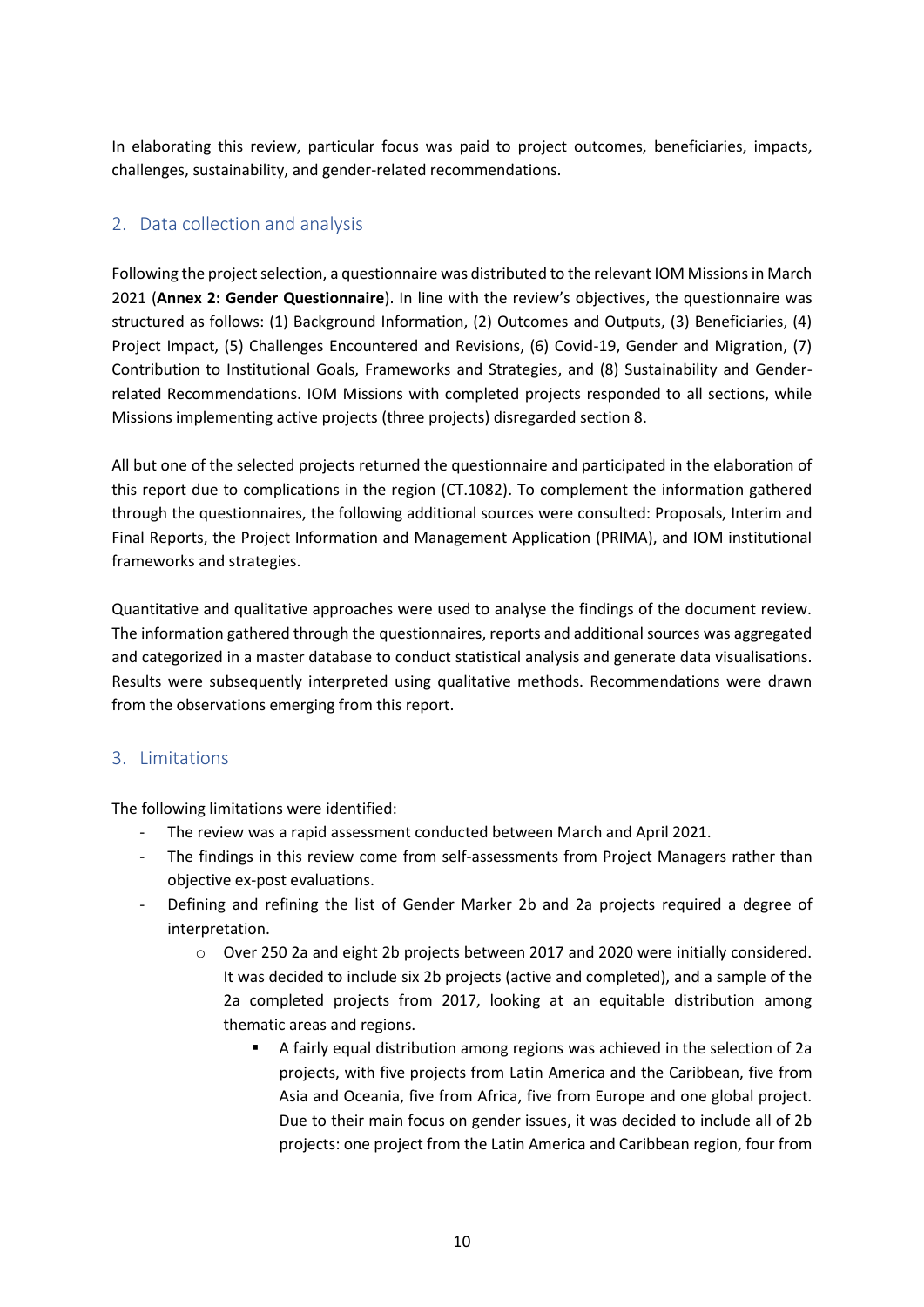In elaborating this review, particular focus was paid to project outcomes, beneficiaries, impacts, challenges, sustainability, and gender-related recommendations.

## 2. Data collection and analysis

Following the project selection, a questionnaire was distributed to the relevant IOM Missions in March 2021 (**Annex 2: Gender Questionnaire**). In line with the review's objectives, the questionnaire was structured as follows: (1) Background Information, (2) Outcomes and Outputs, (3) Beneficiaries, (4) Project Impact, (5) Challenges Encountered and Revisions, (6) Covid-19, Gender and Migration, (7) Contribution to Institutional Goals, Frameworks and Strategies, and (8) Sustainability and Gender-related Recommendations. IOM Missions with completed projects responded to all sections, while Missions implementing active projects (three projects) disregarded section 8.

All but one of the selected projects returned the questionnaire and participated in the elaboration of this report due to complications in the region (CT.1082). To complement the information gathered through the questionnaires, the following additional sources were consulted: Proposals, Interim and Final Reports, the Project Information and Management Application (PRIMA), and IOM institutional frameworks and strategies.

Quantitative and qualitative approaches were used to analyse the findings of the document review. The information gathered through the questionnaires, reports and additional sources was aggregated and categorized in a master database to conduct statistical analysis and generate data visualisations. Results were subsequently interpreted using qualitative methods. Recommendations were drawn from the observations emerging from this report.

## 3. Limitations

The following limitations were identified:

- The review was a rapid assessment conducted between March and April 2021.
- The findings in this review come from self-assessments from Project Managers rather than objective ex-post evaluations.
- Defining and refining the list of Gender Marker 2b and 2a projects required a degree of interpretation.
  - Over 250 2a and eight 2b projects between 2017 and 2020 were initially considered. It was decided to include six 2b projects (active and completed), and a sample of the 2a completed projects from 2017, looking at an equitable distribution among thematic areas and regions.
    - A fairly equal distribution among regions was achieved in the selection of 2a projects, with five projects from Latin America and the Caribbean, five from Asia and Oceania, five from Africa, five from Europe and one global project. Due to their main focus on gender issues, it was decided to include all of 2b projects: one project from the Latin America and Caribbean region, four from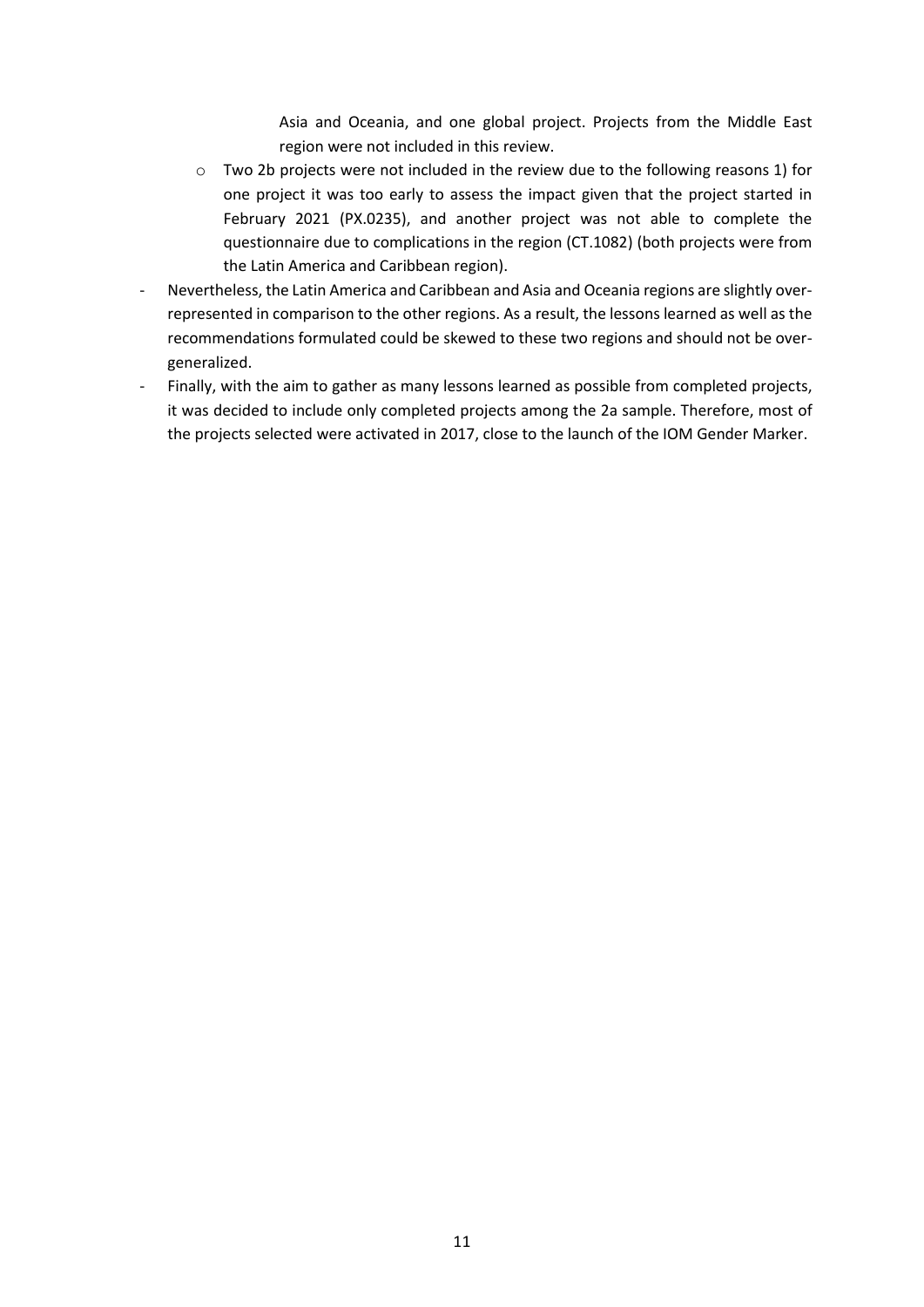Asia and Oceania, and one global project. Projects from the Middle East region were not included in this review.

  - Two 2b projects were not included in the review due to the following reasons 1) for one project it was too early to assess the impact given that the project started in February 2021 (PX.0235), and another project was not able to complete the questionnaire due to complications in the region (CT.1082) (both projects were from the Latin America and Caribbean region).

- Nevertheless, the Latin America and Caribbean and Asia and Oceania regions are slightly over-represented in comparison to the other regions. As a result, the lessons learned as well as the recommendations formulated could be skewed to these two regions and should not be over-generalized.
- Finally, with the aim to gather as many lessons learned as possible from completed projects, it was decided to include only completed projects among the 2a sample. Therefore, most of the projects selected were activated in 2017, close to the launch of the IOM Gender Marker.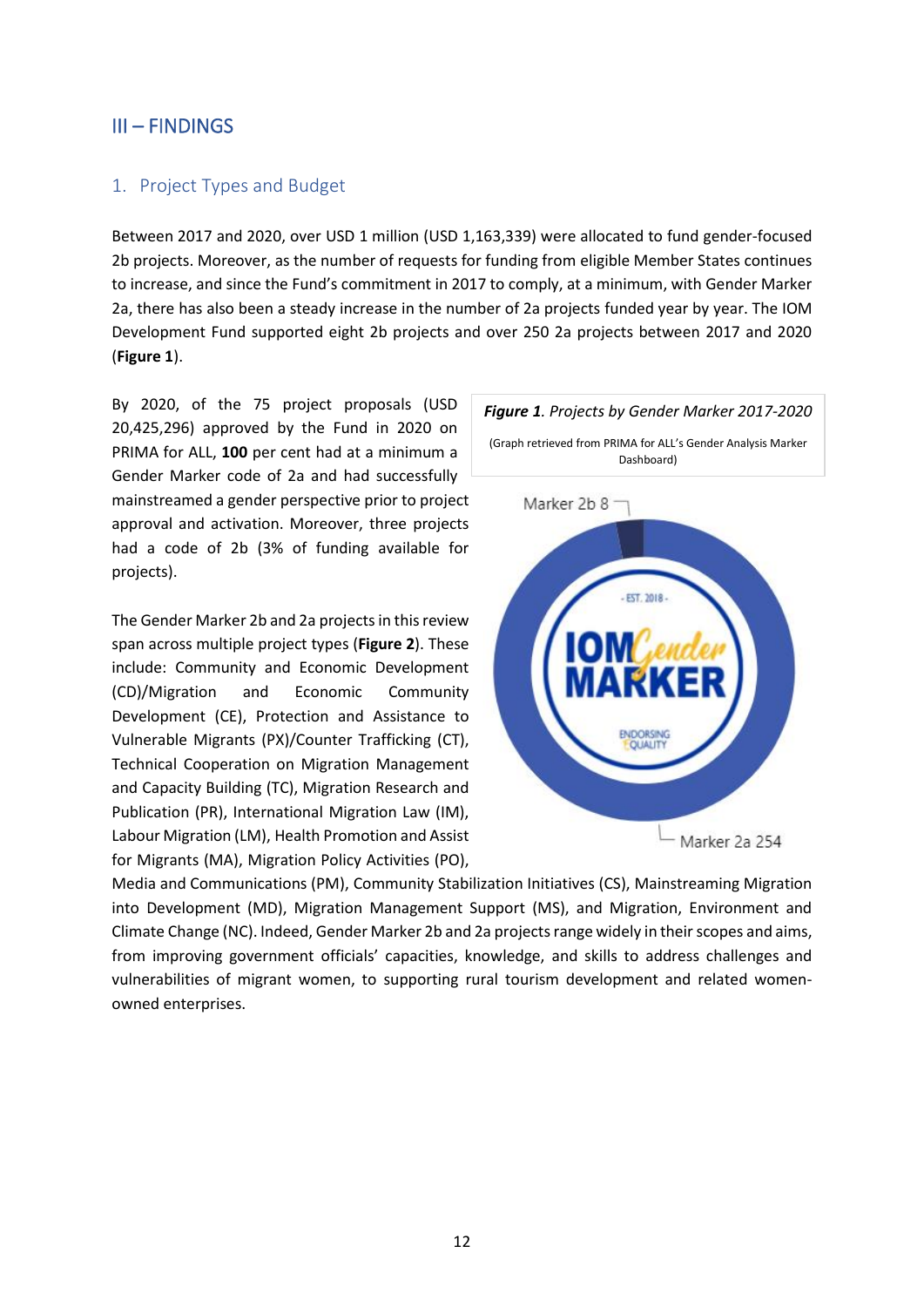# III – FINDINGS

## 1. Project Types and Budget

Between 2017 and 2020, over USD 1 million (USD 1,163,339) were allocated to fund gender-focused 2b projects. Moreover, as the number of requests for funding from eligible Member States continues to increase, and since the Fund's commitment in 2017 to comply, at a minimum, with Gender Marker 2a, there has also been a steady increase in the number of 2a projects funded year by year. The IOM Development Fund supported eight 2b projects and over 250 2a projects between 2017 and 2020 (**Figure 1**).

By 2020, of the 75 project proposals (USD 20,425,296) approved by the Fund in 2020 on PRIMA for ALL, **100** per cent had at a minimum a Gender Marker code of 2a and had successfully mainstreamed a gender perspective prior to project approval and activation. Moreover, three projects had a code of 2b (3% of funding available for projects).

***Figure 1**. Projects by Gender Marker 2017-2020*

(Graph retrieved from PRIMA for ALL's Gender Analysis Marker Dashboard)

Marker 2b 8

Marker 2a 254

The Gender Marker 2b and 2a projects in this review span across multiple project types (**Figure 2**). These include: Community and Economic Development (CD)/Migration and Economic Community Development (CE), Protection and Assistance to Vulnerable Migrants (PX)/Counter Trafficking (CT), Technical Cooperation on Migration Management and Capacity Building (TC), Migration Research and Publication (PR), International Migration Law (IM), Labour Migration (LM), Health Promotion and Assist for Migrants (MA), Migration Policy Activities (PO), Media and Communications (PM), Community Stabilization Initiatives (CS), Mainstreaming Migration into Development (MD), Migration Management Support (MS), and Migration, Environment and Climate Change (NC). Indeed, Gender Marker 2b and 2a projects range widely in their scopes and aims, from improving government officials' capacities, knowledge, and skills to address challenges and vulnerabilities of migrant women, to supporting rural tourism development and related women-owned enterprises.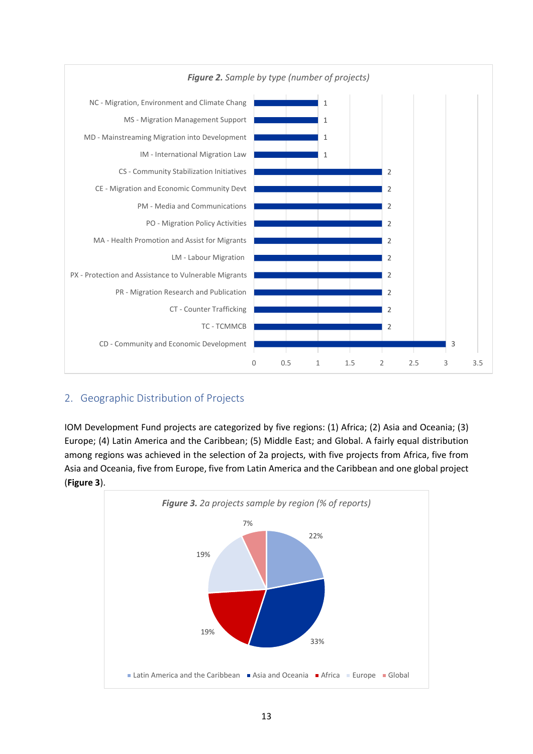*Figure 2. Sample by type (number of projects)*

| Type | Number of projects |
|---|---|
| NC - Migration, Environment and Climate Chang | 1 |
| MS - Migration Management Support | 1 |
| MD - Mainstreaming Migration into Development | 1 |
| IM - International Migration Law | 1 |
| CS - Community Stabilization Initiatives | 2 |
| CE - Migration and Economic Community Devt | 2 |
| PM - Media and Communications | 2 |
| PO - Migration Policy Activities | 2 |
| MA - Health Promotion and Assist for Migrants | 2 |
| LM - Labour Migration | 2 |
| PX - Protection and Assistance to Vulnerable Migrants | 2 |
| PR - Migration Research and Publication | 2 |
| CT - Counter Trafficking | 2 |
| TC - TCMMCB | 2 |
| CD - Community and Economic Development | 3 |

## 2. Geographic Distribution of Projects

IOM Development Fund projects are categorized by five regions: (1) Africa; (2) Asia and Oceania; (3) Europe; (4) Latin America and the Caribbean; (5) Middle East; and Global. A fairly equal distribution among regions was achieved in the selection of 2a projects, with five projects from Africa, five from Asia and Oceania, five from Europe, five from Latin America and the Caribbean and one global project (**Figure 3**).

***Figure 3.** 2a projects sample by region (% of reports)*

| Region | % of reports |
|---|---|
| Latin America and the Caribbean | 22% |
| Asia and Oceania | 33% |
| Africa | 19% |
| Europe | 19% |
| Global | 7% |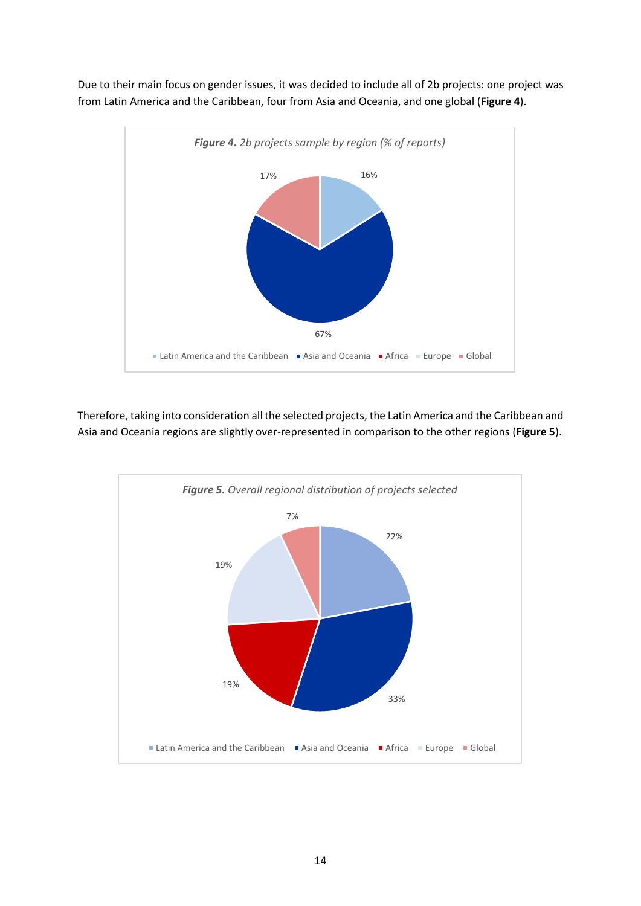Due to their main focus on gender issues, it was decided to include all of 2b projects: one project was from Latin America and the Caribbean, four from Asia and Oceania, and one global (**Figure 4**).

***Figure 4.*** *2b projects sample by region (% of reports)*

| Region | % |
|---|---|
| Latin America and the Caribbean | 16% |
| Asia and Oceania | 67% |
| Africa | |
| Europe | |
| Global | 17% |

Therefore, taking into consideration all the selected projects, the Latin America and the Caribbean and Asia and Oceania regions are slightly over-represented in comparison to the other regions (**Figure 5**).

***Figure 5.*** *Overall regional distribution of projects selected*

| Region | % |
|---|---|
| Latin America and the Caribbean | 22% |
| Asia and Oceania | 33% |
| Africa | 19% |
| Europe | 19% |
| Global | 7% |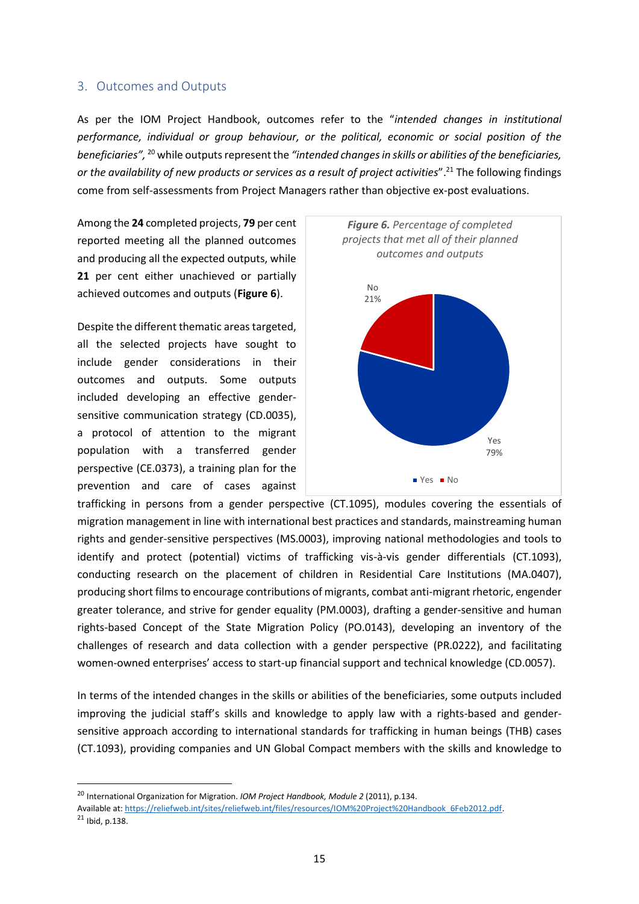## 3. Outcomes and Outputs

As per the IOM Project Handbook, outcomes refer to the "*intended changes in institutional performance, individual or group behaviour, or the political, economic or social position of the beneficiaries",* [20] while outputs represent the *"intended changes in skills or abilities of the beneficiaries, or the availability of new products or services as a result of project activities*".[21] The following findings come from self-assessments from Project Managers rather than objective ex-post evaluations.

Among the **24** completed projects, **79** per cent reported meeting all the planned outcomes and producing all the expected outputs, while **21** per cent either unachieved or partially achieved outcomes and outputs (**Figure 6**).

***Figure 6.*** *Percentage of completed projects that met all of their planned outcomes and outputs*

| | |
|---|---|
| Yes | 79% |
| No | 21% |

Despite the different thematic areas targeted, all the selected projects have sought to include gender considerations in their outcomes and outputs. Some outputs included developing an effective gender-sensitive communication strategy (CD.0035), a protocol of attention to the migrant population with a transferred gender perspective (CE.0373), a training plan for the prevention and care of cases against trafficking in persons from a gender perspective (CT.1095), modules covering the essentials of migration management in line with international best practices and standards, mainstreaming human rights and gender-sensitive perspectives (MS.0003), improving national methodologies and tools to identify and protect (potential) victims of trafficking vis-à-vis gender differentials (CT.1093), conducting research on the placement of children in Residential Care Institutions (MA.0407), producing short films to encourage contributions of migrants, combat anti-migrant rhetoric, engender greater tolerance, and strive for gender equality (PM.0003), drafting a gender-sensitive and human rights-based Concept of the State Migration Policy (PO.0143), developing an inventory of the challenges of research and data collection with a gender perspective (PR.0222), and facilitating women-owned enterprises' access to start-up financial support and technical knowledge (CD.0057).

In terms of the intended changes in the skills or abilities of the beneficiaries, some outputs included improving the judicial staff's skills and knowledge to apply law with a rights-based and gender-sensitive approach according to international standards for trafficking in human beings (THB) cases (CT.1093), providing companies and UN Global Compact members with the skills and knowledge to

---

[20] International Organization for Migration. *IOM Project Handbook, Module 2* (2011), p.134. Available at: https://reliefweb.int/sites/reliefweb.int/files/resources/IOM%20Project%20Handbook_6Feb2012.pdf.

[21] Ibid, p.138.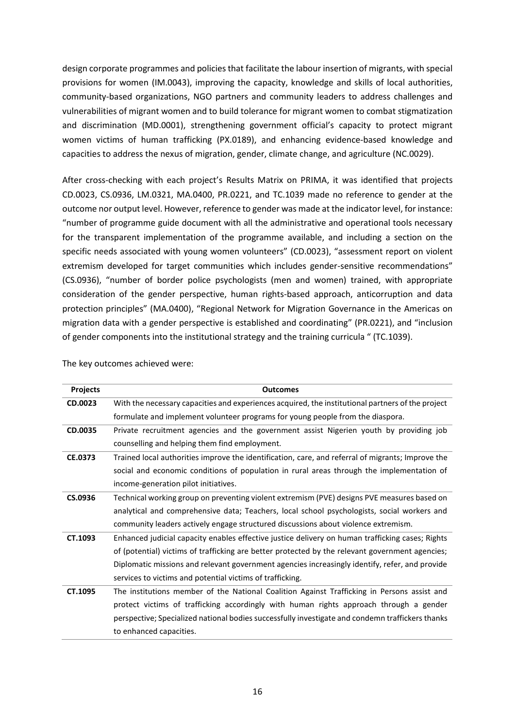design corporate programmes and policies that facilitate the labour insertion of migrants, with special provisions for women (IM.0043), improving the capacity, knowledge and skills of local authorities, community-based organizations, NGO partners and community leaders to address challenges and vulnerabilities of migrant women and to build tolerance for migrant women to combat stigmatization and discrimination (MD.0001), strengthening government official's capacity to protect migrant women victims of human trafficking (PX.0189), and enhancing evidence-based knowledge and capacities to address the nexus of migration, gender, climate change, and agriculture (NC.0029).

After cross-checking with each project's Results Matrix on PRIMA, it was identified that projects CD.0023, CS.0936, LM.0321, MA.0400, PR.0221, and TC.1039 made no reference to gender at the outcome nor output level. However, reference to gender was made at the indicator level, for instance: "number of programme guide document with all the administrative and operational tools necessary for the transparent implementation of the programme available, and including a section on the specific needs associated with young women volunteers" (CD.0023), "assessment report on violent extremism developed for target communities which includes gender-sensitive recommendations" (CS.0936), "number of border police psychologists (men and women) trained, with appropriate consideration of the gender perspective, human rights-based approach, anticorruption and data protection principles" (MA.0400), "Regional Network for Migration Governance in the Americas on migration data with a gender perspective is established and coordinating" (PR.0221), and "inclusion of gender components into the institutional strategy and the training curricula " (TC.1039).

The key outcomes achieved were:

| Projects | Outcomes |
|---|---|
| **CD.0023** | With the necessary capacities and experiences acquired, the institutional partners of the project formulate and implement volunteer programs for young people from the diaspora. |
| **CD.0035** | Private recruitment agencies and the government assist Nigerien youth by providing job counselling and helping them find employment. |
| **CE.0373** | Trained local authorities improve the identification, care, and referral of migrants; Improve the social and economic conditions of population in rural areas through the implementation of income-generation pilot initiatives. |
| **CS.0936** | Technical working group on preventing violent extremism (PVE) designs PVE measures based on analytical and comprehensive data; Teachers, local school psychologists, social workers and community leaders actively engage structured discussions about violence extremism. |
| **CT.1093** | Enhanced judicial capacity enables effective justice delivery on human trafficking cases; Rights of (potential) victims of trafficking are better protected by the relevant government agencies; Diplomatic missions and relevant government agencies increasingly identify, refer, and provide services to victims and potential victims of trafficking. |
| **CT.1095** | The institutions member of the National Coalition Against Trafficking in Persons assist and protect victims of trafficking accordingly with human rights approach through a gender perspective; Specialized national bodies successfully investigate and condemn traffickers thanks to enhanced capacities. |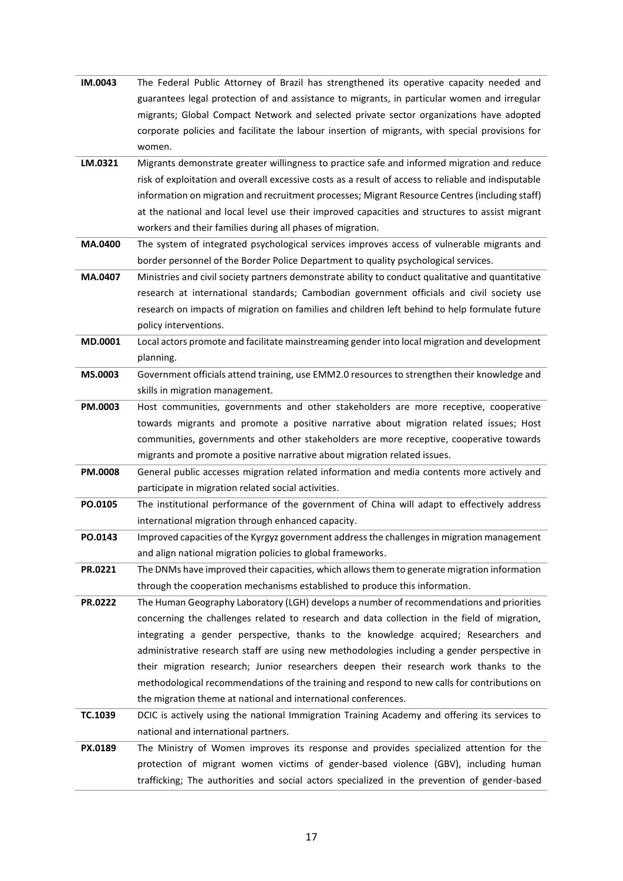| | |
|---|---|
| **IM.0043** | The Federal Public Attorney of Brazil has strengthened its operative capacity needed and guarantees legal protection of and assistance to migrants, in particular women and irregular migrants; Global Compact Network and selected private sector organizations have adopted corporate policies and facilitate the labour insertion of migrants, with special provisions for women. |
| **LM.0321** | Migrants demonstrate greater willingness to practice safe and informed migration and reduce risk of exploitation and overall excessive costs as a result of access to reliable and indisputable information on migration and recruitment processes; Migrant Resource Centres (including staff) at the national and local level use their improved capacities and structures to assist migrant workers and their families during all phases of migration. |
| **MA.0400** | The system of integrated psychological services improves access of vulnerable migrants and border personnel of the Border Police Department to quality psychological services. |
| **MA.0407** | Ministries and civil society partners demonstrate ability to conduct qualitative and quantitative research at international standards; Cambodian government officials and civil society use research on impacts of migration on families and children left behind to help formulate future policy interventions. |
| **MD.0001** | Local actors promote and facilitate mainstreaming gender into local migration and development planning. |
| **MS.0003** | Government officials attend training, use EMM2.0 resources to strengthen their knowledge and skills in migration management. |
| **PM.0003** | Host communities, governments and other stakeholders are more receptive, cooperative towards migrants and promote a positive narrative about migration related issues; Host communities, governments and other stakeholders are more receptive, cooperative towards migrants and promote a positive narrative about migration related issues. |
| **PM.0008** | General public accesses migration related information and media contents more actively and participate in migration related social activities. |
| **PO.0105** | The institutional performance of the government of China will adapt to effectively address international migration through enhanced capacity. |
| **PO.0143** | Improved capacities of the Kyrgyz government address the challenges in migration management and align national migration policies to global frameworks. |
| **PR.0221** | The DNMs have improved their capacities, which allows them to generate migration information through the cooperation mechanisms established to produce this information. |
| **PR.0222** | The Human Geography Laboratory (LGH) develops a number of recommendations and priorities concerning the challenges related to research and data collection in the field of migration, integrating a gender perspective, thanks to the knowledge acquired; Researchers and administrative research staff are using new methodologies including a gender perspective in their migration research; Junior researchers deepen their research work thanks to the methodological recommendations of the training and respond to new calls for contributions on the migration theme at national and international conferences. |
| **TC.1039** | DCIC is actively using the national Immigration Training Academy and offering its services to national and international partners. |
| **PX.0189** | The Ministry of Women improves its response and provides specialized attention for the protection of migrant women victims of gender-based violence (GBV), including human trafficking; The authorities and social actors specialized in the prevention of gender-based |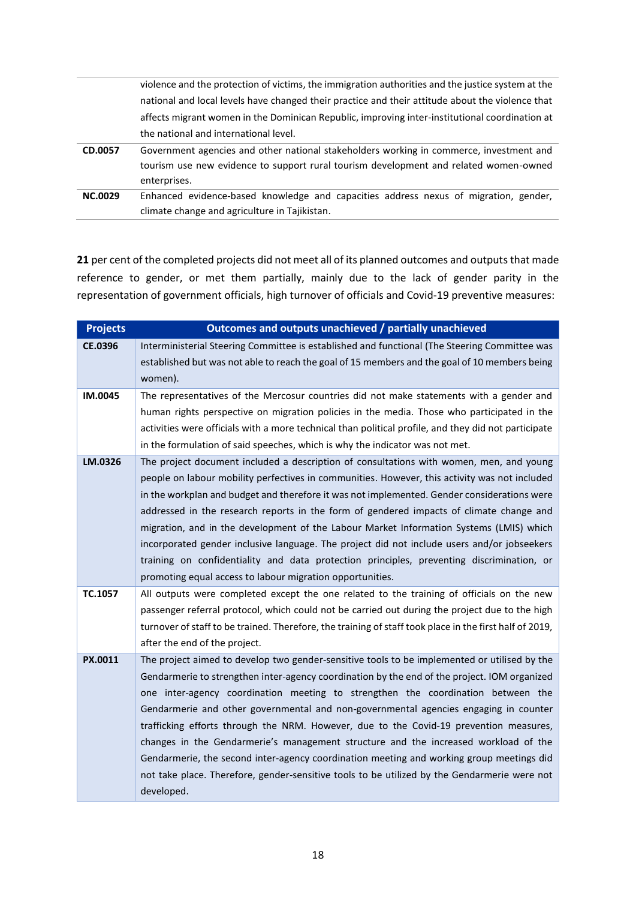| | |
|---|---|
| | violence and the protection of victims, the immigration authorities and the justice system at the national and local levels have changed their practice and their attitude about the violence that affects migrant women in the Dominican Republic, improving inter-institutional coordination at the national and international level. |
| **CD.0057** | Government agencies and other national stakeholders working in commerce, investment and tourism use new evidence to support rural tourism development and related women-owned enterprises. |
| **NC.0029** | Enhanced evidence-based knowledge and capacities address nexus of migration, gender, climate change and agriculture in Tajikistan. |

**21** per cent of the completed projects did not meet all of its planned outcomes and outputs that made reference to gender, or met them partially, mainly due to the lack of gender parity in the representation of government officials, high turnover of officials and Covid-19 preventive measures:

| Projects | Outcomes and outputs unachieved / partially unachieved |
|---|---|
| **CE.0396** | Interministerial Steering Committee is established and functional (The Steering Committee was established but was not able to reach the goal of 15 members and the goal of 10 members being women). |
| **IM.0045** | The representatives of the Mercosur countries did not make statements with a gender and human rights perspective on migration policies in the media. Those who participated in the activities were officials with a more technical than political profile, and they did not participate in the formulation of said speeches, which is why the indicator was not met. |
| **LM.0326** | The project document included a description of consultations with women, men, and young people on labour mobility perfectives in communities. However, this activity was not included in the workplan and budget and therefore it was not implemented. Gender considerations were addressed in the research reports in the form of gendered impacts of climate change and migration, and in the development of the Labour Market Information Systems (LMIS) which incorporated gender inclusive language. The project did not include users and/or jobseekers training on confidentiality and data protection principles, preventing discrimination, or promoting equal access to labour migration opportunities. |
| **TC.1057** | All outputs were completed except the one related to the training of officials on the new passenger referral protocol, which could not be carried out during the project due to the high turnover of staff to be trained. Therefore, the training of staff took place in the first half of 2019, after the end of the project. |
| **PX.0011** | The project aimed to develop two gender-sensitive tools to be implemented or utilised by the Gendarmerie to strengthen inter-agency coordination by the end of the project. IOM organized one inter-agency coordination meeting to strengthen the coordination between the Gendarmerie and other governmental and non-governmental agencies engaging in counter trafficking efforts through the NRM. However, due to the Covid-19 prevention measures, changes in the Gendarmerie's management structure and the increased workload of the Gendarmerie, the second inter-agency coordination meeting and working group meetings did not take place. Therefore, gender-sensitive tools to be utilized by the Gendarmerie were not developed. |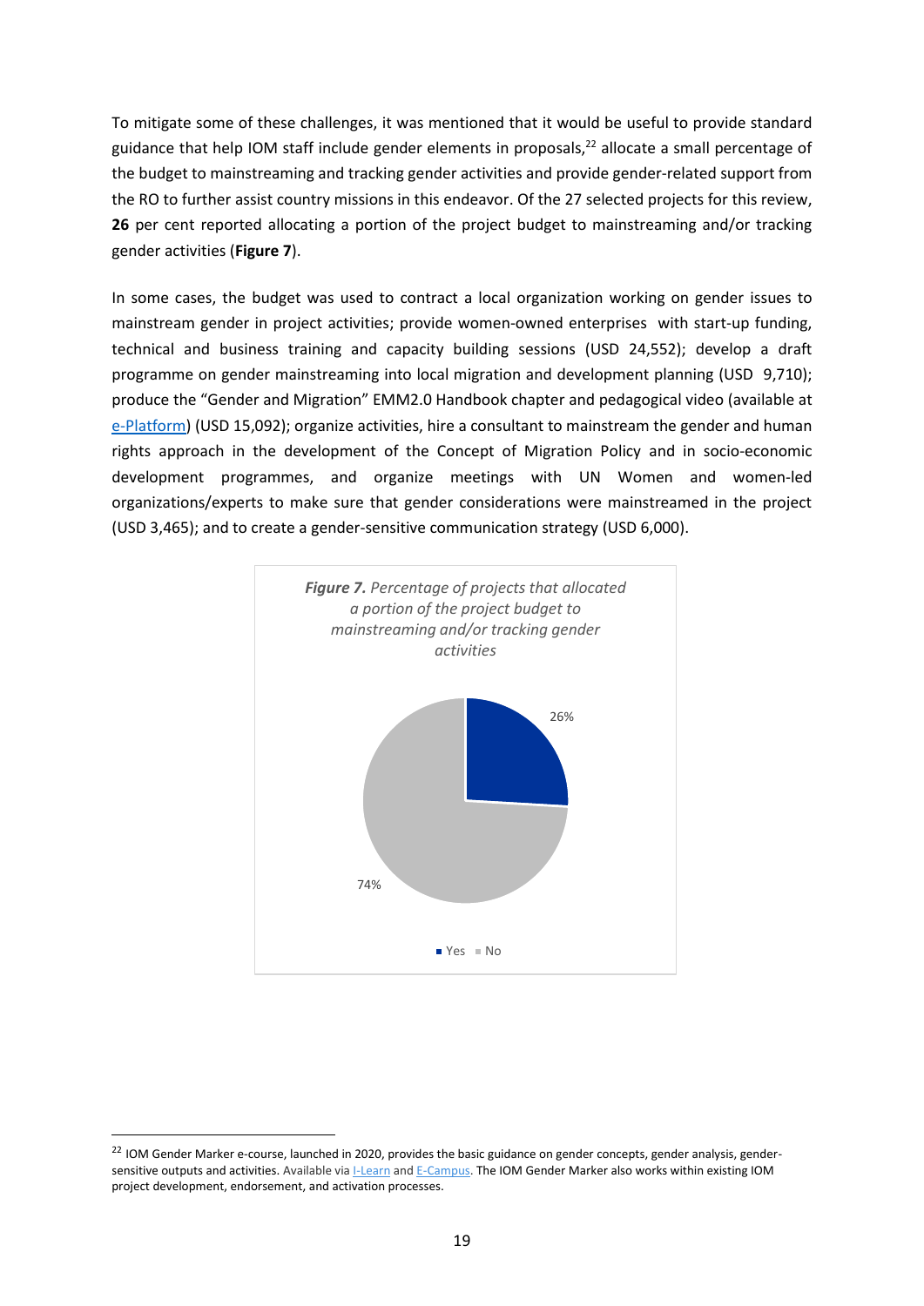To mitigate some of these challenges, it was mentioned that it would be useful to provide standard guidance that help IOM staff include gender elements in proposals,[22] allocate a small percentage of the budget to mainstreaming and tracking gender activities and provide gender-related support from the RO to further assist country missions in this endeavor. Of the 27 selected projects for this review, **26** per cent reported allocating a portion of the project budget to mainstreaming and/or tracking gender activities (**Figure 7**).

In some cases, the budget was used to contract a local organization working on gender issues to mainstream gender in project activities; provide women-owned enterprises with start-up funding, technical and business training and capacity building sessions (USD 24,552); develop a draft programme on gender mainstreaming into local migration and development planning (USD 9,710); produce the "Gender and Migration" EMM2.0 Handbook chapter and pedagogical video (available at e-Platform) (USD 15,092); organize activities, hire a consultant to mainstream the gender and human rights approach in the development of the Concept of Migration Policy and in socio-economic development programmes, and organize meetings with UN Women and women-led organizations/experts to make sure that gender considerations were mainstreamed in the project (USD 3,465); and to create a gender-sensitive communication strategy (USD 6,000).

***Figure 7.*** *Percentage of projects that allocated a portion of the project budget to mainstreaming and/or tracking gender activities*

| | Percentage |
|---|---|
| Yes | 26% |
| No | 74% |

[22] IOM Gender Marker e-course, launched in 2020, provides the basic guidance on gender concepts, gender analysis, gender-sensitive outputs and activities. Available via I-Learn and E-Campus. The IOM Gender Marker also works within existing IOM project development, endorsement, and activation processes.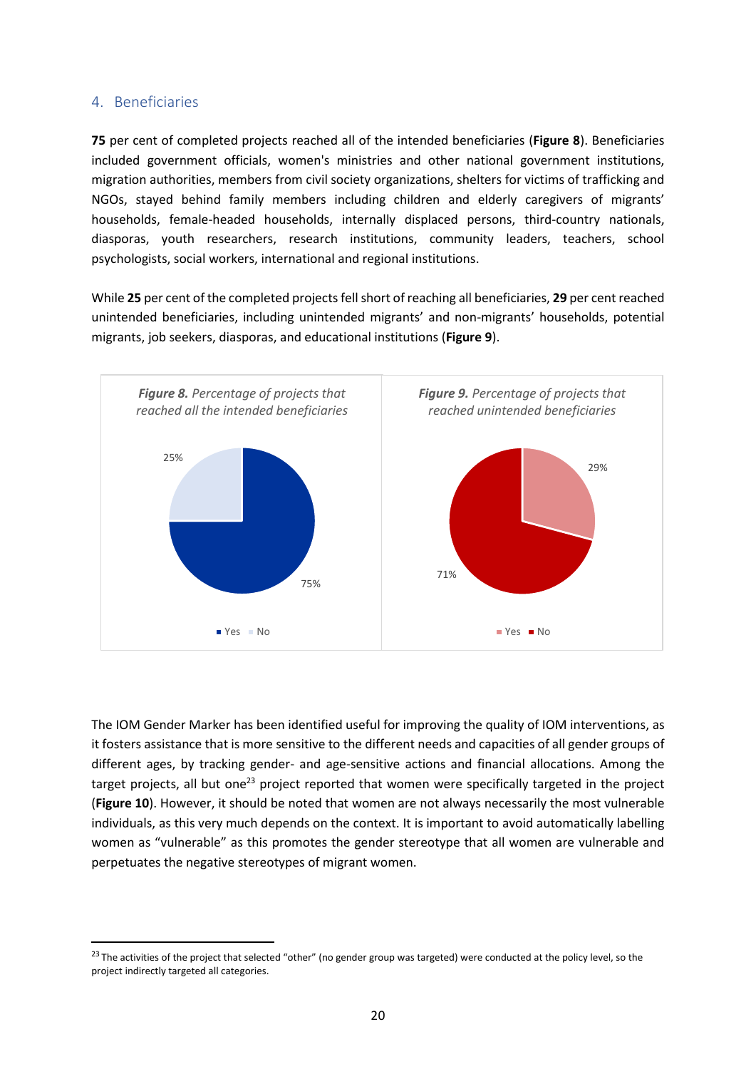## 4. Beneficiaries

**75** per cent of completed projects reached all of the intended beneficiaries (**Figure 8**). Beneficiaries included government officials, women's ministries and other national government institutions, migration authorities, members from civil society organizations, shelters for victims of trafficking and NGOs, stayed behind family members including children and elderly caregivers of migrants' households, female-headed households, internally displaced persons, third-country nationals, diasporas, youth researchers, research institutions, community leaders, teachers, school psychologists, social workers, international and regional institutions.

While **25** per cent of the completed projects fell short of reaching all beneficiaries, **29** per cent reached unintended beneficiaries, including unintended migrants' and non-migrants' households, potential migrants, job seekers, diasporas, and educational institutions (**Figure 9**).

***Figure 8.*** *Percentage of projects that reached all the intended beneficiaries*

| | Percentage |
|---|---|
| Yes | 75% |
| No | 25% |

***Figure 9.*** *Percentage of projects that reached unintended beneficiaries*

| | Percentage |
|---|---|
| Yes | 29% |
| No | 71% |

The IOM Gender Marker has been identified useful for improving the quality of IOM interventions, as it fosters assistance that is more sensitive to the different needs and capacities of all gender groups of different ages, by tracking gender- and age-sensitive actions and financial allocations. Among the target projects, all but one[23] project reported that women were specifically targeted in the project (**Figure 10**). However, it should be noted that women are not always necessarily the most vulnerable individuals, as this very much depends on the context. It is important to avoid automatically labelling women as "vulnerable" as this promotes the gender stereotype that all women are vulnerable and perpetuates the negative stereotypes of migrant women.

[23] The activities of the project that selected "other" (no gender group was targeted) were conducted at the policy level, so the project indirectly targeted all categories.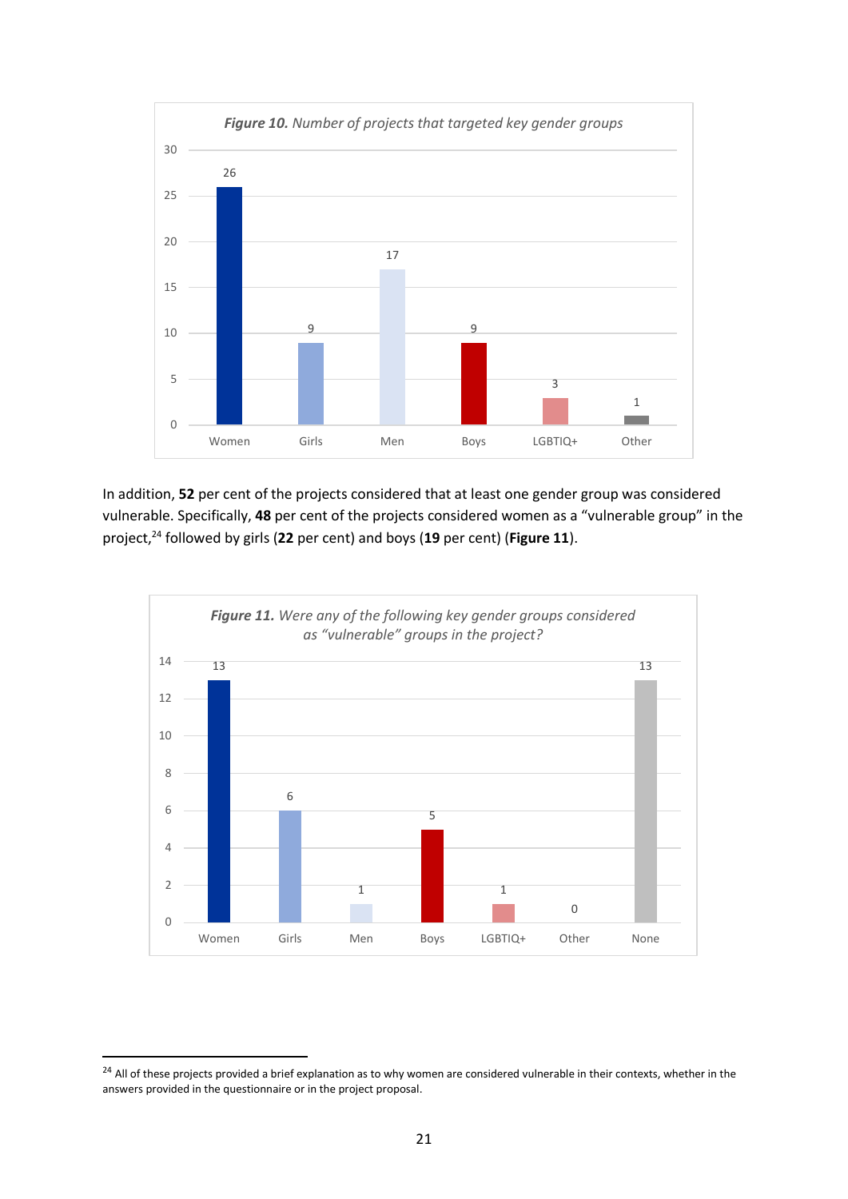***Figure 10.*** *Number of projects that targeted key gender groups*

| Women | Girls | Men | Boys | LGBTIQ+ | Other |
|---|---|---|---|---|---|
| 26 | 9 | 17 | 9 | 3 | 1 |

In addition, **52** per cent of the projects considered that at least one gender group was considered vulnerable. Specifically, **48** per cent of the projects considered women as a "vulnerable group" in the project,[24] followed by girls (**22** per cent) and boys (**19** per cent) (**Figure 11**).

***Figure 11.*** *Were any of the following key gender groups considered as "vulnerable" groups in the project?*

| Women | Girls | Men | Boys | LGBTIQ+ | Other | None |
|---|---|---|---|---|---|---|
| 13 | 6 | 1 | 5 | 1 | 0 | 13 |

[24] All of these projects provided a brief explanation as to why women are considered vulnerable in their contexts, whether in the answers provided in the questionnaire or in the project proposal.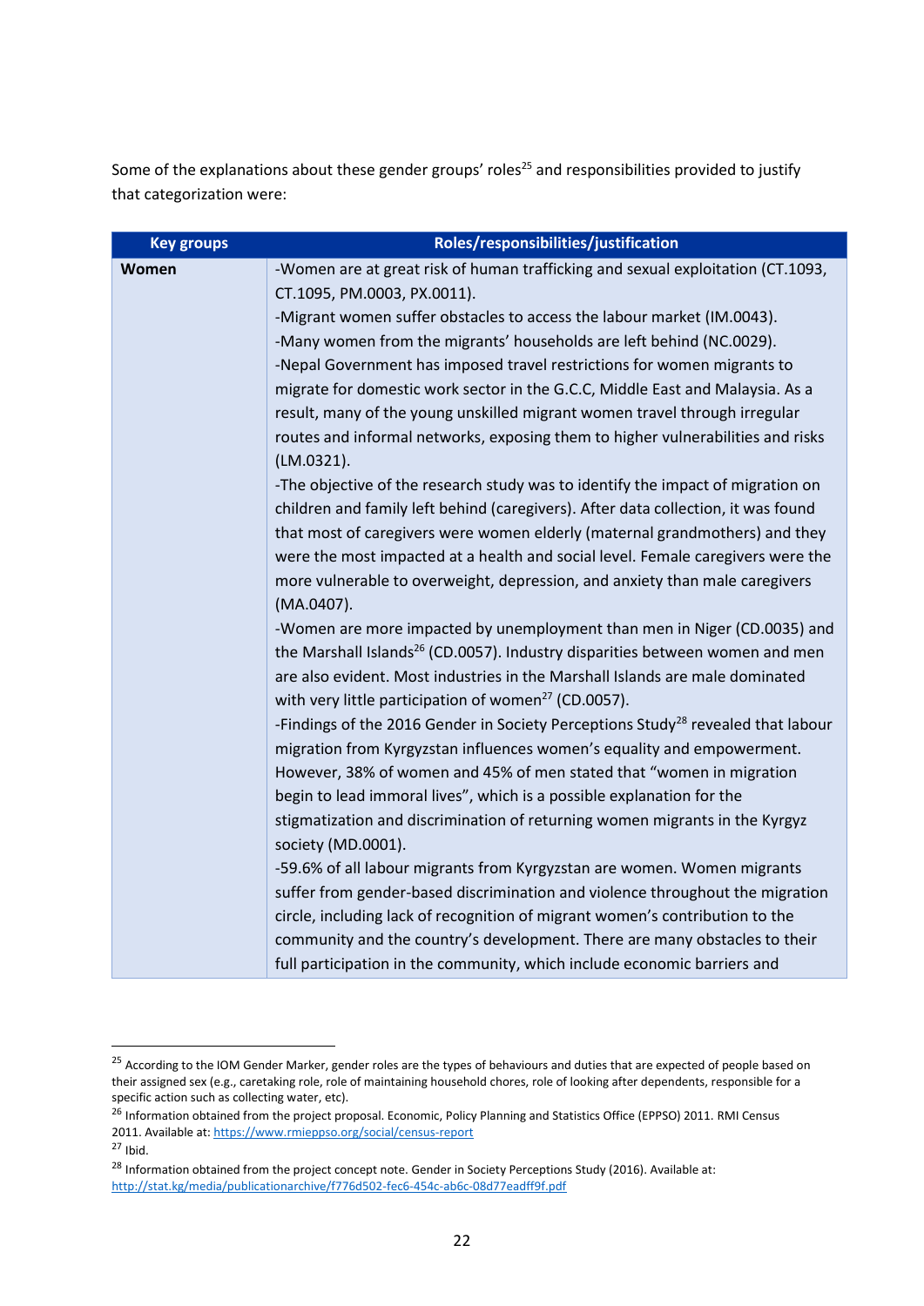Some of the explanations about these gender groups' roles[25] and responsibilities provided to justify that categorization were:

| Key groups | Roles/responsibilities/justification |
| --- | --- |
| **Women** | -Women are at great risk of human trafficking and sexual exploitation (CT.1093, CT.1095, PM.0003, PX.0011).<br>-Migrant women suffer obstacles to access the labour market (IM.0043).<br>-Many women from the migrants' households are left behind (NC.0029).<br>-Nepal Government has imposed travel restrictions for women migrants to migrate for domestic work sector in the G.C.C, Middle East and Malaysia. As a result, many of the young unskilled migrant women travel through irregular routes and informal networks, exposing them to higher vulnerabilities and risks (LM.0321).<br>-The objective of the research study was to identify the impact of migration on children and family left behind (caregivers). After data collection, it was found that most of caregivers were women elderly (maternal grandmothers) and they were the most impacted at a health and social level. Female caregivers were the more vulnerable to overweight, depression, and anxiety than male caregivers (MA.0407).<br>-Women are more impacted by unemployment than men in Niger (CD.0035) and the Marshall Islands[26] (CD.0057). Industry disparities between women and men are also evident. Most industries in the Marshall Islands are male dominated with very little participation of women[27] (CD.0057).<br>-Findings of the 2016 Gender in Society Perceptions Study[28] revealed that labour migration from Kyrgyzstan influences women's equality and empowerment. However, 38% of women and 45% of men stated that "women in migration begin to lead immoral lives", which is a possible explanation for the stigmatization and discrimination of returning women migrants in the Kyrgyz society (MD.0001).<br>-59.6% of all labour migrants from Kyrgyzstan are women. Women migrants suffer from gender-based discrimination and violence throughout the migration circle, including lack of recognition of migrant women's contribution to the community and the country's development. There are many obstacles to their full participation in the community, which include economic barriers and |

[25] According to the IOM Gender Marker, gender roles are the types of behaviours and duties that are expected of people based on their assigned sex (e.g., caretaking role, role of maintaining household chores, role of looking after dependents, responsible for a specific action such as collecting water, etc).

[26] Information obtained from the project proposal. Economic, Policy Planning and Statistics Office (EPPSO) 2011. RMI Census 2011. Available at: https://www.rmieppso.org/social/census-report

[27] Ibid.

[28] Information obtained from the project concept note. Gender in Society Perceptions Study (2016). Available at: http://stat.kg/media/publicationarchive/f776d502-fec6-454c-ab6c-08d77eadff9f.pdf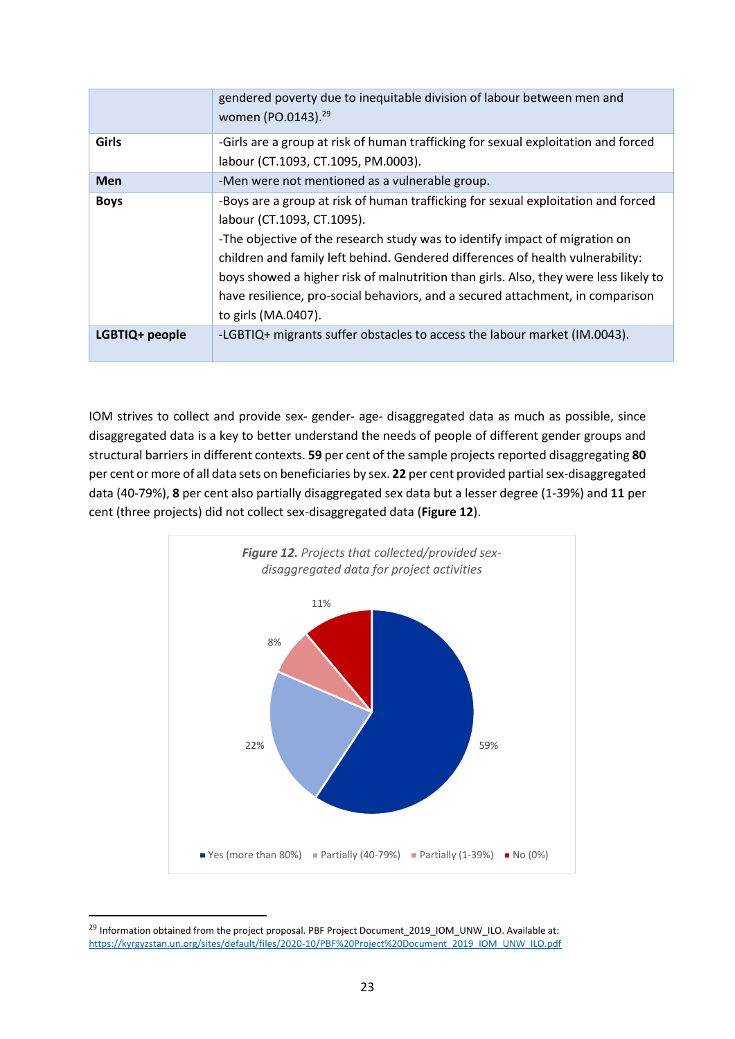| | |
|---|---|
| | gendered poverty due to inequitable division of labour between men and women (PO.0143).[29] |
| **Girls** | -Girls are a group at risk of human trafficking for sexual exploitation and forced labour (CT.1093, CT.1095, PM.0003). |
| **Men** | -Men were not mentioned as a vulnerable group. |
| **Boys** | -Boys are a group at risk of human trafficking for sexual exploitation and forced labour (CT.1093, CT.1095).<br>-The objective of the research study was to identify impact of migration on children and family left behind. Gendered differences of health vulnerability: boys showed a higher risk of malnutrition than girls. Also, they were less likely to have resilience, pro-social behaviors, and a secured attachment, in comparison to girls (MA.0407). |
| **LGBTIQ+ people** | -LGBTIQ+ migrants suffer obstacles to access the labour market (IM.0043). |

IOM strives to collect and provide sex- gender- age- disaggregated data as much as possible, since disaggregated data is a key to better understand the needs of people of different gender groups and structural barriers in different contexts. **59** per cent of the sample projects reported disaggregating **80** per cent or more of all data sets on beneficiaries by sex. **22** per cent provided partial sex-disaggregated data (40-79%), **8** per cent also partially disaggregated sex data but a lesser degree (1-39%) and **11** per cent (three projects) did not collect sex-disaggregated data (**Figure 12**).

***Figure 12.*** *Projects that collected/provided sex-disaggregated data for project activities*

| Category | Share |
|---|---|
| Yes (more than 80%) | 59% |
| Partially (40-79%) | 22% |
| Partially (1-39%) | 8% |
| No (0%) | 11% |

[29] Information obtained from the project proposal. PBF Project Document_2019_IOM_UNW_ILO. Available at: https://kyrgyzstan.un.org/sites/default/files/2020-10/PBF%20Project%20Document_2019_IOM_UNW_ILO.pdf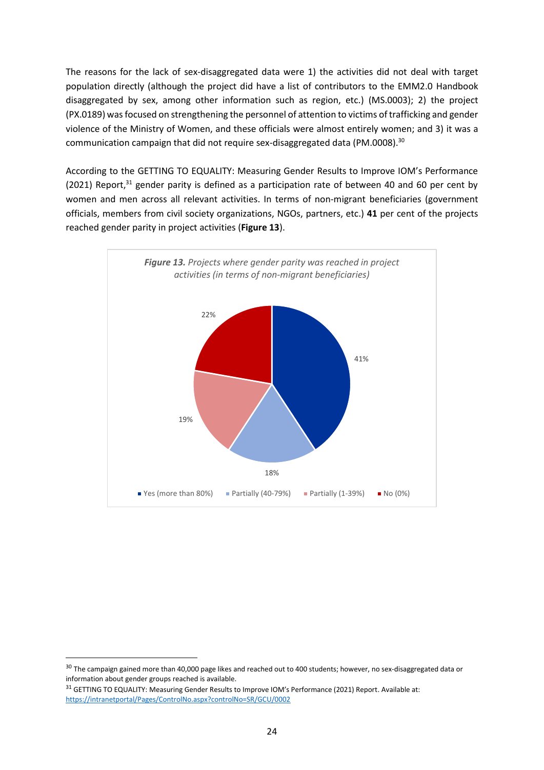The reasons for the lack of sex-disaggregated data were 1) the activities did not deal with target population directly (although the project did have a list of contributors to the EMM2.0 Handbook disaggregated by sex, among other information such as region, etc.) (MS.0003); 2) the project (PX.0189) was focused on strengthening the personnel of attention to victims of trafficking and gender violence of the Ministry of Women, and these officials were almost entirely women; and 3) it was a communication campaign that did not require sex-disaggregated data (PM.0008).[30]

According to the GETTING TO EQUALITY: Measuring Gender Results to Improve IOM's Performance (2021) Report,[31] gender parity is defined as a participation rate of between 40 and 60 per cent by women and men across all relevant activities. In terms of non-migrant beneficiaries (government officials, members from civil society organizations, NGOs, partners, etc.) **41** per cent of the projects reached gender parity in project activities (**Figure 13**).

***Figure 13.*** *Projects where gender parity was reached in project activities (in terms of non-migrant beneficiaries)*

| Category | Percentage |
|---|---|
| Yes (more than 80%) | 41% |
| Partially (40-79%) | 18% |
| Partially (1-39%) | 19% |
| No (0%) | 22% |

[30] The campaign gained more than 40,000 page likes and reached out to 400 students; however, no sex-disaggregated data or information about gender groups reached is available.

[31] GETTING TO EQUALITY: Measuring Gender Results to Improve IOM's Performance (2021) Report. Available at: https://intranetportal/Pages/ControlNo.aspx?controlNo=SR/GCU/0002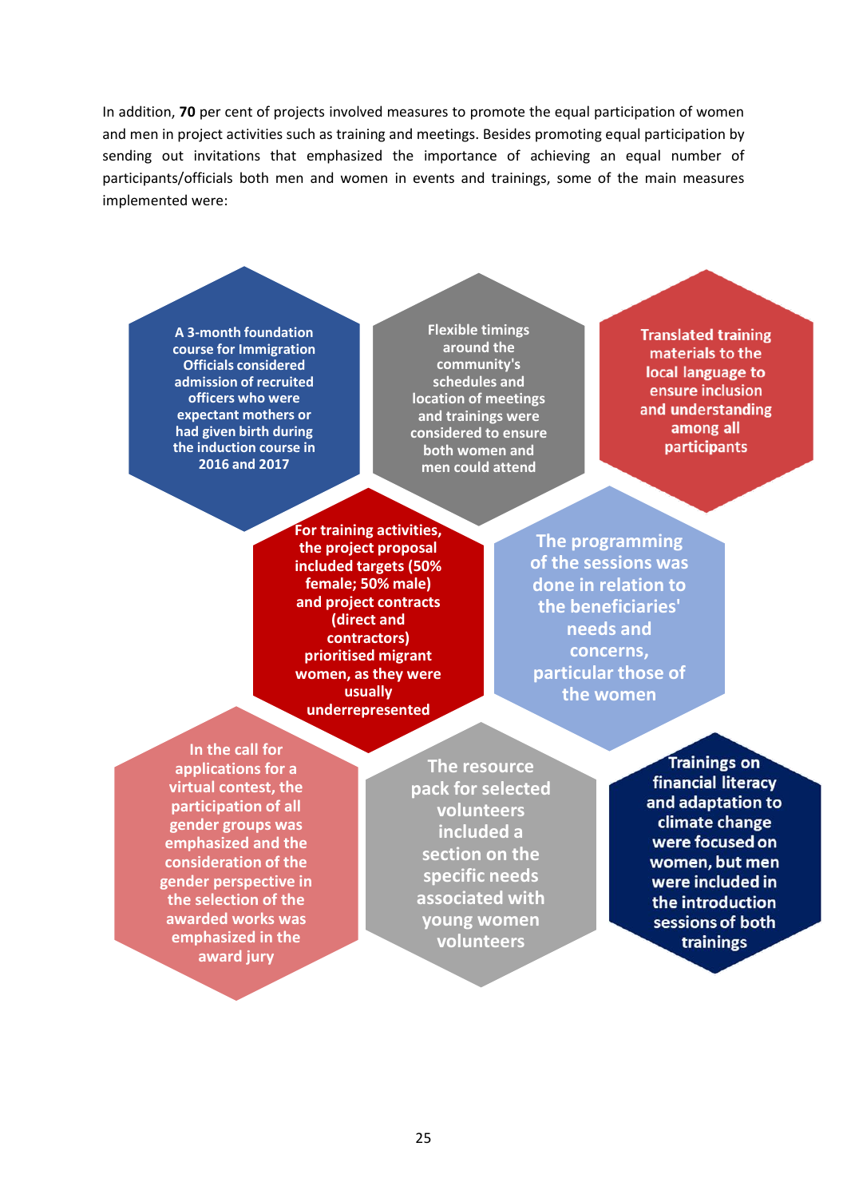In addition, **70** per cent of projects involved measures to promote the equal participation of women and men in project activities such as training and meetings. Besides promoting equal participation by sending out invitations that emphasized the importance of achieving an equal number of participants/officials both men and women in events and trainings, some of the main measures implemented were:

- A 3-month foundation course for Immigration Officials considered admission of recruited officers who were expectant mothers or had given birth during the induction course in 2016 and 2017
- Flexible timings around the community's schedules and location of meetings and trainings were considered to ensure both women and men could attend
- Translated training materials to the local language to ensure inclusion and understanding among all participants
- For training activities, the project proposal included targets (50% female; 50% male) and project contracts (direct and contractors) prioritised migrant women, as they were usually underrepresented
- The programming of the sessions was done in relation to the beneficiaries' needs and concerns, particular those of the women
- In the call for applications for a virtual contest, the participation of all gender groups was emphasized and the consideration of the gender perspective in the selection of the awarded works was emphasized in the award jury
- The resource pack for selected volunteers included a section on the specific needs associated with young women volunteers
- Trainings on financial literacy and adaptation to climate change were focused on women, but men were included in the introduction sessions of both trainings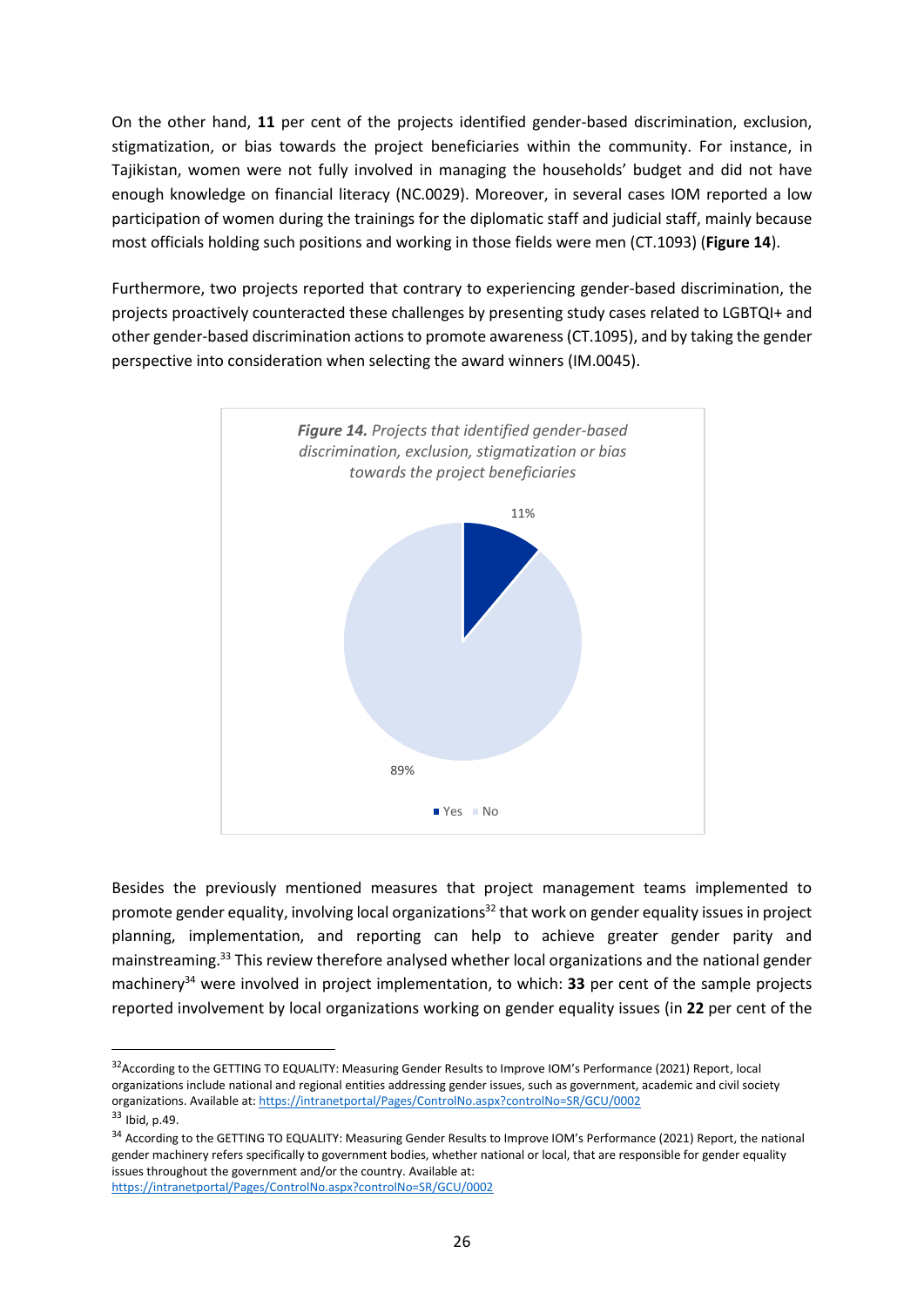On the other hand, **11** per cent of the projects identified gender-based discrimination, exclusion, stigmatization, or bias towards the project beneficiaries within the community. For instance, in Tajikistan, women were not fully involved in managing the households' budget and did not have enough knowledge on financial literacy (NC.0029). Moreover, in several cases IOM reported a low participation of women during the trainings for the diplomatic staff and judicial staff, mainly because most officials holding such positions and working in those fields were men (CT.1093) (**Figure 14**).

Furthermore, two projects reported that contrary to experiencing gender-based discrimination, the projects proactively counteracted these challenges by presenting study cases related to LGBTQI+ and other gender-based discrimination actions to promote awareness (CT.1095), and by taking the gender perspective into consideration when selecting the award winners (IM.0045).

***Figure 14.*** *Projects that identified gender-based discrimination, exclusion, stigmatization or bias towards the project beneficiaries*

| | |
|---|---|
| Yes | 11% |
| No | 89% |

Besides the previously mentioned measures that project management teams implemented to promote gender equality, involving local organizations[32] that work on gender equality issues in project planning, implementation, and reporting can help to achieve greater gender parity and mainstreaming.[33] This review therefore analysed whether local organizations and the national gender machinery[34] were involved in project implementation, to which: **33** per cent of the sample projects reported involvement by local organizations working on gender equality issues (in **22** per cent of the

[32] According to the GETTING TO EQUALITY: Measuring Gender Results to Improve IOM's Performance (2021) Report, local organizations include national and regional entities addressing gender issues, such as government, academic and civil society organizations. Available at: https://intranetportal/Pages/ControlNo.aspx?controlNo=SR/GCU/0002

[33] Ibid, p.49.

[34] According to the GETTING TO EQUALITY: Measuring Gender Results to Improve IOM's Performance (2021) Report, the national gender machinery refers specifically to government bodies, whether national or local, that are responsible for gender equality issues throughout the government and/or the country. Available at: https://intranetportal/Pages/ControlNo.aspx?controlNo=SR/GCU/0002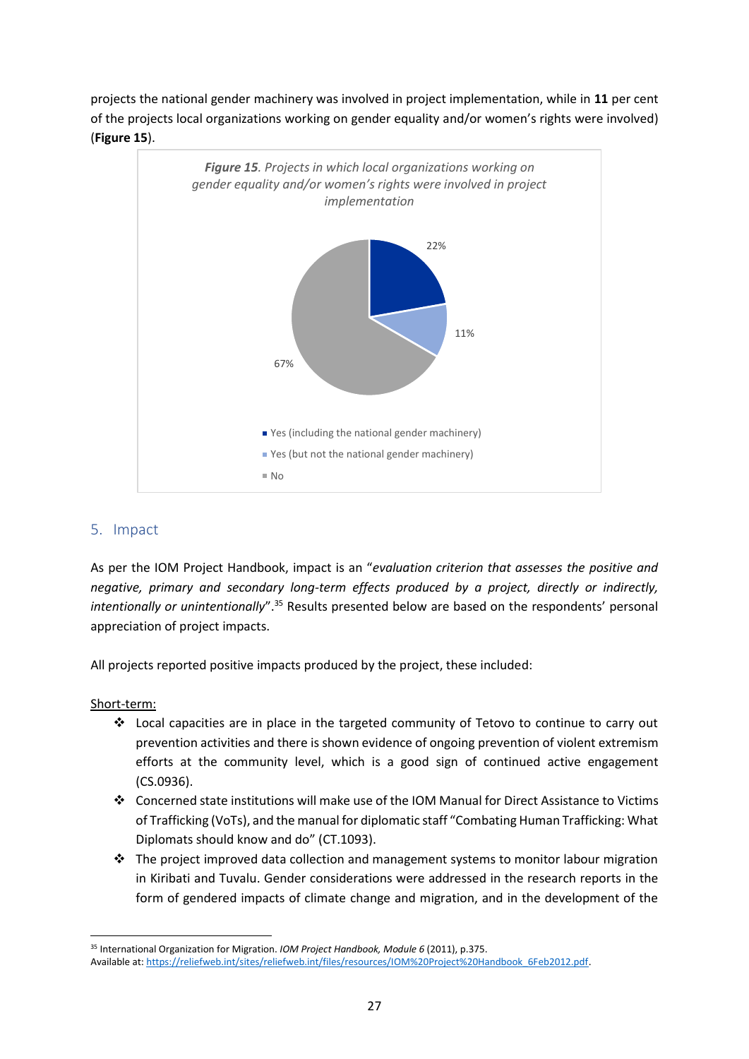projects the national gender machinery was involved in project implementation, while in **11** per cent of the projects local organizations working on gender equality and/or women's rights were involved) (**Figure 15**).

***Figure 15****. Projects in which local organizations working on gender equality and/or women's rights were involved in project implementation*

| Response | Percentage |
| --- | --- |
| Yes (including the national gender machinery) | 22% |
| Yes (but not the national gender machinery) | 11% |
| No | 67% |

## 5. Impact

As per the IOM Project Handbook, impact is an "*evaluation criterion that assesses the positive and negative, primary and secondary long-term effects produced by a project, directly or indirectly, intentionally or unintentionally*".[35] Results presented below are based on the respondents' personal appreciation of project impacts.

All projects reported positive impacts produced by the project, these included:

Short-term:

- Local capacities are in place in the targeted community of Tetovo to continue to carry out prevention activities and there is shown evidence of ongoing prevention of violent extremism efforts at the community level, which is a good sign of continued active engagement (CS.0936).
- Concerned state institutions will make use of the IOM Manual for Direct Assistance to Victims of Trafficking (VoTs), and the manual for diplomatic staff "Combating Human Trafficking: What Diplomats should know and do" (CT.1093).
- The project improved data collection and management systems to monitor labour migration in Kiribati and Tuvalu. Gender considerations were addressed in the research reports in the form of gendered impacts of climate change and migration, and in the development of the

[35] International Organization for Migration. *IOM Project Handbook, Module 6* (2011), p.375. Available at: https://reliefweb.int/sites/reliefweb.int/files/resources/IOM%20Project%20Handbook_6Feb2012.pdf.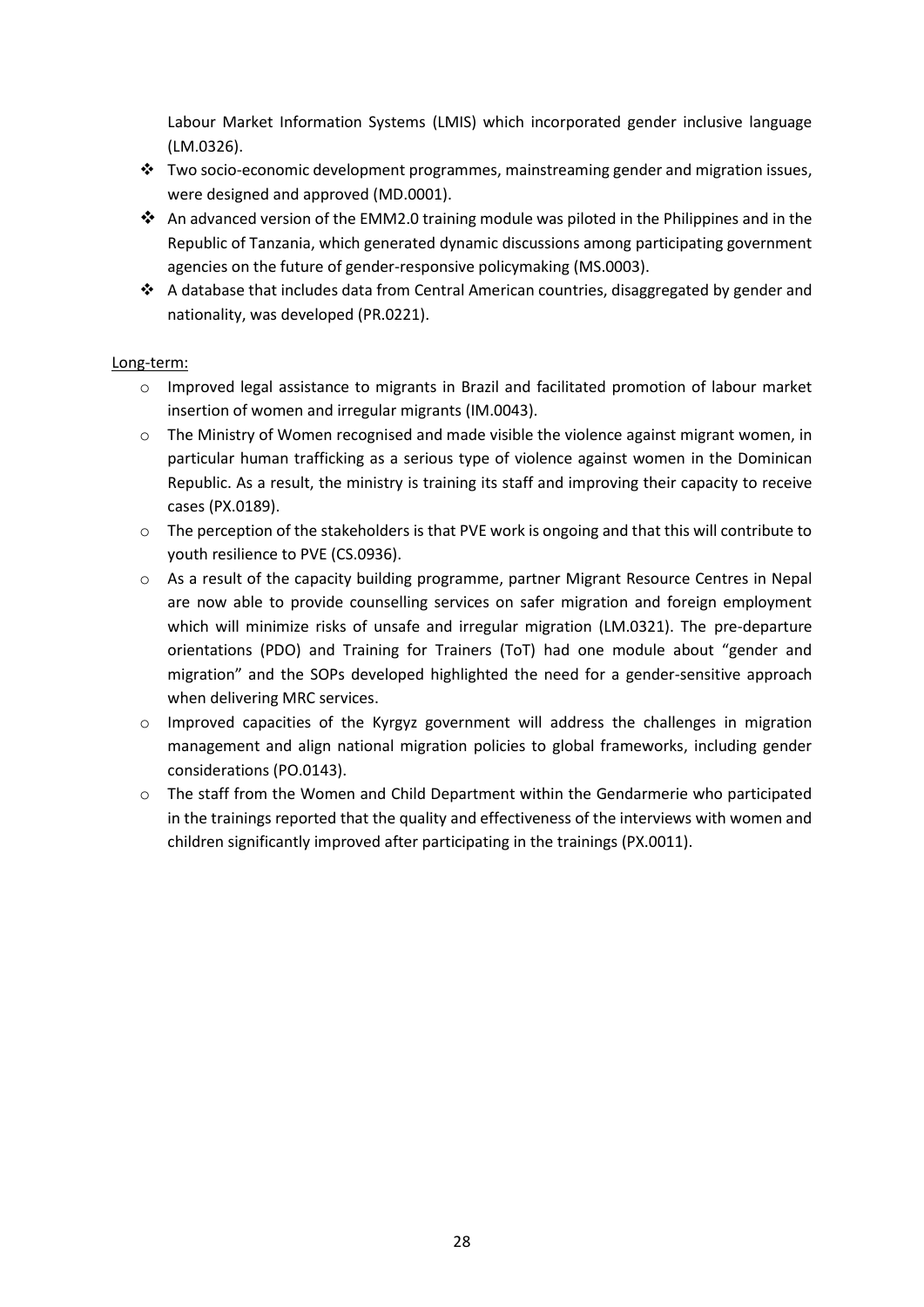Labour Market Information Systems (LMIS) which incorporated gender inclusive language (LM.0326).

- Two socio-economic development programmes, mainstreaming gender and migration issues, were designed and approved (MD.0001).
- An advanced version of the EMM2.0 training module was piloted in the Philippines and in the Republic of Tanzania, which generated dynamic discussions among participating government agencies on the future of gender-responsive policymaking (MS.0003).
- A database that includes data from Central American countries, disaggregated by gender and nationality, was developed (PR.0221).

Long-term:

- Improved legal assistance to migrants in Brazil and facilitated promotion of labour market insertion of women and irregular migrants (IM.0043).
- The Ministry of Women recognised and made visible the violence against migrant women, in particular human trafficking as a serious type of violence against women in the Dominican Republic. As a result, the ministry is training its staff and improving their capacity to receive cases (PX.0189).
- The perception of the stakeholders is that PVE work is ongoing and that this will contribute to youth resilience to PVE (CS.0936).
- As a result of the capacity building programme, partner Migrant Resource Centres in Nepal are now able to provide counselling services on safer migration and foreign employment which will minimize risks of unsafe and irregular migration (LM.0321). The pre-departure orientations (PDO) and Training for Trainers (ToT) had one module about "gender and migration" and the SOPs developed highlighted the need for a gender-sensitive approach when delivering MRC services.
- Improved capacities of the Kyrgyz government will address the challenges in migration management and align national migration policies to global frameworks, including gender considerations (PO.0143).
- The staff from the Women and Child Department within the Gendarmerie who participated in the trainings reported that the quality and effectiveness of the interviews with women and children significantly improved after participating in the trainings (PX.0011).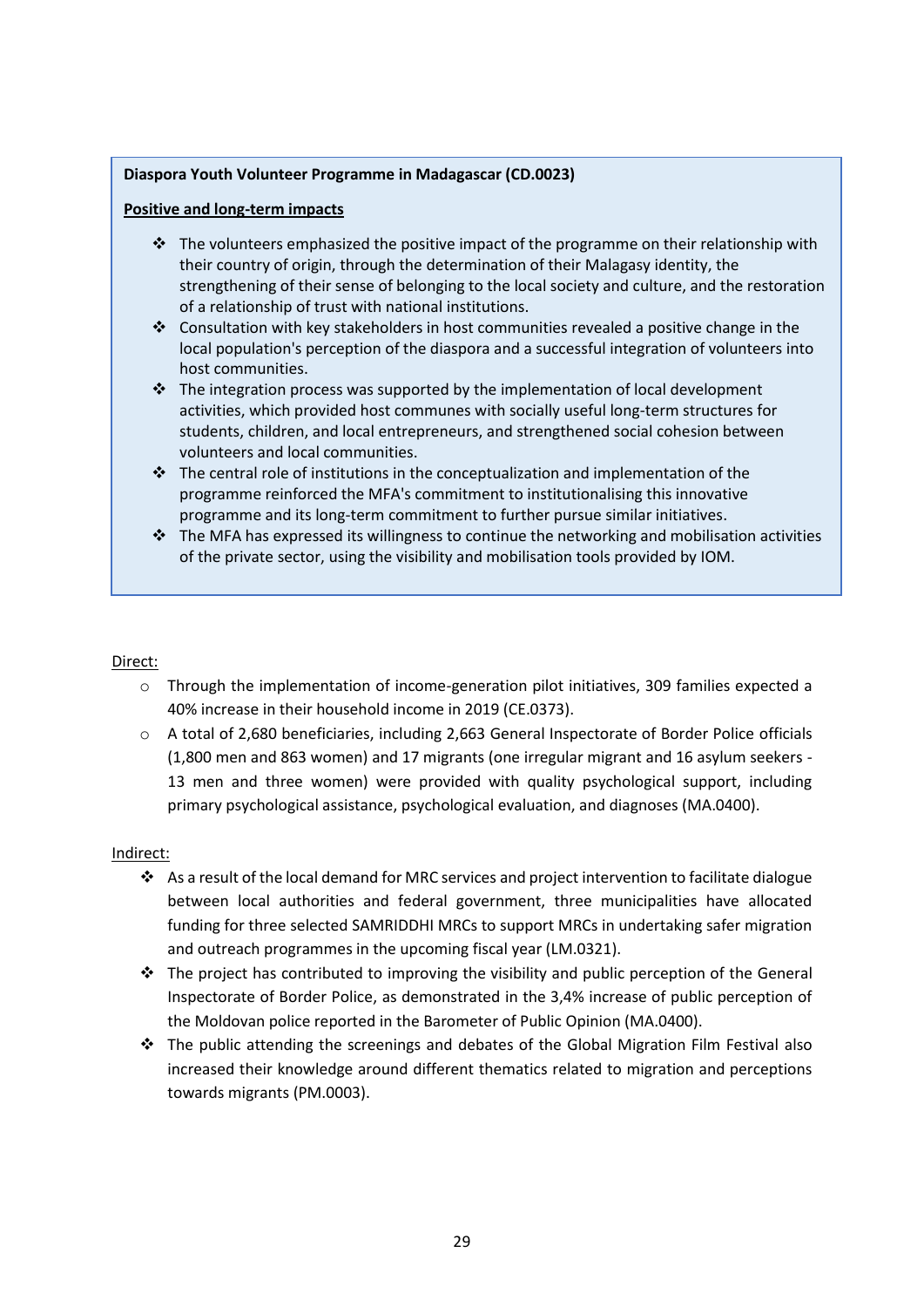**Diaspora Youth Volunteer Programme in Madagascar (CD.0023)**

**Positive and long-term impacts**

- The volunteers emphasized the positive impact of the programme on their relationship with their country of origin, through the determination of their Malagasy identity, the strengthening of their sense of belonging to the local society and culture, and the restoration of a relationship of trust with national institutions.
- Consultation with key stakeholders in host communities revealed a positive change in the local population's perception of the diaspora and a successful integration of volunteers into host communities.
- The integration process was supported by the implementation of local development activities, which provided host communes with socially useful long-term structures for students, children, and local entrepreneurs, and strengthened social cohesion between volunteers and local communities.
- The central role of institutions in the conceptualization and implementation of the programme reinforced the MFA's commitment to institutionalising this innovative programme and its long-term commitment to further pursue similar initiatives.
- The MFA has expressed its willingness to continue the networking and mobilisation activities of the private sector, using the visibility and mobilisation tools provided by IOM.

Direct:

- Through the implementation of income-generation pilot initiatives, 309 families expected a 40% increase in their household income in 2019 (CE.0373).
- A total of 2,680 beneficiaries, including 2,663 General Inspectorate of Border Police officials (1,800 men and 863 women) and 17 migrants (one irregular migrant and 16 asylum seekers - 13 men and three women) were provided with quality psychological support, including primary psychological assistance, psychological evaluation, and diagnoses (MA.0400).

Indirect:

- As a result of the local demand for MRC services and project intervention to facilitate dialogue between local authorities and federal government, three municipalities have allocated funding for three selected SAMRIDDHI MRCs to support MRCs in undertaking safer migration and outreach programmes in the upcoming fiscal year (LM.0321).
- The project has contributed to improving the visibility and public perception of the General Inspectorate of Border Police, as demonstrated in the 3,4% increase of public perception of the Moldovan police reported in the Barometer of Public Opinion (MA.0400).
- The public attending the screenings and debates of the Global Migration Film Festival also increased their knowledge around different thematics related to migration and perceptions towards migrants (PM.0003).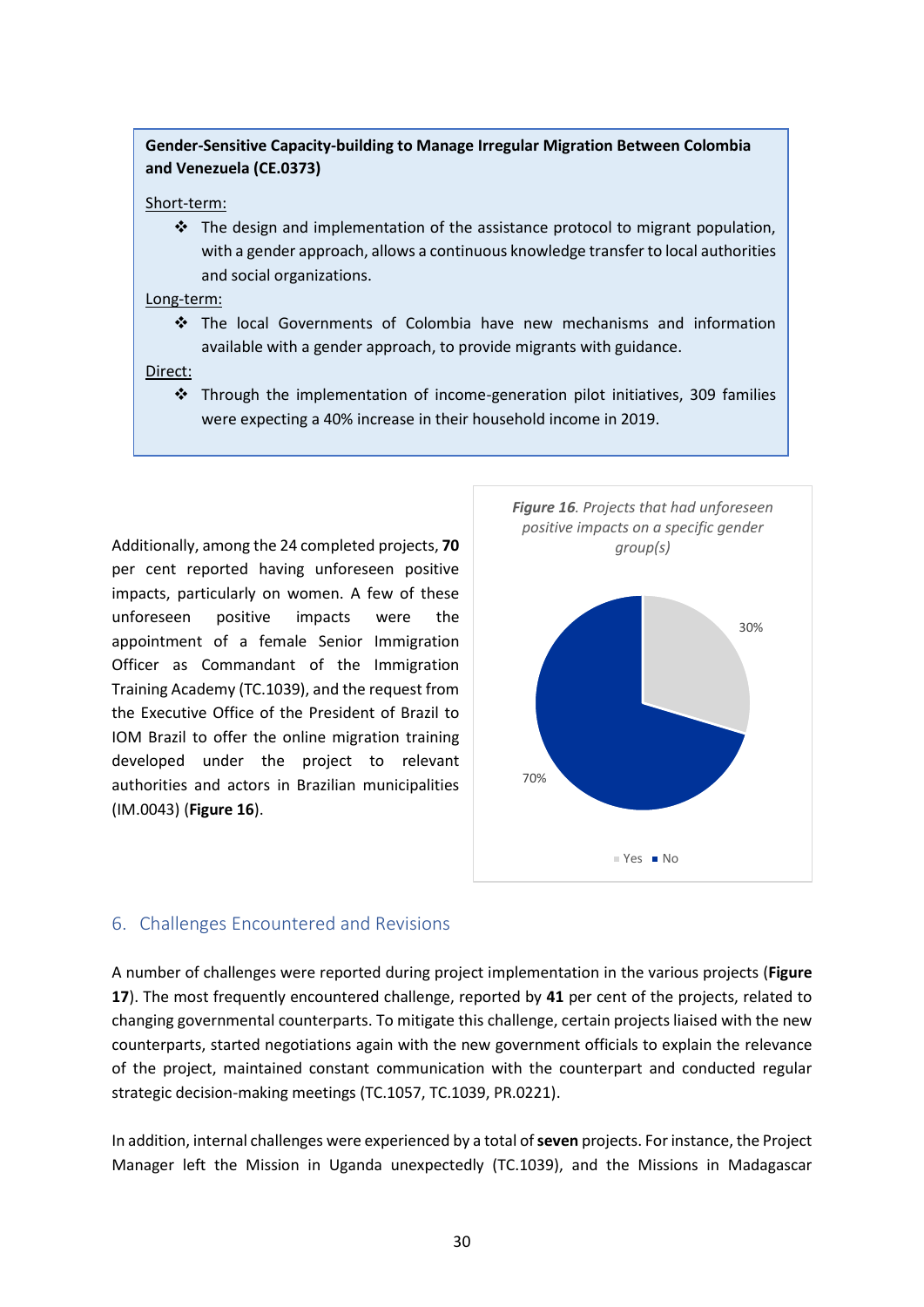**Gender-Sensitive Capacity-building to Manage Irregular Migration Between Colombia and Venezuela (CE.0373)**

Short-term:

- ❖ The design and implementation of the assistance protocol to migrant population, with a gender approach, allows a continuous knowledge transfer to local authorities and social organizations.

Long-term:

- ❖ The local Governments of Colombia have new mechanisms and information available with a gender approach, to provide migrants with guidance.

Direct:

- ❖ Through the implementation of income-generation pilot initiatives, 309 families were expecting a 40% increase in their household income in 2019.

Additionally, among the 24 completed projects, **70** per cent reported having unforeseen positive impacts, particularly on women. A few of these unforeseen positive impacts were the appointment of a female Senior Immigration Officer as Commandant of the Immigration Training Academy (TC.1039), and the request from the Executive Office of the President of Brazil to IOM Brazil to offer the online migration training developed under the project to relevant authorities and actors in Brazilian municipalities (IM.0043) (**Figure 16**).

***Figure 16**. Projects that had unforeseen positive impacts on a specific gender group(s)*

| | |
|---|---|
| Yes | 30% |
| No | 70% |

## 6. Challenges Encountered and Revisions

A number of challenges were reported during project implementation in the various projects (**Figure 17**). The most frequently encountered challenge, reported by **41** per cent of the projects, related to changing governmental counterparts. To mitigate this challenge, certain projects liaised with the new counterparts, started negotiations again with the new government officials to explain the relevance of the project, maintained constant communication with the counterpart and conducted regular strategic decision-making meetings (TC.1057, TC.1039, PR.0221).

In addition, internal challenges were experienced by a total of **seven** projects. For instance, the Project Manager left the Mission in Uganda unexpectedly (TC.1039), and the Missions in Madagascar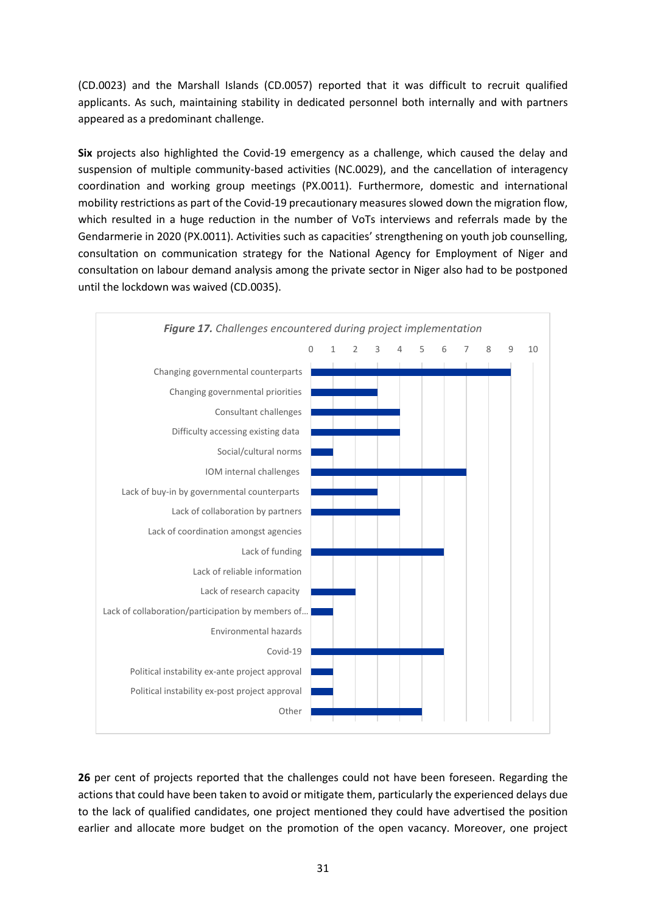(CD.0023) and the Marshall Islands (CD.0057) reported that it was difficult to recruit qualified applicants. As such, maintaining stability in dedicated personnel both internally and with partners appeared as a predominant challenge.

**Six** projects also highlighted the Covid-19 emergency as a challenge, which caused the delay and suspension of multiple community-based activities (NC.0029), and the cancellation of interagency coordination and working group meetings (PX.0011). Furthermore, domestic and international mobility restrictions as part of the Covid-19 precautionary measures slowed down the migration flow, which resulted in a huge reduction in the number of VoTs interviews and referrals made by the Gendarmerie in 2020 (PX.0011). Activities such as capacities' strengthening on youth job counselling, consultation on communication strategy for the National Agency for Employment of Niger and consultation on labour demand analysis among the private sector in Niger also had to be postponed until the lockdown was waived (CD.0035).

***Figure 17.*** *Challenges encountered during project implementation*

| Challenge | Number of projects |
|---|---|
| Changing governmental counterparts | 9 |
| Changing governmental priorities | 3 |
| Consultant challenges | 4 |
| Difficulty accessing existing data | 4 |
| Social/cultural norms | 1 |
| IOM internal challenges | 7 |
| Lack of buy-in by governmental counterparts | 3 |
| Lack of collaboration by partners | 4 |
| Lack of coordination amongst agencies | 0 |
| Lack of funding | 6 |
| Lack of reliable information | 0 |
| Lack of research capacity | 2 |
| Lack of collaboration/participation by members of... | 1 |
| Environmental hazards | 0 |
| Covid-19 | 6 |
| Political instability ex-ante project approval | 1 |
| Political instability ex-post project approval | 1 |
| Other | 5 |

**26** per cent of projects reported that the challenges could not have been foreseen. Regarding the actions that could have been taken to avoid or mitigate them, particularly the experienced delays due to the lack of qualified candidates, one project mentioned they could have advertised the position earlier and allocate more budget on the promotion of the open vacancy. Moreover, one project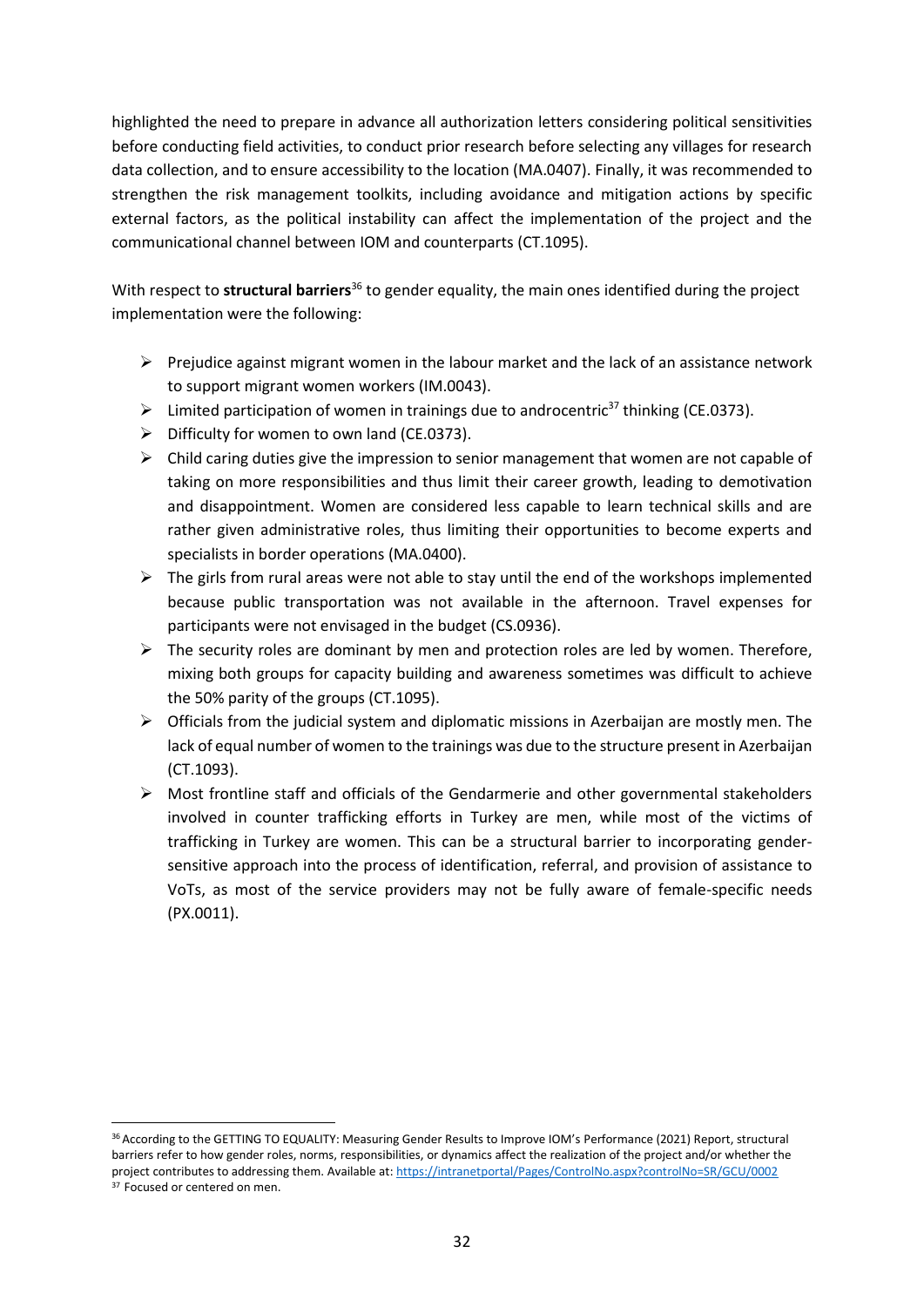highlighted the need to prepare in advance all authorization letters considering political sensitivities before conducting field activities, to conduct prior research before selecting any villages for research data collection, and to ensure accessibility to the location (MA.0407). Finally, it was recommended to strengthen the risk management toolkits, including avoidance and mitigation actions by specific external factors, as the political instability can affect the implementation of the project and the communicational channel between IOM and counterparts (CT.1095).

With respect to **structural barriers**[36] to gender equality, the main ones identified during the project implementation were the following:

- Prejudice against migrant women in the labour market and the lack of an assistance network to support migrant women workers (IM.0043).
- Limited participation of women in trainings due to androcentric[37] thinking (CE.0373).
- Difficulty for women to own land (CE.0373).
- Child caring duties give the impression to senior management that women are not capable of taking on more responsibilities and thus limit their career growth, leading to demotivation and disappointment. Women are considered less capable to learn technical skills and are rather given administrative roles, thus limiting their opportunities to become experts and specialists in border operations (MA.0400).
- The girls from rural areas were not able to stay until the end of the workshops implemented because public transportation was not available in the afternoon. Travel expenses for participants were not envisaged in the budget (CS.0936).
- The security roles are dominant by men and protection roles are led by women. Therefore, mixing both groups for capacity building and awareness sometimes was difficult to achieve the 50% parity of the groups (CT.1095).
- Officials from the judicial system and diplomatic missions in Azerbaijan are mostly men. The lack of equal number of women to the trainings was due to the structure present in Azerbaijan (CT.1093).
- Most frontline staff and officials of the Gendarmerie and other governmental stakeholders involved in counter trafficking efforts in Turkey are men, while most of the victims of trafficking in Turkey are women. This can be a structural barrier to incorporating gender-sensitive approach into the process of identification, referral, and provision of assistance to VoTs, as most of the service providers may not be fully aware of female-specific needs (PX.0011).

[36] According to the GETTING TO EQUALITY: Measuring Gender Results to Improve IOM's Performance (2021) Report, structural barriers refer to how gender roles, norms, responsibilities, or dynamics affect the realization of the project and/or whether the project contributes to addressing them. Available at: https://intranetportal/Pages/ControlNo.aspx?controlNo=SR/GCU/0002

[37] Focused or centered on men.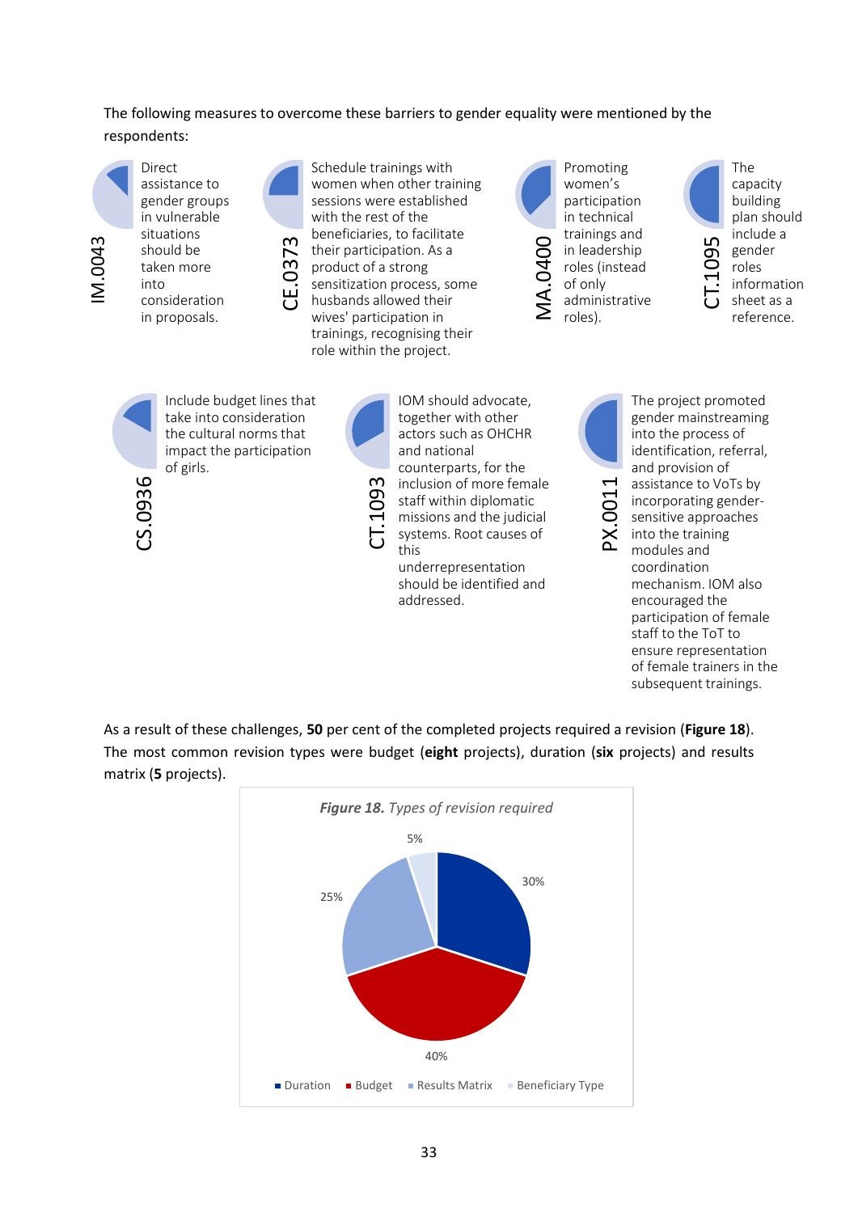The following measures to overcome these barriers to gender equality were mentioned by the respondents:

**IM.0043** Direct assistance to gender groups in vulnerable situations should be taken more into consideration in proposals.

**CE.0373** Schedule trainings with women when other training sessions were established with the rest of the beneficiaries, to facilitate their participation. As a product of a strong sensitization process, some husbands allowed their wives' participation in trainings, recognising their role within the project.

**MA.0400** Promoting women's participation in technical trainings and in leadership roles (instead of only administrative roles).

**CT.1095** The capacity building plan should include a gender roles information sheet as a reference.

**CS.0936** Include budget lines that take into consideration the cultural norms that impact the participation of girls.

**CT.1093** IOM should advocate, together with other actors such as OHCHR and national counterparts, for the inclusion of more female staff within diplomatic missions and the judicial systems. Root causes of this underrepresentation should be identified and addressed.

**PX.0011** The project promoted gender mainstreaming into the process of identification, referral, and provision of assistance to VoTs by incorporating gender-sensitive approaches into the training modules and coordination mechanism. IOM also encouraged the participation of female staff to the ToT to ensure representation of female trainers in the subsequent trainings.

As a result of these challenges, **50** per cent of the completed projects required a revision (**Figure 18**). The most common revision types were budget (**eight** projects), duration (**six** projects) and results matrix (**5** projects).

***Figure 18.*** *Types of revision required*

| Type of revision | Share |
| --- | --- |
| Duration | 30% |
| Budget | 40% |
| Results Matrix | 25% |
| Beneficiary Type | 5% |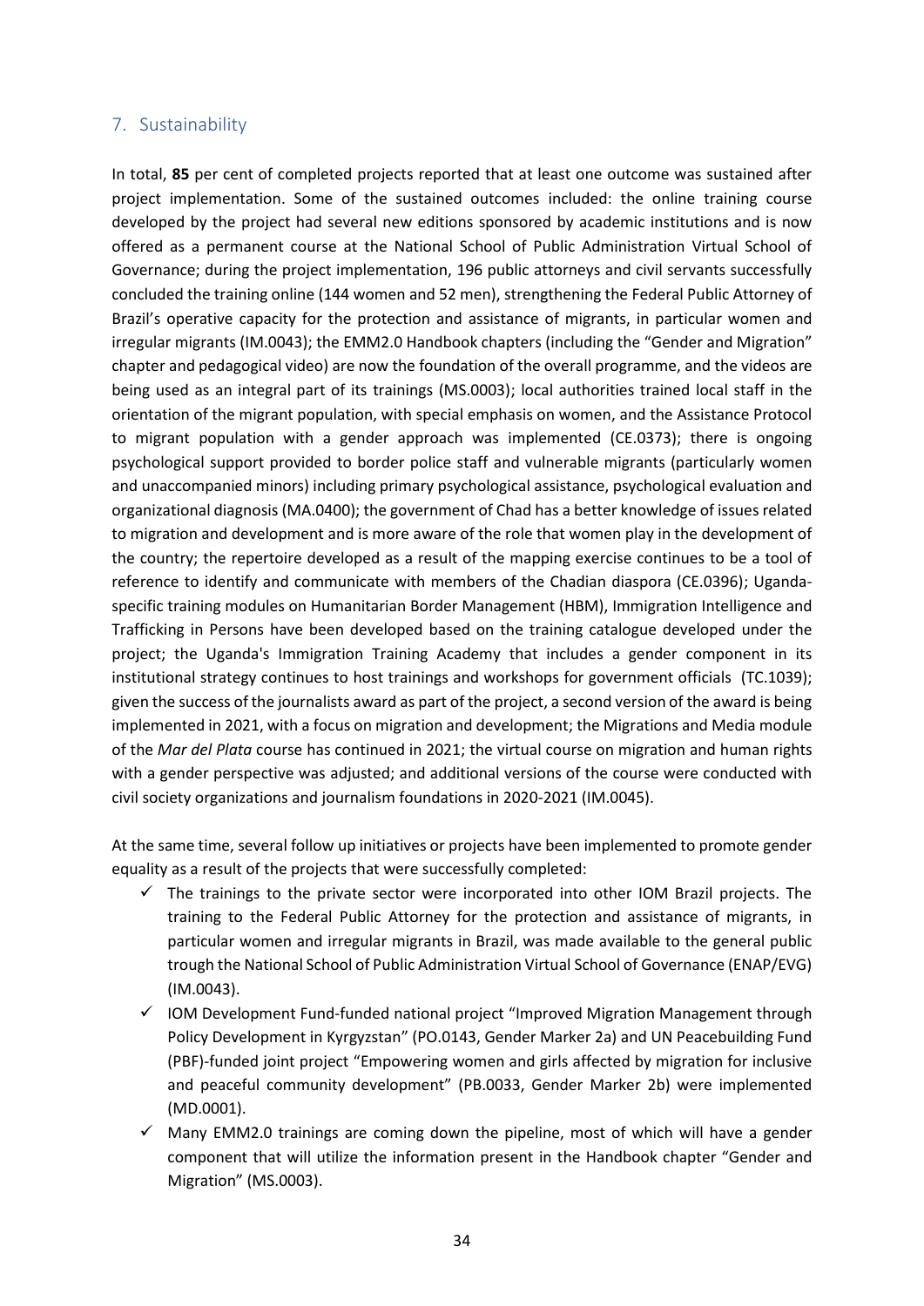## 7. Sustainability

In total, **85** per cent of completed projects reported that at least one outcome was sustained after project implementation. Some of the sustained outcomes included: the online training course developed by the project had several new editions sponsored by academic institutions and is now offered as a permanent course at the National School of Public Administration Virtual School of Governance; during the project implementation, 196 public attorneys and civil servants successfully concluded the training online (144 women and 52 men), strengthening the Federal Public Attorney of Brazil's operative capacity for the protection and assistance of migrants, in particular women and irregular migrants (IM.0043); the EMM2.0 Handbook chapters (including the "Gender and Migration" chapter and pedagogical video) are now the foundation of the overall programme, and the videos are being used as an integral part of its trainings (MS.0003); local authorities trained local staff in the orientation of the migrant population, with special emphasis on women, and the Assistance Protocol to migrant population with a gender approach was implemented (CE.0373); there is ongoing psychological support provided to border police staff and vulnerable migrants (particularly women and unaccompanied minors) including primary psychological assistance, psychological evaluation and organizational diagnosis (MA.0400); the government of Chad has a better knowledge of issues related to migration and development and is more aware of the role that women play in the development of the country; the repertoire developed as a result of the mapping exercise continues to be a tool of reference to identify and communicate with members of the Chadian diaspora (CE.0396); Uganda-specific training modules on Humanitarian Border Management (HBM), Immigration Intelligence and Trafficking in Persons have been developed based on the training catalogue developed under the project; the Uganda's Immigration Training Academy that includes a gender component in its institutional strategy continues to host trainings and workshops for government officials (TC.1039); given the success of the journalists award as part of the project, a second version of the award is being implemented in 2021, with a focus on migration and development; the Migrations and Media module of the *Mar del Plata* course has continued in 2021; the virtual course on migration and human rights with a gender perspective was adjusted; and additional versions of the course were conducted with civil society organizations and journalism foundations in 2020-2021 (IM.0045).

At the same time, several follow up initiatives or projects have been implemented to promote gender equality as a result of the projects that were successfully completed:

- ✓ The trainings to the private sector were incorporated into other IOM Brazil projects. The training to the Federal Public Attorney for the protection and assistance of migrants, in particular women and irregular migrants in Brazil, was made available to the general public trough the National School of Public Administration Virtual School of Governance (ENAP/EVG) (IM.0043).
- ✓ IOM Development Fund-funded national project "Improved Migration Management through Policy Development in Kyrgyzstan" (PO.0143, Gender Marker 2a) and UN Peacebuilding Fund (PBF)-funded joint project "Empowering women and girls affected by migration for inclusive and peaceful community development" (PB.0033, Gender Marker 2b) were implemented (MD.0001).
- ✓ Many EMM2.0 trainings are coming down the pipeline, most of which will have a gender component that will utilize the information present in the Handbook chapter "Gender and Migration" (MS.0003).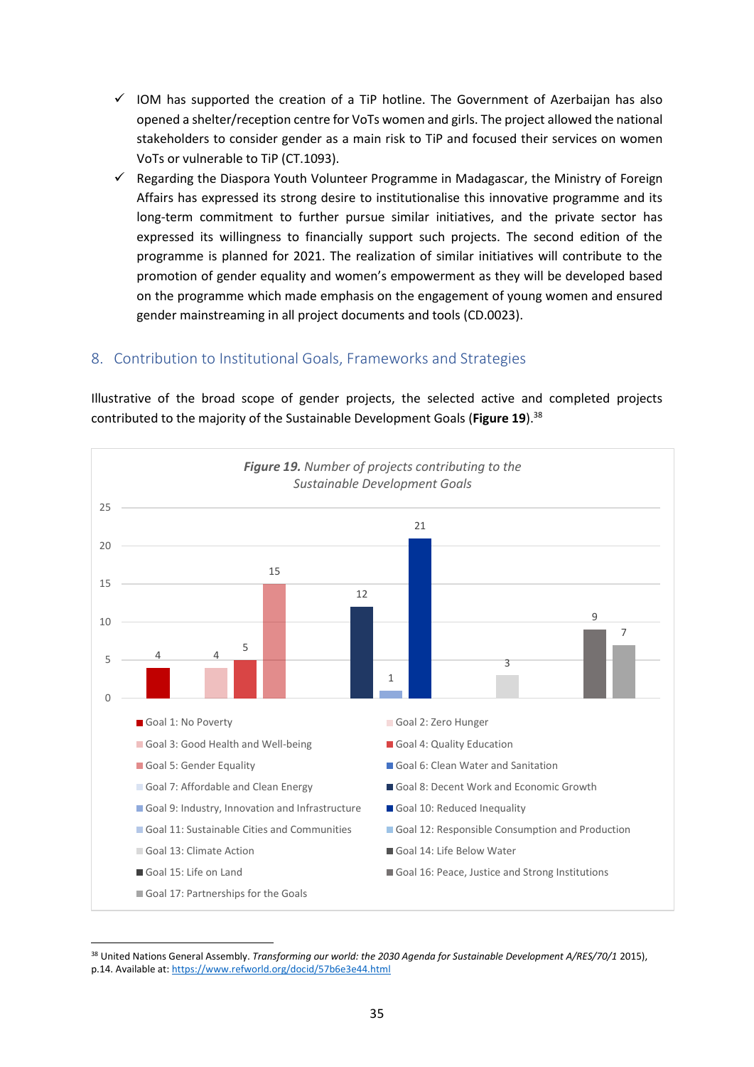- ✓ IOM has supported the creation of a TiP hotline. The Government of Azerbaijan has also opened a shelter/reception centre for VoTs women and girls. The project allowed the national stakeholders to consider gender as a main risk to TiP and focused their services on women VoTs or vulnerable to TiP (CT.1093).
- ✓ Regarding the Diaspora Youth Volunteer Programme in Madagascar, the Ministry of Foreign Affairs has expressed its strong desire to institutionalise this innovative programme and its long-term commitment to further pursue similar initiatives, and the private sector has expressed its willingness to financially support such projects. The second edition of the programme is planned for 2021. The realization of similar initiatives will contribute to the promotion of gender equality and women's empowerment as they will be developed based on the programme which made emphasis on the engagement of young women and ensured gender mainstreaming in all project documents and tools (CD.0023).

## 8. Contribution to Institutional Goals, Frameworks and Strategies

Illustrative of the broad scope of gender projects, the selected active and completed projects contributed to the majority of the Sustainable Development Goals (**Figure 19**).[38]

***Figure 19.*** *Number of projects contributing to the Sustainable Development Goals*

| Sustainable Development Goal | Number of projects |
|---|---|
| Goal 1: No Poverty | 4 |
| Goal 2: Zero Hunger | |
| Goal 3: Good Health and Well-being | 4 |
| Goal 4: Quality Education | 5 |
| Goal 5: Gender Equality | 15 |
| Goal 6: Clean Water and Sanitation | |
| Goal 7: Affordable and Clean Energy | |
| Goal 8: Decent Work and Economic Growth | 12 |
| Goal 9: Industry, Innovation and Infrastructure | 1 |
| Goal 10: Reduced Inequality | 21 |
| Goal 11: Sustainable Cities and Communities | |
| Goal 12: Responsible Consumption and Production | |
| Goal 13: Climate Action | 3 |
| Goal 14: Life Below Water | |
| Goal 15: Life on Land | |
| Goal 16: Peace, Justice and Strong Institutions | 9 |
| Goal 17: Partnerships for the Goals | 7 |

[38] United Nations General Assembly. *Transforming our world: the 2030 Agenda for Sustainable Development A/RES/70/1* 2015), p.14. Available at: https://www.refworld.org/docid/57b6e3e44.html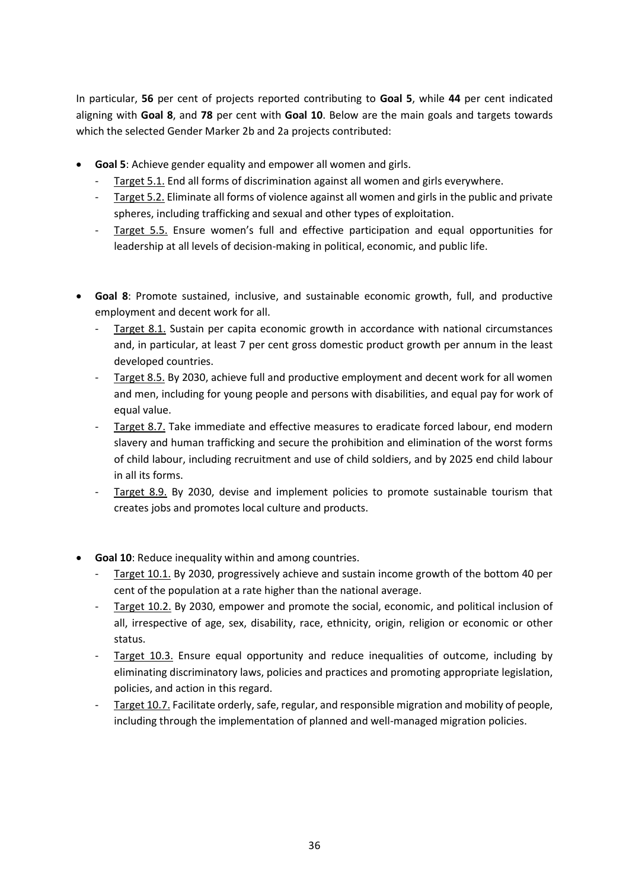In particular, **56** per cent of projects reported contributing to **Goal 5**, while **44** per cent indicated aligning with **Goal 8**, and **78** per cent with **Goal 10**. Below are the main goals and targets towards which the selected Gender Marker 2b and 2a projects contributed:

- **Goal 5**: Achieve gender equality and empower all women and girls.
  - Target 5.1. End all forms of discrimination against all women and girls everywhere.
  - Target 5.2. Eliminate all forms of violence against all women and girls in the public and private spheres, including trafficking and sexual and other types of exploitation.
  - Target 5.5. Ensure women's full and effective participation and equal opportunities for leadership at all levels of decision-making in political, economic, and public life.

- **Goal 8**: Promote sustained, inclusive, and sustainable economic growth, full, and productive employment and decent work for all.
  - Target 8.1. Sustain per capita economic growth in accordance with national circumstances and, in particular, at least 7 per cent gross domestic product growth per annum in the least developed countries.
  - Target 8.5. By 2030, achieve full and productive employment and decent work for all women and men, including for young people and persons with disabilities, and equal pay for work of equal value.
  - Target 8.7. Take immediate and effective measures to eradicate forced labour, end modern slavery and human trafficking and secure the prohibition and elimination of the worst forms of child labour, including recruitment and use of child soldiers, and by 2025 end child labour in all its forms.
  - Target 8.9. By 2030, devise and implement policies to promote sustainable tourism that creates jobs and promotes local culture and products.

- **Goal 10**: Reduce inequality within and among countries.
  - Target 10.1. By 2030, progressively achieve and sustain income growth of the bottom 40 per cent of the population at a rate higher than the national average.
  - Target 10.2. By 2030, empower and promote the social, economic, and political inclusion of all, irrespective of age, sex, disability, race, ethnicity, origin, religion or economic or other status.
  - Target 10.3. Ensure equal opportunity and reduce inequalities of outcome, including by eliminating discriminatory laws, policies and practices and promoting appropriate legislation, policies, and action in this regard.
  - Target 10.7. Facilitate orderly, safe, regular, and responsible migration and mobility of people, including through the implementation of planned and well-managed migration policies.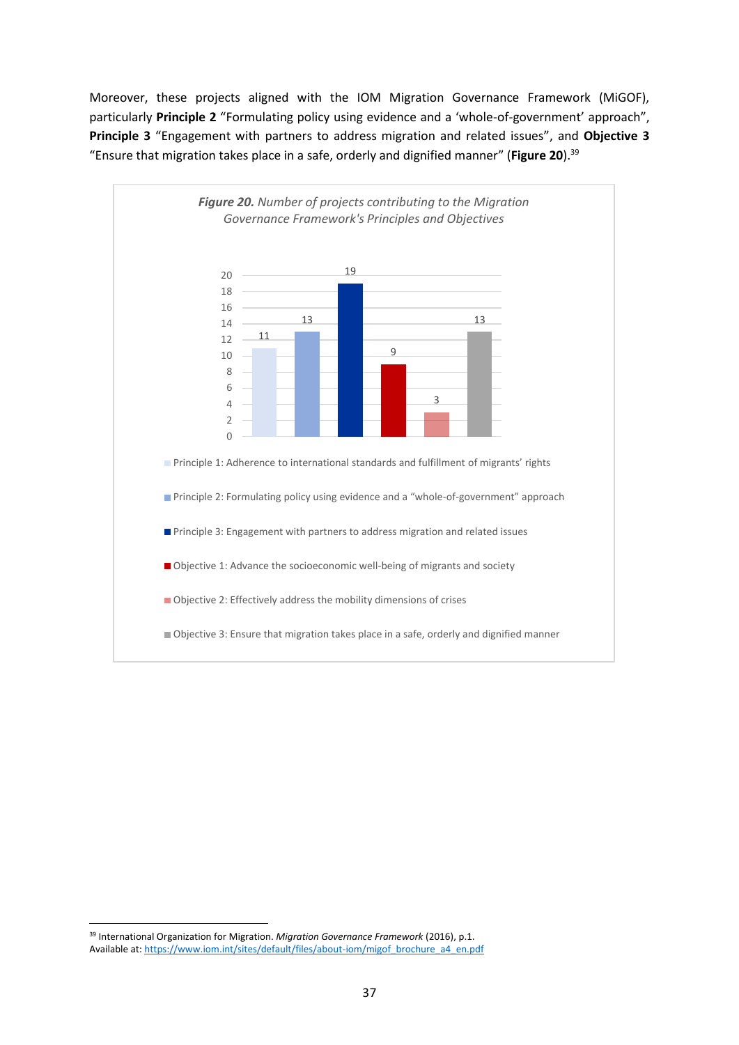Moreover, these projects aligned with the IOM Migration Governance Framework (MiGOF), particularly **Principle 2** "Formulating policy using evidence and a 'whole-of-government' approach", **Principle 3** "Engagement with partners to address migration and related issues", and **Objective 3** "Ensure that migration takes place in a safe, orderly and dignified manner" (**Figure 20**).[39]

***Figure 20.*** *Number of projects contributing to the Migration Governance Framework's Principles and Objectives*

| Category | Number of projects |
| --- | --- |
| Principle 1: Adherence to international standards and fulfillment of migrants' rights | 11 |
| Principle 2: Formulating policy using evidence and a "whole-of-government" approach | 13 |
| Principle 3: Engagement with partners to address migration and related issues | 19 |
| Objective 1: Advance the socioeconomic well-being of migrants and society | 9 |
| Objective 2: Effectively address the mobility dimensions of crises | 3 |
| Objective 3: Ensure that migration takes place in a safe, orderly and dignified manner | 13 |

[39] International Organization for Migration. *Migration Governance Framework* (2016), p.1. Available at: https://www.iom.int/sites/default/files/about-iom/migof_brochure_a4_en.pdf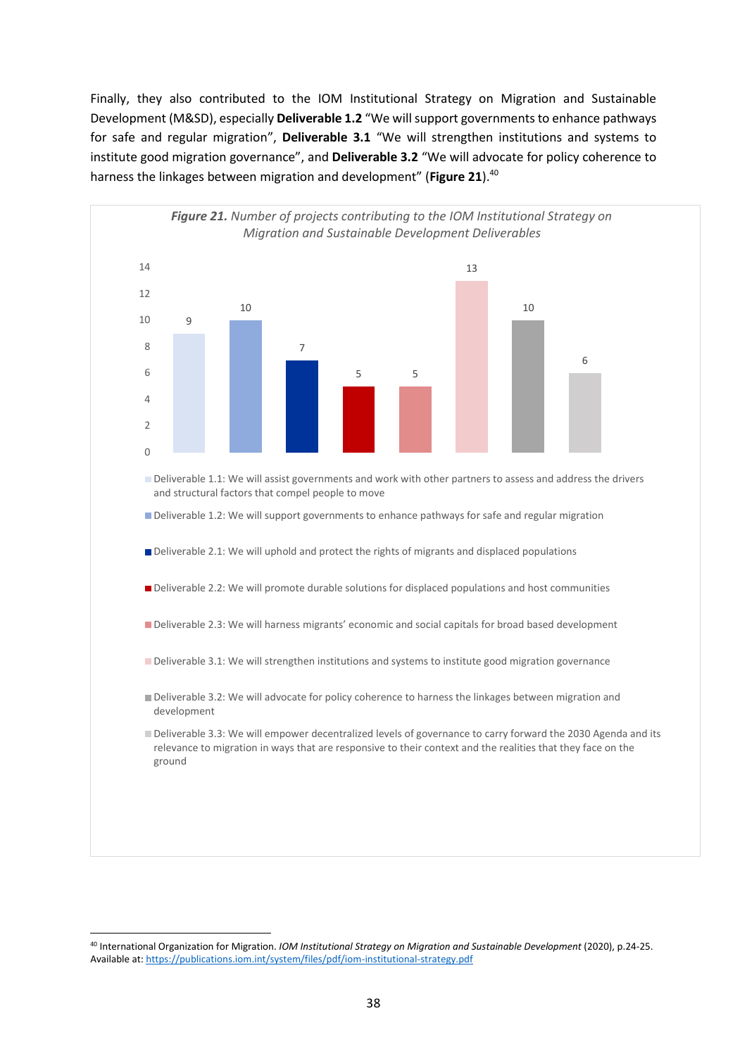Finally, they also contributed to the IOM Institutional Strategy on Migration and Sustainable Development (M&SD), especially **Deliverable 1.2** "We will support governments to enhance pathways for safe and regular migration", **Deliverable 3.1** "We will strengthen institutions and systems to institute good migration governance", and **Deliverable 3.2** "We will advocate for policy coherence to harness the linkages between migration and development" (**Figure 21**).[40]

***Figure 21.*** *Number of projects contributing to the IOM Institutional Strategy on Migration and Sustainable Development Deliverables*

| Deliverable | Number of projects |
| --- | --- |
| Deliverable 1.1: We will assist governments and work with other partners to assess and address the drivers and structural factors that compel people to move | 9 |
| Deliverable 1.2: We will support governments to enhance pathways for safe and regular migration | 10 |
| Deliverable 2.1: We will uphold and protect the rights of migrants and displaced populations | 7 |
| Deliverable 2.2: We will promote durable solutions for displaced populations and host communities | 5 |
| Deliverable 2.3: We will harness migrants' economic and social capitals for broad based development | 5 |
| Deliverable 3.1: We will strengthen institutions and systems to institute good migration governance | 13 |
| Deliverable 3.2: We will advocate for policy coherence to harness the linkages between migration and development | 10 |
| Deliverable 3.3: We will empower decentralized levels of governance to carry forward the 2030 Agenda and its relevance to migration in ways that are responsive to their context and the realities that they face on the ground | 6 |

[40] International Organization for Migration. *IOM Institutional Strategy on Migration and Sustainable Development* (2020), p.24-25. Available at: https://publications.iom.int/system/files/pdf/iom-institutional-strategy.pdf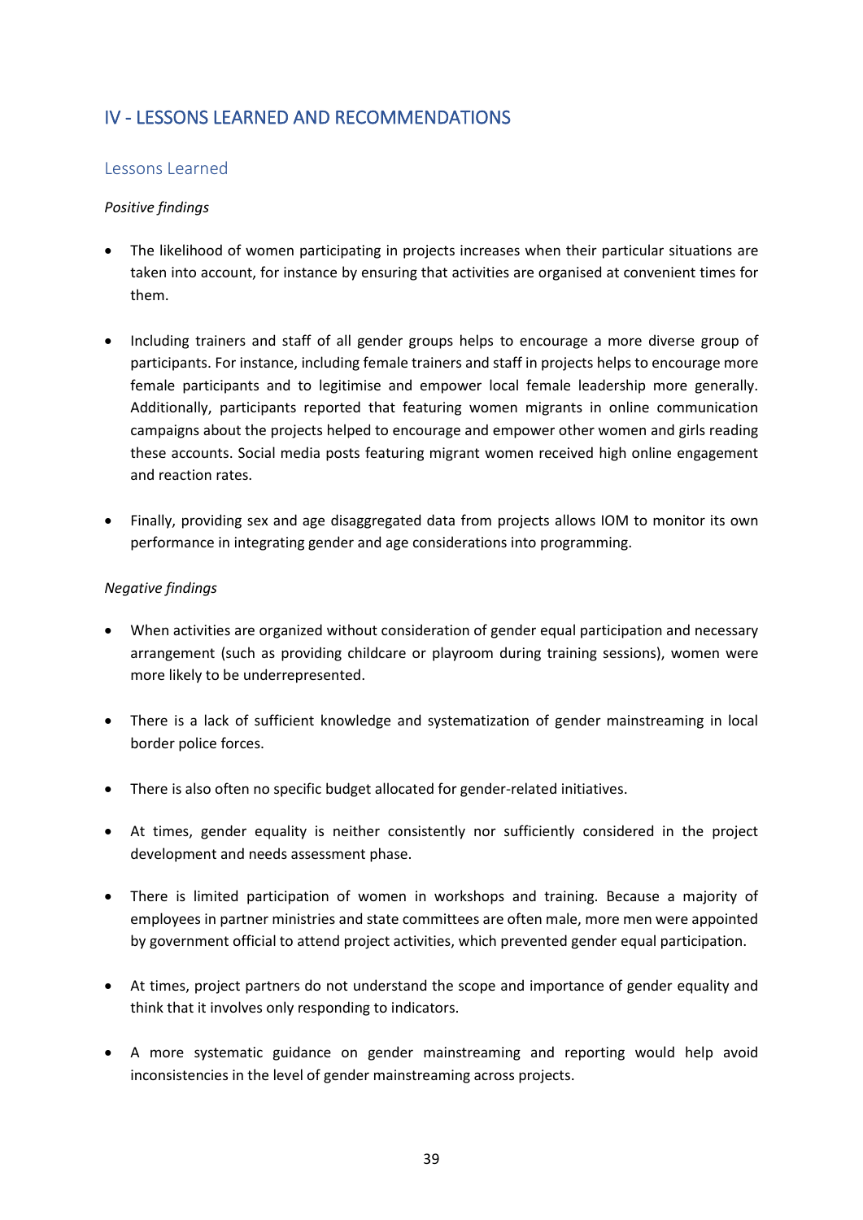## IV - LESSONS LEARNED AND RECOMMENDATIONS

### Lessons Learned

*Positive findings*

- The likelihood of women participating in projects increases when their particular situations are taken into account, for instance by ensuring that activities are organised at convenient times for them.

- Including trainers and staff of all gender groups helps to encourage a more diverse group of participants. For instance, including female trainers and staff in projects helps to encourage more female participants and to legitimise and empower local female leadership more generally. Additionally, participants reported that featuring women migrants in online communication campaigns about the projects helped to encourage and empower other women and girls reading these accounts. Social media posts featuring migrant women received high online engagement and reaction rates.

- Finally, providing sex and age disaggregated data from projects allows IOM to monitor its own performance in integrating gender and age considerations into programming.

*Negative findings*

- When activities are organized without consideration of gender equal participation and necessary arrangement (such as providing childcare or playroom during training sessions), women were more likely to be underrepresented.

- There is a lack of sufficient knowledge and systematization of gender mainstreaming in local border police forces.

- There is also often no specific budget allocated for gender-related initiatives.

- At times, gender equality is neither consistently nor sufficiently considered in the project development and needs assessment phase.

- There is limited participation of women in workshops and training. Because a majority of employees in partner ministries and state committees are often male, more men were appointed by government official to attend project activities, which prevented gender equal participation.

- At times, project partners do not understand the scope and importance of gender equality and think that it involves only responding to indicators.

- A more systematic guidance on gender mainstreaming and reporting would help avoid inconsistencies in the level of gender mainstreaming across projects.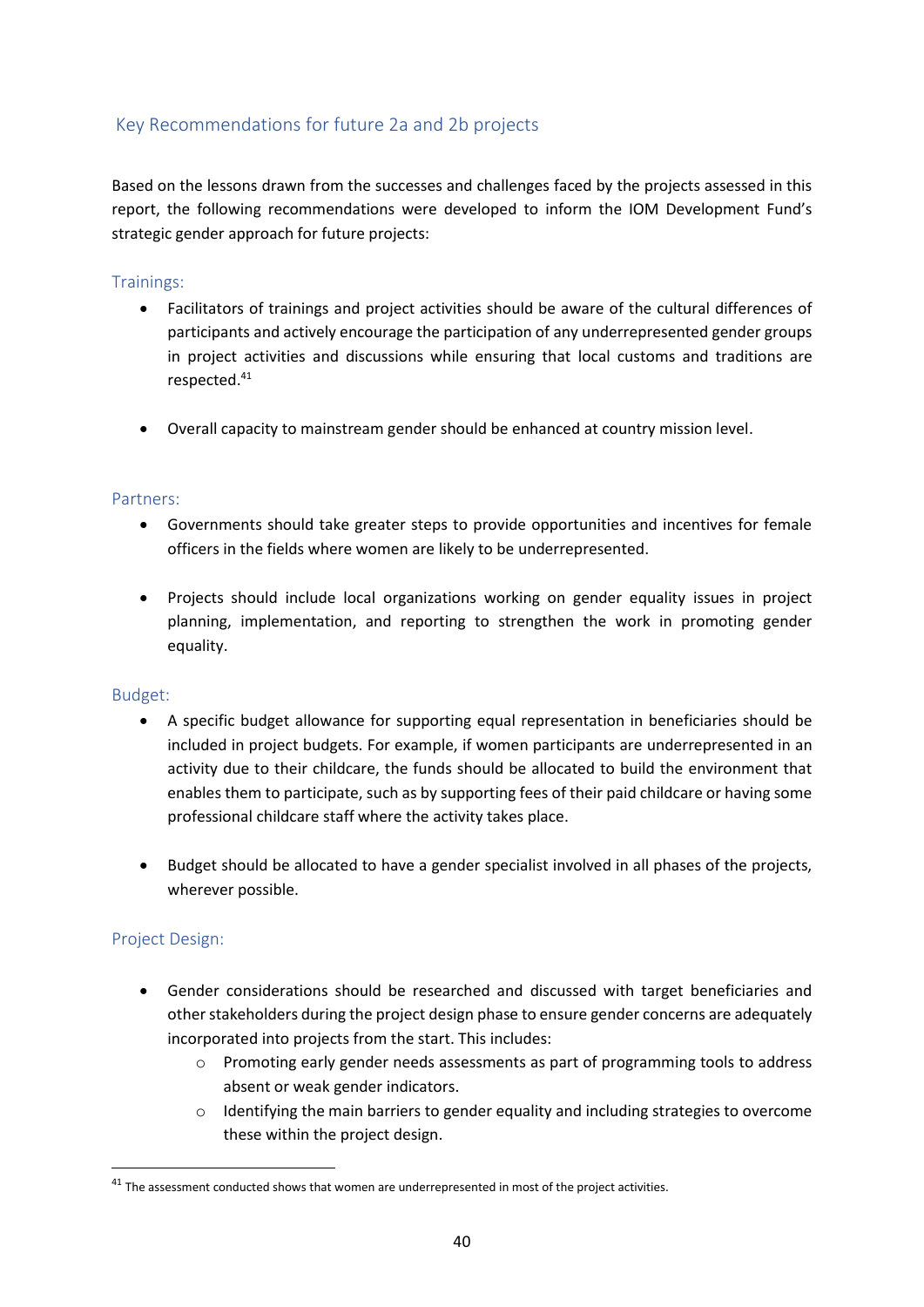## Key Recommendations for future 2a and 2b projects

Based on the lessons drawn from the successes and challenges faced by the projects assessed in this report, the following recommendations were developed to inform the IOM Development Fund's strategic gender approach for future projects:

### Trainings:

- Facilitators of trainings and project activities should be aware of the cultural differences of participants and actively encourage the participation of any underrepresented gender groups in project activities and discussions while ensuring that local customs and traditions are respected.[41]

- Overall capacity to mainstream gender should be enhanced at country mission level.

### Partners:

- Governments should take greater steps to provide opportunities and incentives for female officers in the fields where women are likely to be underrepresented.

- Projects should include local organizations working on gender equality issues in project planning, implementation, and reporting to strengthen the work in promoting gender equality.

### Budget:

- A specific budget allowance for supporting equal representation in beneficiaries should be included in project budgets. For example, if women participants are underrepresented in an activity due to their childcare, the funds should be allocated to build the environment that enables them to participate, such as by supporting fees of their paid childcare or having some professional childcare staff where the activity takes place.

- Budget should be allocated to have a gender specialist involved in all phases of the projects, wherever possible.

### Project Design:

- Gender considerations should be researched and discussed with target beneficiaries and other stakeholders during the project design phase to ensure gender concerns are adequately incorporated into projects from the start. This includes:
  - Promoting early gender needs assessments as part of programming tools to address absent or weak gender indicators.
  - Identifying the main barriers to gender equality and including strategies to overcome these within the project design.

---

[41] The assessment conducted shows that women are underrepresented in most of the project activities.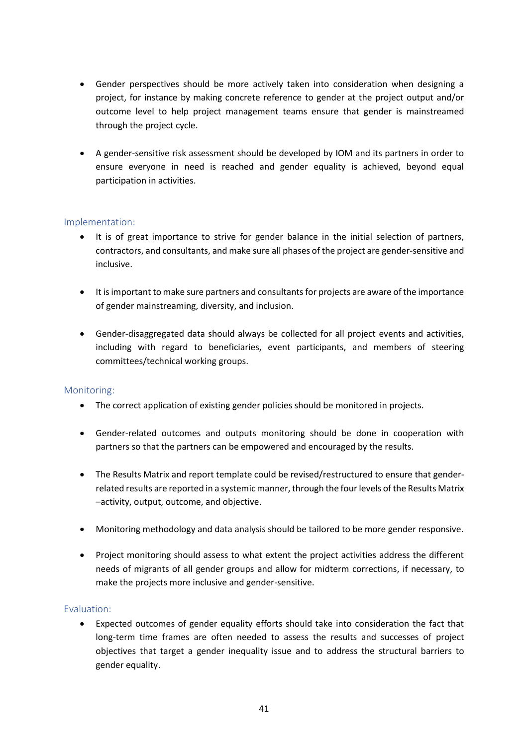- Gender perspectives should be more actively taken into consideration when designing a project, for instance by making concrete reference to gender at the project output and/or outcome level to help project management teams ensure that gender is mainstreamed through the project cycle.

- A gender-sensitive risk assessment should be developed by IOM and its partners in order to ensure everyone in need is reached and gender equality is achieved, beyond equal participation in activities.

### Implementation:

- It is of great importance to strive for gender balance in the initial selection of partners, contractors, and consultants, and make sure all phases of the project are gender-sensitive and inclusive.

- It is important to make sure partners and consultants for projects are aware of the importance of gender mainstreaming, diversity, and inclusion.

- Gender-disaggregated data should always be collected for all project events and activities, including with regard to beneficiaries, event participants, and members of steering committees/technical working groups.

### Monitoring:

- The correct application of existing gender policies should be monitored in projects.

- Gender-related outcomes and outputs monitoring should be done in cooperation with partners so that the partners can be empowered and encouraged by the results.

- The Results Matrix and report template could be revised/restructured to ensure that gender-related results are reported in a systemic manner, through the four levels of the Results Matrix –activity, output, outcome, and objective.

- Monitoring methodology and data analysis should be tailored to be more gender responsive.

- Project monitoring should assess to what extent the project activities address the different needs of migrants of all gender groups and allow for midterm corrections, if necessary, to make the projects more inclusive and gender-sensitive.

### Evaluation:

- Expected outcomes of gender equality efforts should take into consideration the fact that long-term time frames are often needed to assess the results and successes of project objectives that target a gender inequality issue and to address the structural barriers to gender equality.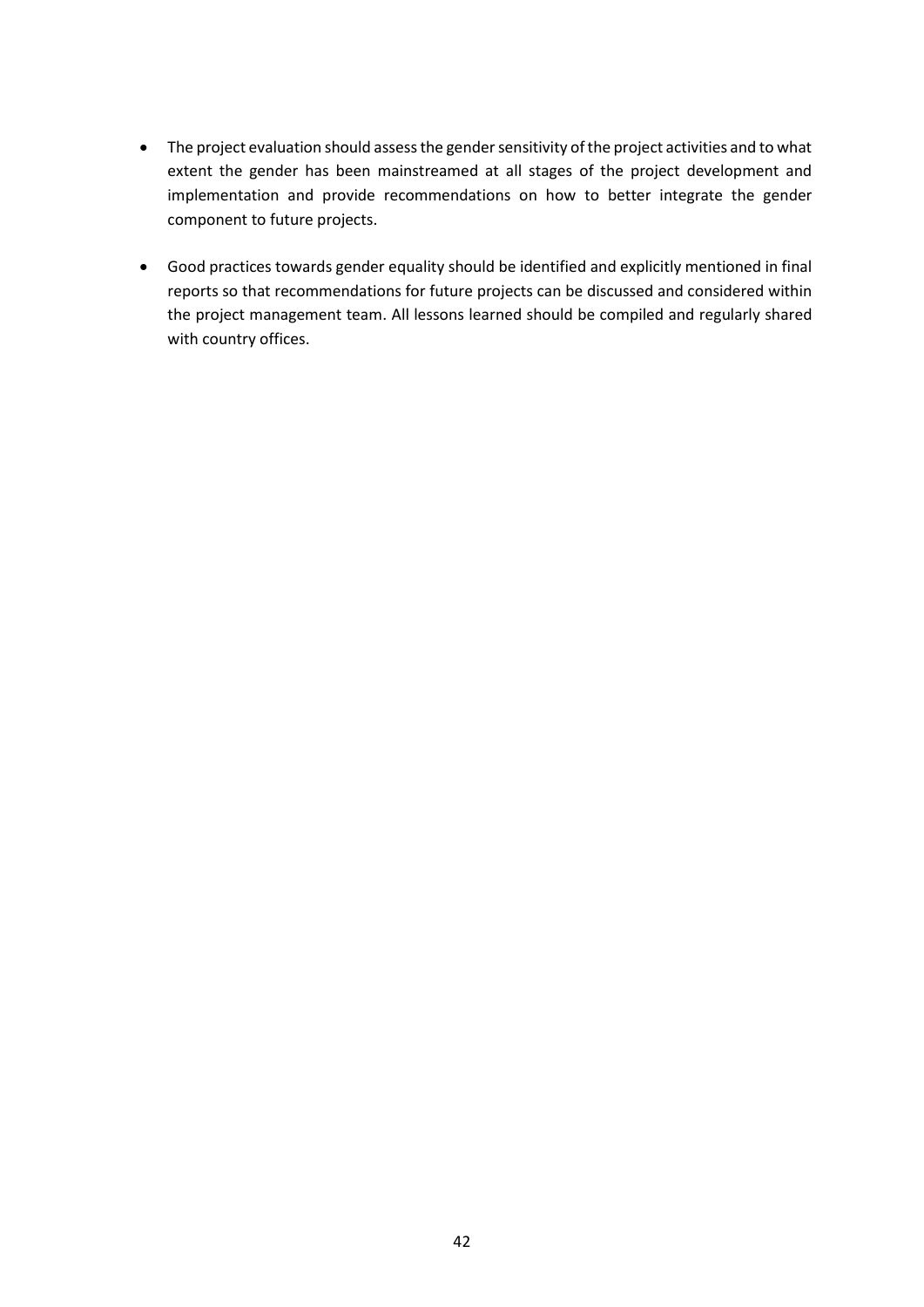- The project evaluation should assess the gender sensitivity of the project activities and to what extent the gender has been mainstreamed at all stages of the project development and implementation and provide recommendations on how to better integrate the gender component to future projects.

- Good practices towards gender equality should be identified and explicitly mentioned in final reports so that recommendations for future projects can be discussed and considered within the project management team. All lessons learned should be compiled and regularly shared with country offices.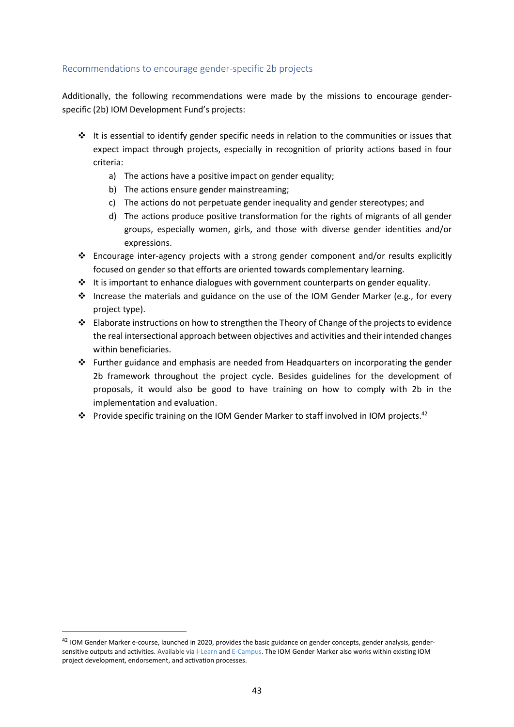### Recommendations to encourage gender-specific 2b projects

Additionally, the following recommendations were made by the missions to encourage gender-specific (2b) IOM Development Fund's projects:

- It is essential to identify gender specific needs in relation to the communities or issues that expect impact through projects, especially in recognition of priority actions based in four criteria:
  - a) The actions have a positive impact on gender equality;
  - b) The actions ensure gender mainstreaming;
  - c) The actions do not perpetuate gender inequality and gender stereotypes; and
  - d) The actions produce positive transformation for the rights of migrants of all gender groups, especially women, girls, and those with diverse gender identities and/or expressions.
- Encourage inter-agency projects with a strong gender component and/or results explicitly focused on gender so that efforts are oriented towards complementary learning.
- It is important to enhance dialogues with government counterparts on gender equality.
- Increase the materials and guidance on the use of the IOM Gender Marker (e.g., for every project type).
- Elaborate instructions on how to strengthen the Theory of Change of the projects to evidence the real intersectional approach between objectives and activities and their intended changes within beneficiaries.
- Further guidance and emphasis are needed from Headquarters on incorporating the gender 2b framework throughout the project cycle. Besides guidelines for the development of proposals, it would also be good to have training on how to comply with 2b in the implementation and evaluation.
- Provide specific training on the IOM Gender Marker to staff involved in IOM projects.[42]

---

[42] IOM Gender Marker e-course, launched in 2020, provides the basic guidance on gender concepts, gender analysis, gender-sensitive outputs and activities. Available via I-Learn and E-Campus. The IOM Gender Marker also works within existing IOM project development, endorsement, and activation processes.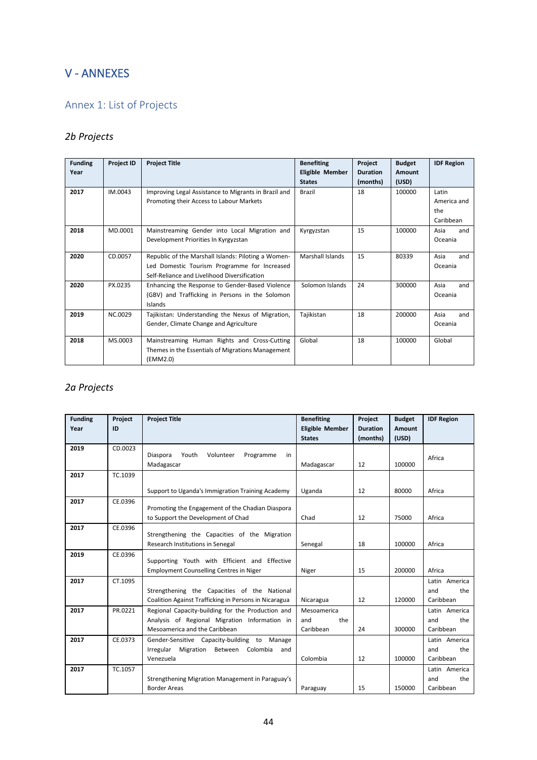# V - ANNEXES

## Annex 1: List of Projects

### *2b Projects*

| Funding Year | Project ID | Project Title | Benefiting Eligible Member States | Project Duration (months) | Budget Amount (USD) | IDF Region |
|---|---|---|---|---|---|---|
| **2017** | IM.0043 | Improving Legal Assistance to Migrants in Brazil and Promoting their Access to Labour Markets | Brazil | 18 | 100000 | Latin America and the Caribbean |
| **2018** | MD.0001 | Mainstreaming Gender into Local Migration and Development Priorities In Kyrgyzstan | Kyrgyzstan | 15 | 100000 | Asia and Oceania |
| **2020** | CD.0057 | Republic of the Marshall Islands: Piloting a Women-Led Domestic Tourism Programme for Increased Self-Reliance and Livelihood Diversification | Marshall Islands | 15 | 80339 | Asia and Oceania |
| **2020** | PX.0235 | Enhancing the Response to Gender-Based Violence (GBV) and Trafficking in Persons in the Solomon Islands | Solomon Islands | 24 | 300000 | Asia and Oceania |
| **2019** | NC.0029 | Tajikistan: Understanding the Nexus of Migration, Gender, Climate Change and Agriculture | Tajikistan | 18 | 200000 | Asia and Oceania |
| **2018** | MS.0003 | Mainstreaming Human Rights and Cross-Cutting Themes in the Essentials of Migrations Management (EMM2.0) | Global | 18 | 100000 | Global |

### *2a Projects*

| Funding Year | Project ID | Project Title | Benefiting Eligible Member States | Project Duration (months) | Budget Amount (USD) | IDF Region |
|---|---|---|---|---|---|---|
| **2019** | CD.0023 | Diaspora Youth Volunteer Programme in Madagascar | Madagascar | 12 | 100000 | Africa |
| **2017** | TC.1039 | Support to Uganda's Immigration Training Academy | Uganda | 12 | 80000 | Africa |
| **2017** | CE.0396 | Promoting the Engagement of the Chadian Diaspora to Support the Development of Chad | Chad | 12 | 75000 | Africa |
| **2017** | CE.0396 | Strengthening the Capacities of the Migration Research Institutions in Senegal | Senegal | 18 | 100000 | Africa |
| **2019** | CE.0396 | Supporting Youth with Efficient and Effective Employment Counselling Centres in Niger | Niger | 15 | 200000 | Africa |
| **2017** | CT.1095 | Strengthening the Capacities of the National Coalition Against Trafficking in Persons in Nicaragua | Nicaragua | 12 | 120000 | Latin America and the Caribbean |
| **2017** | PR.0221 | Regional Capacity-building for the Production and Analysis of Regional Migration Information in Mesoamerica and the Caribbean | Mesoamerica and the Caribbean | 24 | 300000 | Latin America and the Caribbean |
| **2017** | CE.0373 | Gender-Sensitive Capacity-building to Manage Irregular Migration Between Colombia and Venezuela | Colombia | 12 | 100000 | Latin America and the Caribbean |
| **2017** | TC.1057 | Strengthening Migration Management in Paraguay's Border Areas | Paraguay | 15 | 150000 | Latin America and the Caribbean |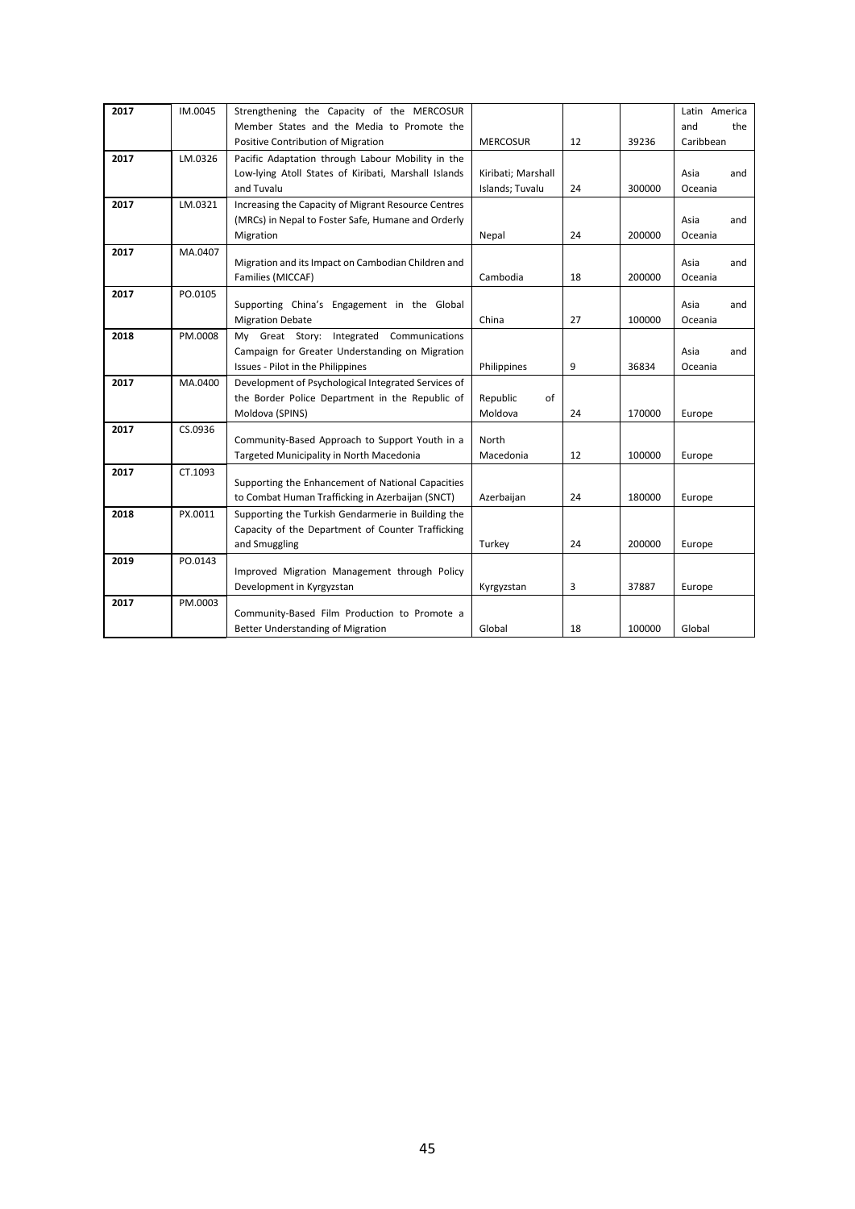| **2017** | IM.0045 | Strengthening the Capacity of the MERCOSUR Member States and the Media to Promote the Positive Contribution of Migration | MERCOSUR | 12 | 39236 | Latin America and the Caribbean |
|---|---|---|---|---|---|---|
| **2017** | LM.0326 | Pacific Adaptation through Labour Mobility in the Low-lying Atoll States of Kiribati, Marshall Islands and Tuvalu | Kiribati; Marshall Islands; Tuvalu | 24 | 300000 | Asia and Oceania |
| **2017** | LM.0321 | Increasing the Capacity of Migrant Resource Centres (MRCs) in Nepal to Foster Safe, Humane and Orderly Migration | Nepal | 24 | 200000 | Asia and Oceania |
| **2017** | MA.0407 | Migration and its Impact on Cambodian Children and Families (MICCAF) | Cambodia | 18 | 200000 | Asia and Oceania |
| **2017** | PO.0105 | Supporting China's Engagement in the Global Migration Debate | China | 27 | 100000 | Asia and Oceania |
| **2018** | PM.0008 | My Great Story: Integrated Communications Campaign for Greater Understanding on Migration Issues - Pilot in the Philippines | Philippines | 9 | 36834 | Asia and Oceania |
| **2017** | MA.0400 | Development of Psychological Integrated Services of the Border Police Department in the Republic of Moldova (SPINS) | Republic of Moldova | 24 | 170000 | Europe |
| **2017** | CS.0936 | Community-Based Approach to Support Youth in a Targeted Municipality in North Macedonia | North Macedonia | 12 | 100000 | Europe |
| **2017** | CT.1093 | Supporting the Enhancement of National Capacities to Combat Human Trafficking in Azerbaijan (SNCT) | Azerbaijan | 24 | 180000 | Europe |
| **2018** | PX.0011 | Supporting the Turkish Gendarmerie in Building the Capacity of the Department of Counter Trafficking and Smuggling | Turkey | 24 | 200000 | Europe |
| **2019** | PO.0143 | Improved Migration Management through Policy Development in Kyrgyzstan | Kyrgyzstan | 3 | 37887 | Europe |
| **2017** | PM.0003 | Community-Based Film Production to Promote a Better Understanding of Migration | Global | 18 | 100000 | Global |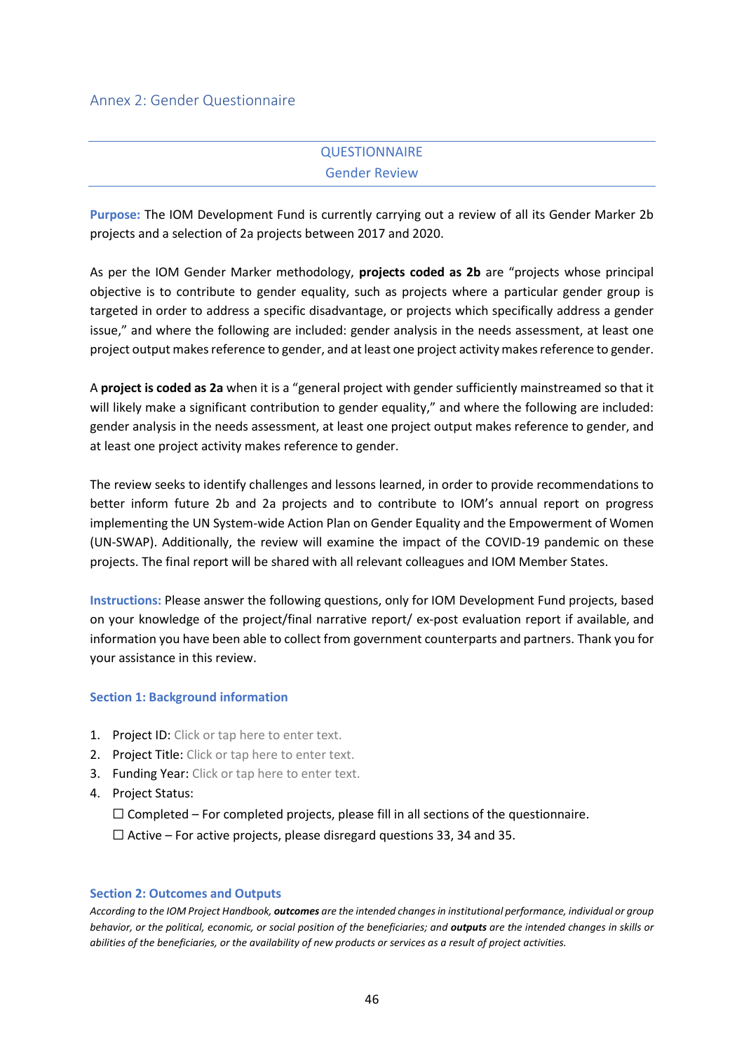## Annex 2: Gender Questionnaire

### QUESTIONNAIRE
### Gender Review

**Purpose:** The IOM Development Fund is currently carrying out a review of all its Gender Marker 2b projects and a selection of 2a projects between 2017 and 2020.

As per the IOM Gender Marker methodology, **projects coded as 2b** are "projects whose principal objective is to contribute to gender equality, such as projects where a particular gender group is targeted in order to address a specific disadvantage, or projects which specifically address a gender issue," and where the following are included: gender analysis in the needs assessment, at least one project output makes reference to gender, and at least one project activity makes reference to gender.

A **project is coded as 2a** when it is a "general project with gender sufficiently mainstreamed so that it will likely make a significant contribution to gender equality," and where the following are included: gender analysis in the needs assessment, at least one project output makes reference to gender, and at least one project activity makes reference to gender.

The review seeks to identify challenges and lessons learned, in order to provide recommendations to better inform future 2b and 2a projects and to contribute to IOM's annual report on progress implementing the UN System-wide Action Plan on Gender Equality and the Empowerment of Women (UN-SWAP). Additionally, the review will examine the impact of the COVID-19 pandemic on these projects. The final report will be shared with all relevant colleagues and IOM Member States.

**Instructions:** Please answer the following questions, only for IOM Development Fund projects, based on your knowledge of the project/final narrative report/ ex-post evaluation report if available, and information you have been able to collect from government counterparts and partners. Thank you for your assistance in this review.

#### Section 1: Background information

1. Project ID: Click or tap here to enter text.
2. Project Title: Click or tap here to enter text.
3. Funding Year: Click or tap here to enter text.
4. Project Status:

   ☐ Completed – For completed projects, please fill in all sections of the questionnaire.

   ☐ Active – For active projects, please disregard questions 33, 34 and 35.

#### Section 2: Outcomes and Outputs

*According to the IOM Project Handbook, **outcomes** are the intended changes in institutional performance, individual or group behavior, or the political, economic, or social position of the beneficiaries; and **outputs** are the intended changes in skills or abilities of the beneficiaries, or the availability of new products or services as a result of project activities.*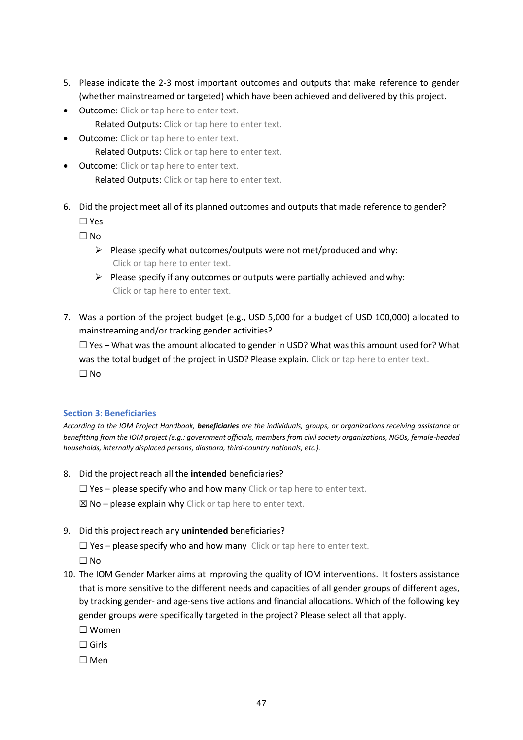5. Please indicate the 2-3 most important outcomes and outputs that make reference to gender (whether mainstreamed or targeted) which have been achieved and delivered by this project.

- Outcome: Click or tap here to enter text.
  Related Outputs: Click or tap here to enter text.
- Outcome: Click or tap here to enter text.
  Related Outputs: Click or tap here to enter text.
- Outcome: Click or tap here to enter text.
  Related Outputs: Click or tap here to enter text.

6. Did the project meet all of its planned outcomes and outputs that made reference to gender?
   ☐ Yes
   ☐ No
   - ➢ Please specify what outcomes/outputs were not met/produced and why:
     Click or tap here to enter text.
   - ➢ Please specify if any outcomes or outputs were partially achieved and why:
     Click or tap here to enter text.

7. Was a portion of the project budget (e.g., USD 5,000 for a budget of USD 100,000) allocated to mainstreaming and/or tracking gender activities?
   ☐ Yes – What was the amount allocated to gender in USD? What was this amount used for? What was the total budget of the project in USD? Please explain. Click or tap here to enter text.
   ☐ No

## Section 3: Beneficiaries

*According to the IOM Project Handbook, **beneficiaries** are the individuals, groups, or organizations receiving assistance or benefitting from the IOM project (e.g.: government officials, members from civil society organizations, NGOs, female-headed households, internally displaced persons, diaspora, third-country nationals, etc.).*

8. Did the project reach all the **intended** beneficiaries?
   ☐ Yes – please specify who and how many Click or tap here to enter text.
   ☒ No – please explain why Click or tap here to enter text.

9. Did this project reach any **unintended** beneficiaries?
   ☐ Yes – please specify who and how many Click or tap here to enter text.
   ☐ No

10. The IOM Gender Marker aims at improving the quality of IOM interventions. It fosters assistance that is more sensitive to the different needs and capacities of all gender groups of different ages, by tracking gender- and age-sensitive actions and financial allocations. Which of the following key gender groups were specifically targeted in the project? Please select all that apply.
    ☐ Women
    ☐ Girls
    ☐ Men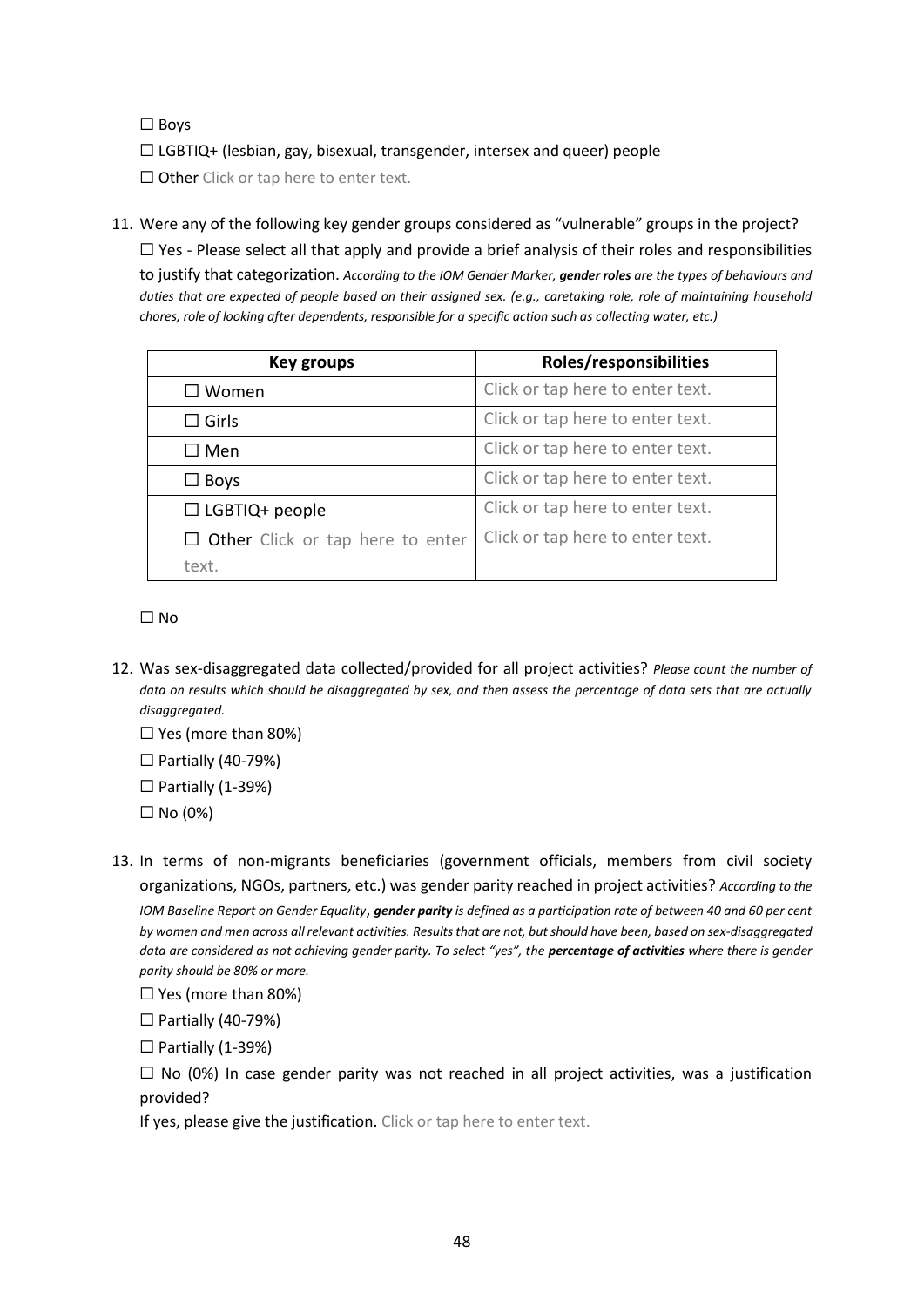☐ Boys

☐ LGBTIQ+ (lesbian, gay, bisexual, transgender, intersex and queer) people

☐ Other Click or tap here to enter text.

11. Were any of the following key gender groups considered as "vulnerable" groups in the project?

    ☐ Yes - Please select all that apply and provide a brief analysis of their roles and responsibilities to justify that categorization. *According to the IOM Gender Marker,* ***gender roles*** *are the types of behaviours and duties that are expected of people based on their assigned sex. (e.g., caretaking role, role of maintaining household chores, role of looking after dependents, responsible for a specific action such as collecting water, etc.)*

| Key groups | Roles/responsibilities |
|---|---|
| ☐ Women | Click or tap here to enter text. |
| ☐ Girls | Click or tap here to enter text. |
| ☐ Men | Click or tap here to enter text. |
| ☐ Boys | Click or tap here to enter text. |
| ☐ LGBTIQ+ people | Click or tap here to enter text. |
| ☐ **Other** Click or tap here to enter text. | Click or tap here to enter text. |

    ☐ No

12. Was sex-disaggregated data collected/provided for all project activities? *Please count the number of data on results which should be disaggregated by sex, and then assess the percentage of data sets that are actually disaggregated.*

    ☐ Yes (more than 80%)

    ☐ Partially (40-79%)

    ☐ Partially (1-39%)

    ☐ No (0%)

13. In terms of non-migrants beneficiaries (government officials, members from civil society organizations, NGOs, partners, etc.) was gender parity reached in project activities? *According to the IOM Baseline Report on Gender Equality,* ***gender parity*** *is defined as a participation rate of between 40 and 60 per cent by women and men across all relevant activities. Results that are not, but should have been, based on sex-disaggregated data are considered as not achieving gender parity. To select "yes", the* ***percentage of activities*** *where there is gender parity should be 80% or more.*

    ☐ Yes (more than 80%)

    ☐ Partially (40-79%)

    ☐ Partially (1-39%)

    ☐ No (0%) In case gender parity was not reached in all project activities, was a justification provided?

    If yes, please give the justification. Click or tap here to enter text.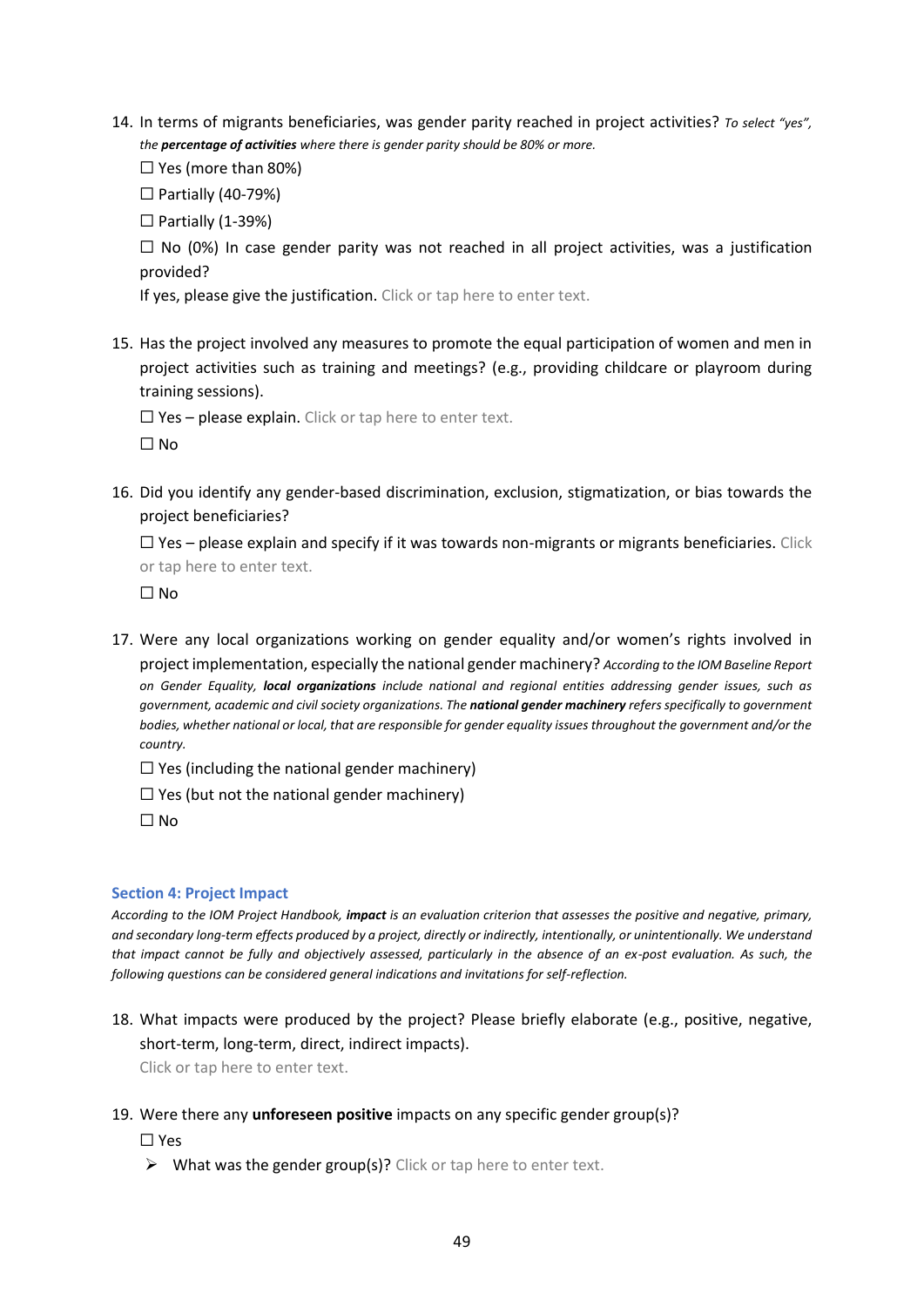14. In terms of migrants beneficiaries, was gender parity reached in project activities? *To select "yes", the **percentage of activities** where there is gender parity should be 80% or more.*

    ☐ Yes (more than 80%)

    ☐ Partially (40-79%)

    ☐ Partially (1-39%)

    ☐ No (0%) In case gender parity was not reached in all project activities, was a justification provided?

    If yes, please give the justification. Click or tap here to enter text.

15. Has the project involved any measures to promote the equal participation of women and men in project activities such as training and meetings? (e.g., providing childcare or playroom during training sessions).

    ☐ Yes – please explain. Click or tap here to enter text.

    ☐ No

16. Did you identify any gender-based discrimination, exclusion, stigmatization, or bias towards the project beneficiaries?

    ☐ Yes – please explain and specify if it was towards non-migrants or migrants beneficiaries. Click or tap here to enter text.

    ☐ No

17. Were any local organizations working on gender equality and/or women's rights involved in project implementation, especially the national gender machinery? *According to the IOM Baseline Report on Gender Equality, **local organizations** include national and regional entities addressing gender issues, such as government, academic and civil society organizations. The **national gender machinery** refers specifically to government bodies, whether national or local, that are responsible for gender equality issues throughout the government and/or the country.*

    ☐ Yes (including the national gender machinery)

    ☐ Yes (but not the national gender machinery)

    ☐ No

### Section 4: Project Impact

*According to the IOM Project Handbook, **impact** is an evaluation criterion that assesses the positive and negative, primary, and secondary long-term effects produced by a project, directly or indirectly, intentionally, or unintentionally. We understand that impact cannot be fully and objectively assessed, particularly in the absence of an ex-post evaluation. As such, the following questions can be considered general indications and invitations for self-reflection.*

18. What impacts were produced by the project? Please briefly elaborate (e.g., positive, negative, short-term, long-term, direct, indirect impacts).

    Click or tap here to enter text.

19. Were there any **unforeseen positive** impacts on any specific gender group(s)?

    ☐ Yes

    - What was the gender group(s)? Click or tap here to enter text.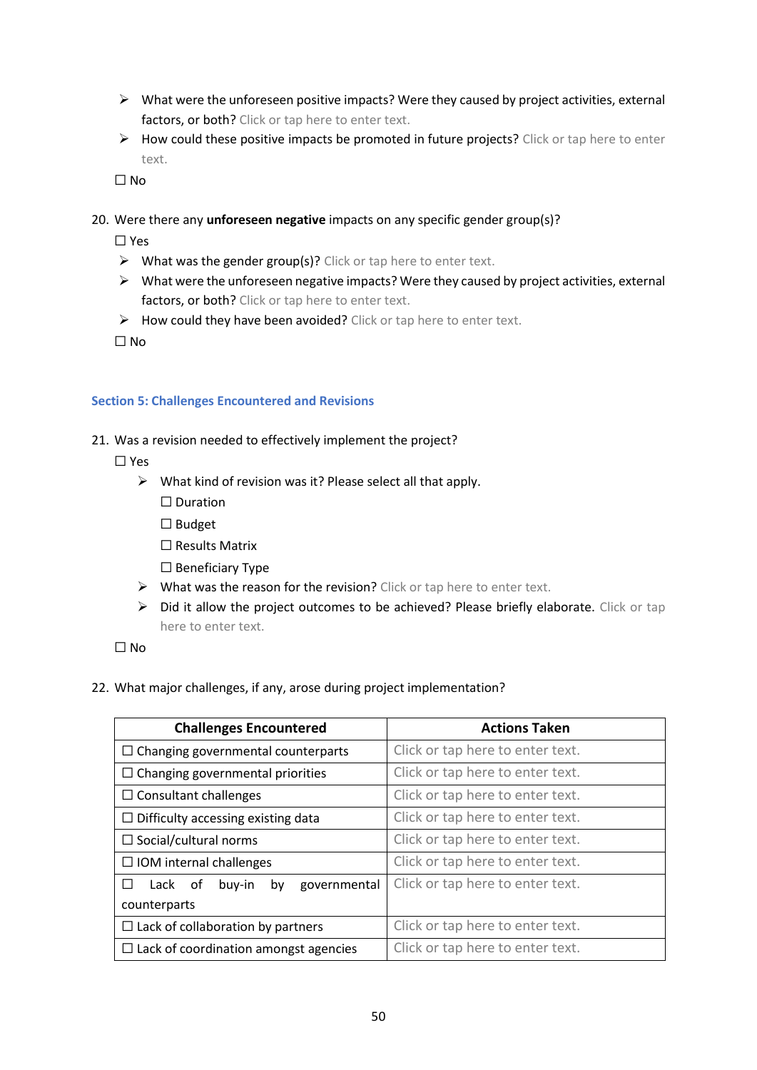- ➢ What were the unforeseen positive impacts? Were they caused by project activities, external factors, or both? Click or tap here to enter text.
- ➢ How could these positive impacts be promoted in future projects? Click or tap here to enter text.

☐ No

20. Were there any **unforeseen negative** impacts on any specific gender group(s)?

☐ Yes

- ➢ What was the gender group(s)? Click or tap here to enter text.
- ➢ What were the unforeseen negative impacts? Were they caused by project activities, external factors, or both? Click or tap here to enter text.
- ➢ How could they have been avoided? Click or tap here to enter text.

☐ No

### Section 5: Challenges Encountered and Revisions

21. Was a revision needed to effectively implement the project?

☐ Yes

- ➢ What kind of revision was it? Please select all that apply.

  ☐ Duration

  ☐ Budget

  ☐ Results Matrix

  ☐ Beneficiary Type

- ➢ What was the reason for the revision? Click or tap here to enter text.
- ➢ Did it allow the project outcomes to be achieved? Please briefly elaborate. Click or tap here to enter text.

☐ No

22. What major challenges, if any, arose during project implementation?

| Challenges Encountered | Actions Taken |
|---|---|
| ☐ Changing governmental counterparts | Click or tap here to enter text. |
| ☐ Changing governmental priorities | Click or tap here to enter text. |
| ☐ Consultant challenges | Click or tap here to enter text. |
| ☐ Difficulty accessing existing data | Click or tap here to enter text. |
| ☐ Social/cultural norms | Click or tap here to enter text. |
| ☐ IOM internal challenges | Click or tap here to enter text. |
| ☐ Lack of buy-in by governmental counterparts | Click or tap here to enter text. |
| ☐ Lack of collaboration by partners | Click or tap here to enter text. |
| ☐ Lack of coordination amongst agencies | Click or tap here to enter text. |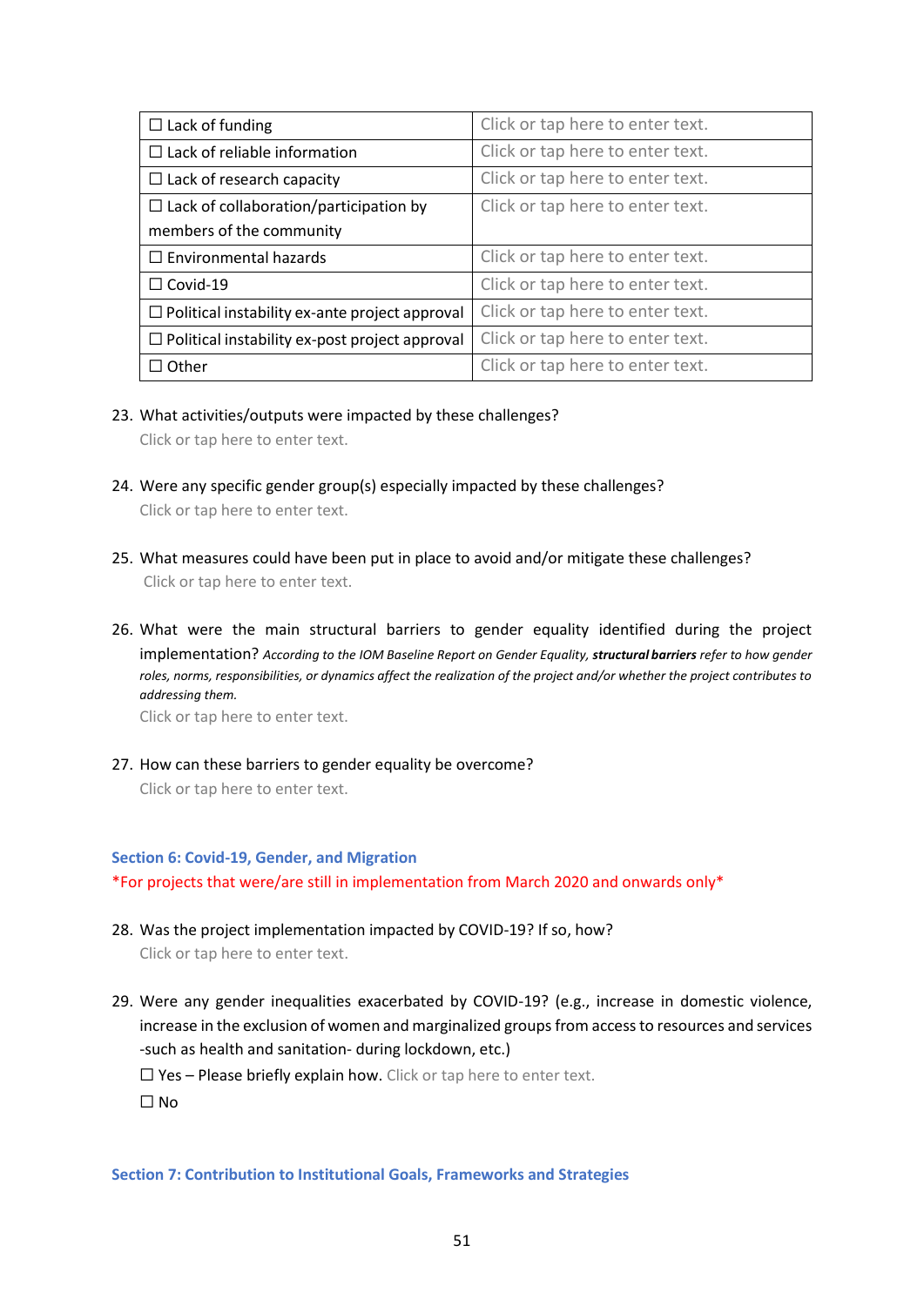| ☐ Lack of funding | Click or tap here to enter text. |
| --- | --- |
| ☐ Lack of reliable information | Click or tap here to enter text. |
| ☐ Lack of research capacity | Click or tap here to enter text. |
| ☐ Lack of collaboration/participation by members of the community | Click or tap here to enter text. |
| ☐ Environmental hazards | Click or tap here to enter text. |
| ☐ Covid-19 | Click or tap here to enter text. |
| ☐ Political instability ex-ante project approval | Click or tap here to enter text. |
| ☐ Political instability ex-post project approval | Click or tap here to enter text. |
| ☐ Other | Click or tap here to enter text. |

23. What activities/outputs were impacted by these challenges?
    Click or tap here to enter text.

24. Were any specific gender group(s) especially impacted by these challenges?
    Click or tap here to enter text.

25. What measures could have been put in place to avoid and/or mitigate these challenges?
    Click or tap here to enter text.

26. What were the main structural barriers to gender equality identified during the project implementation? *According to the IOM Baseline Report on Gender Equality,* ***structural barriers*** *refer to how gender roles, norms, responsibilities, or dynamics affect the realization of the project and/or whether the project contributes to addressing them.*
    Click or tap here to enter text.

27. How can these barriers to gender equality be overcome?
    Click or tap here to enter text.

## Section 6: Covid-19, Gender, and Migration

*For projects that were/are still in implementation from March 2020 and onwards only*

28. Was the project implementation impacted by COVID-19? If so, how?
    Click or tap here to enter text.

29. Were any gender inequalities exacerbated by COVID-19? (e.g., increase in domestic violence, increase in the exclusion of women and marginalized groups from access to resources and services -such as health and sanitation- during lockdown, etc.)
    ☐ Yes – Please briefly explain how. Click or tap here to enter text.
    ☐ No

## Section 7: Contribution to Institutional Goals, Frameworks and Strategies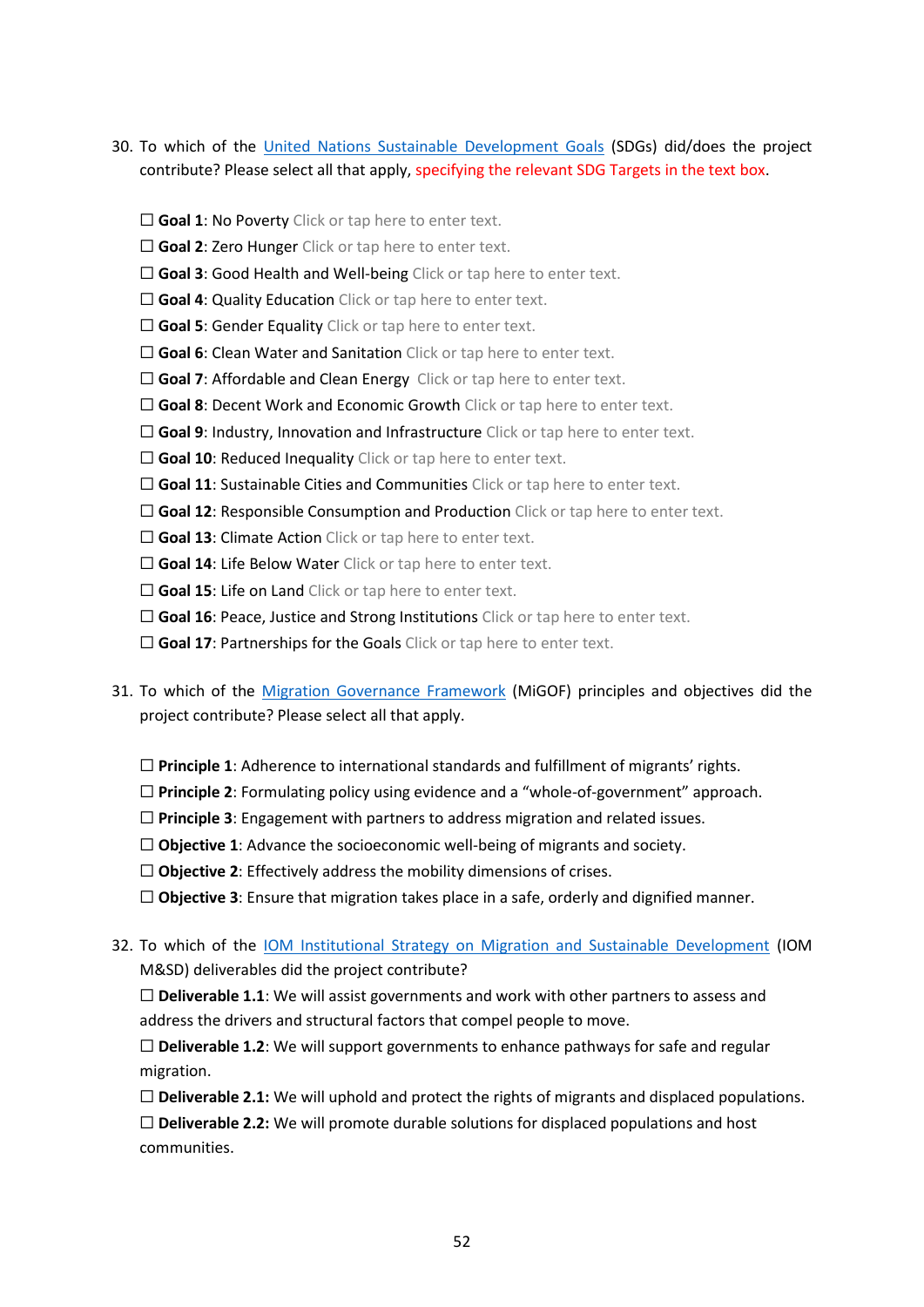30. To which of the United Nations Sustainable Development Goals (SDGs) did/does the project contribute? Please select all that apply, specifying the relevant SDG Targets in the text box.

☐ **Goal 1**: No Poverty Click or tap here to enter text.
☐ **Goal 2**: Zero Hunger Click or tap here to enter text.
☐ **Goal 3**: Good Health and Well-being Click or tap here to enter text.
☐ **Goal 4**: Quality Education Click or tap here to enter text.
☐ **Goal 5**: Gender Equality Click or tap here to enter text.
☐ **Goal 6**: Clean Water and Sanitation Click or tap here to enter text.
☐ **Goal 7**: Affordable and Clean Energy Click or tap here to enter text.
☐ **Goal 8**: Decent Work and Economic Growth Click or tap here to enter text.
☐ **Goal 9**: Industry, Innovation and Infrastructure Click or tap here to enter text.
☐ **Goal 10**: Reduced Inequality Click or tap here to enter text.
☐ **Goal 11**: Sustainable Cities and Communities Click or tap here to enter text.
☐ **Goal 12**: Responsible Consumption and Production Click or tap here to enter text.
☐ **Goal 13**: Climate Action Click or tap here to enter text.
☐ **Goal 14**: Life Below Water Click or tap here to enter text.
☐ **Goal 15**: Life on Land Click or tap here to enter text.
☐ **Goal 16**: Peace, Justice and Strong Institutions Click or tap here to enter text.
☐ **Goal 17**: Partnerships for the Goals Click or tap here to enter text.

31. To which of the Migration Governance Framework (MiGOF) principles and objectives did the project contribute? Please select all that apply.

☐ **Principle 1**: Adherence to international standards and fulfillment of migrants' rights.
☐ **Principle 2**: Formulating policy using evidence and a "whole-of-government" approach.
☐ **Principle 3**: Engagement with partners to address migration and related issues.
☐ **Objective 1**: Advance the socioeconomic well-being of migrants and society.
☐ **Objective 2**: Effectively address the mobility dimensions of crises.
☐ **Objective 3**: Ensure that migration takes place in a safe, orderly and dignified manner.

32. To which of the IOM Institutional Strategy on Migration and Sustainable Development (IOM M&SD) deliverables did the project contribute?
☐ **Deliverable 1.1**: We will assist governments and work with other partners to assess and address the drivers and structural factors that compel people to move.
☐ **Deliverable 1.2**: We will support governments to enhance pathways for safe and regular migration.
☐ **Deliverable 2.1:** We will uphold and protect the rights of migrants and displaced populations.
☐ **Deliverable 2.2:** We will promote durable solutions for displaced populations and host communities.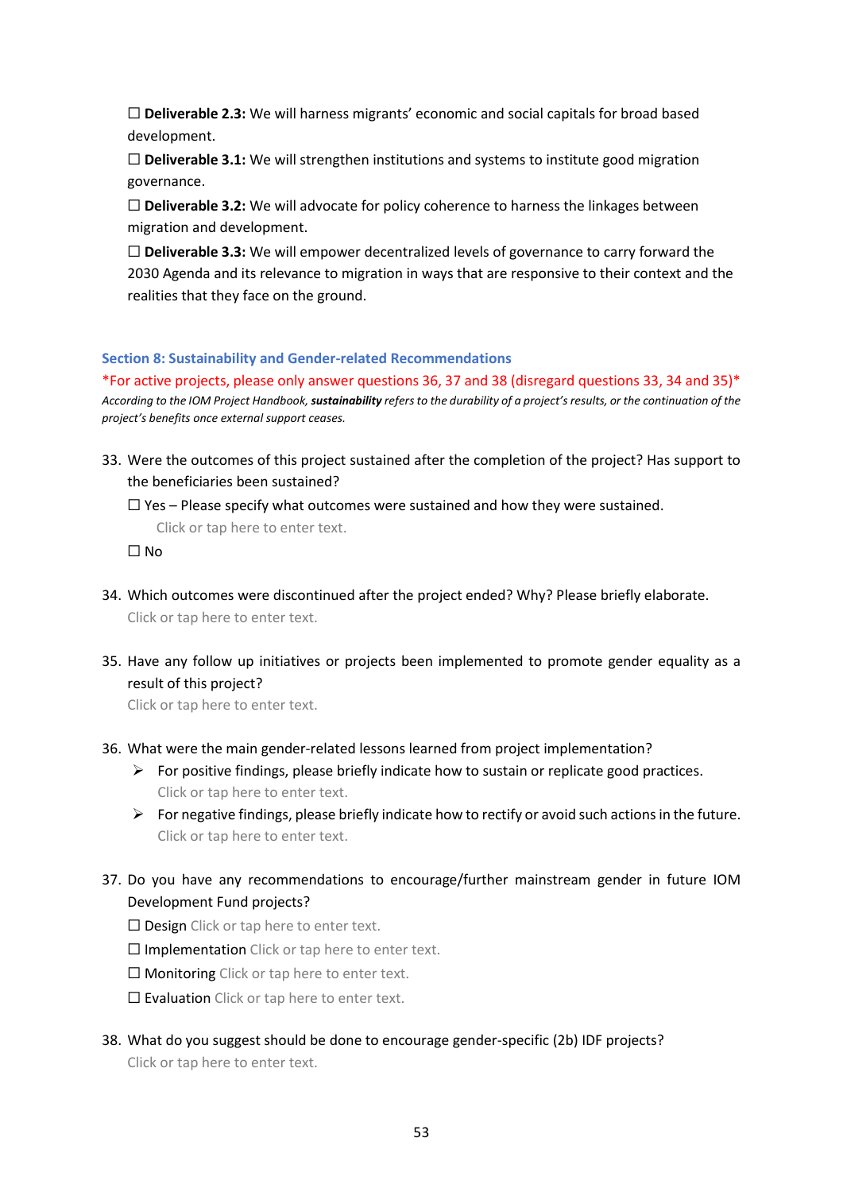☐ **Deliverable 2.3:** We will harness migrants' economic and social capitals for broad based development.

☐ **Deliverable 3.1:** We will strengthen institutions and systems to institute good migration governance.

☐ **Deliverable 3.2:** We will advocate for policy coherence to harness the linkages between migration and development.

☐ **Deliverable 3.3:** We will empower decentralized levels of governance to carry forward the 2030 Agenda and its relevance to migration in ways that are responsive to their context and the realities that they face on the ground.

### Section 8: Sustainability and Gender-related Recommendations

*For active projects, please only answer questions 36, 37 and 38 (disregard questions 33, 34 and 35)*

*According to the IOM Project Handbook, **sustainability** refers to the durability of a project's results, or the continuation of the project's benefits once external support ceases.*

33. Were the outcomes of this project sustained after the completion of the project? Has support to the beneficiaries been sustained?

    ☐ Yes – Please specify what outcomes were sustained and how they were sustained.
    
    Click or tap here to enter text.
    
    ☐ No

34. Which outcomes were discontinued after the project ended? Why? Please briefly elaborate.

    Click or tap here to enter text.

35. Have any follow up initiatives or projects been implemented to promote gender equality as a result of this project?

    Click or tap here to enter text.

36. What were the main gender-related lessons learned from project implementation?
    - For positive findings, please briefly indicate how to sustain or replicate good practices.
    
      Click or tap here to enter text.
    - For negative findings, please briefly indicate how to rectify or avoid such actions in the future.
    
      Click or tap here to enter text.

37. Do you have any recommendations to encourage/further mainstream gender in future IOM Development Fund projects?

    ☐ Design Click or tap here to enter text.
    
    ☐ Implementation Click or tap here to enter text.
    
    ☐ Monitoring Click or tap here to enter text.
    
    ☐ Evaluation Click or tap here to enter text.

38. What do you suggest should be done to encourage gender-specific (2b) IDF projects?

    Click or tap here to enter text.